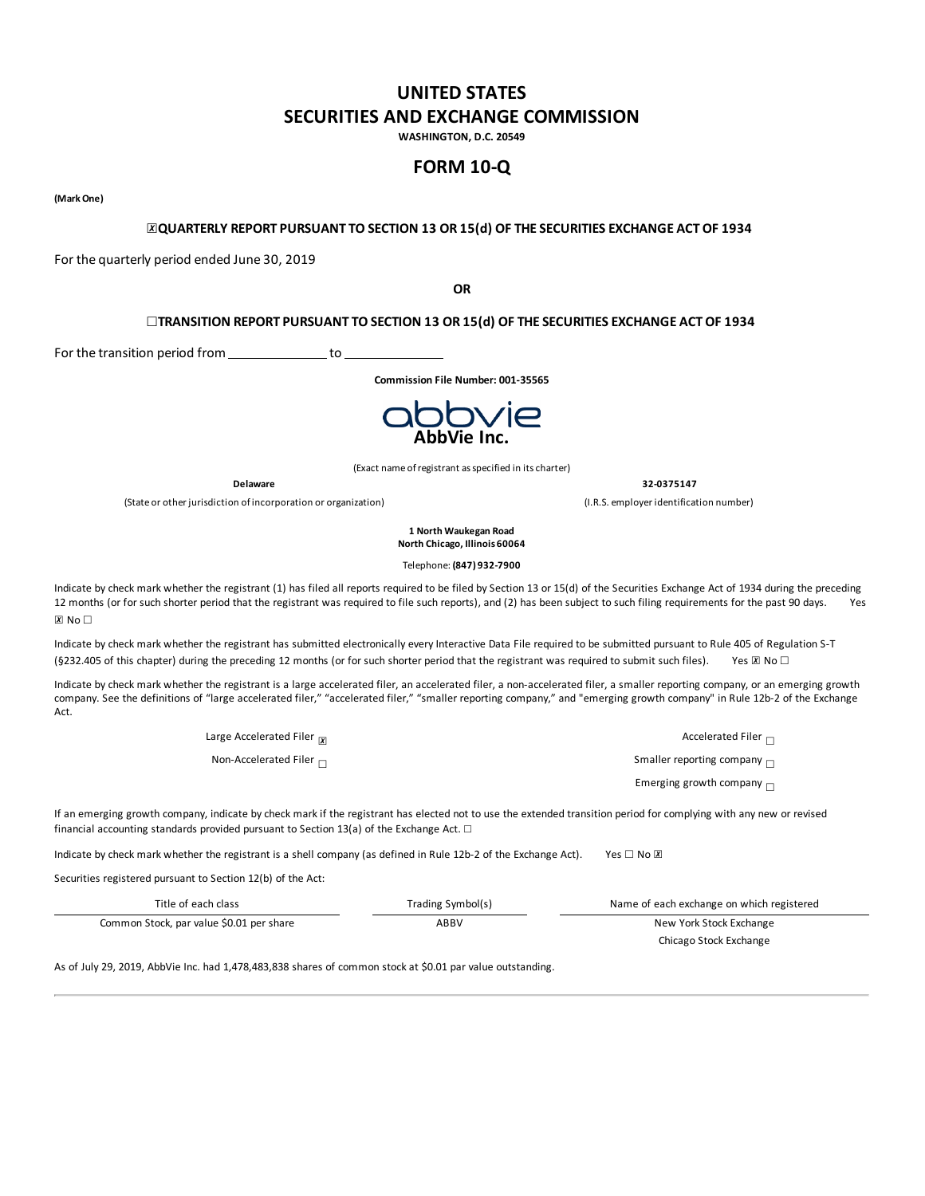# UNITED STATES
# SECURITIES AND EXCHANGE COMMISSION

**WASHINGTON, D.C. 20549**

# FORM 10-Q

**(Mark One)**

**☒ QUARTERLY REPORT PURSUANT TO SECTION 13 OR 15(d) OF THE SECURITIES EXCHANGE ACT OF 1934**

For the quarterly period ended June 30, 2019

**OR**

**☐ TRANSITION REPORT PURSUANT TO SECTION 13 OR 15(d) OF THE SECURITIES EXCHANGE ACT OF 1934**

For the transition period from ______________ to ______________

**Commission File Number: 001-35565**

**AbbVie Inc.**

(Exact name of registrant as specified in its charter)

| **Delaware** | **32-0375147** |
|---|---|
| (State or other jurisdiction of incorporation or organization) | (I.R.S. employer identification number) |

**1 North Waukegan Road**
**North Chicago, Illinois 60064**

Telephone: **(847) 932-7900**

Indicate by check mark whether the registrant (1) has filed all reports required to be filed by Section 13 or 15(d) of the Securities Exchange Act of 1934 during the preceding 12 months (or for such shorter period that the registrant was required to file such reports), and (2) has been subject to such filing requirements for the past 90 days. Yes ☒ No ☐

Indicate by check mark whether the registrant has submitted electronically every Interactive Data File required to be submitted pursuant to Rule 405 of Regulation S-T (§232.405 of this chapter) during the preceding 12 months (or for such shorter period that the registrant was required to submit such files). Yes ☒ No ☐

Indicate by check mark whether the registrant is a large accelerated filer, an accelerated filer, a non-accelerated filer, a smaller reporting company, or an emerging growth company. See the definitions of "large accelerated filer," "accelerated filer," "smaller reporting company," and "emerging growth company" in Rule 12b-2 of the Exchange Act.

| | |
|---|---|
| Large Accelerated Filer ☒ | Accelerated Filer ☐ |
| Non-Accelerated Filer ☐ | Smaller reporting company ☐ |
| | Emerging growth company ☐ |

If an emerging growth company, indicate by check mark if the registrant has elected not to use the extended transition period for complying with any new or revised financial accounting standards provided pursuant to Section 13(a) of the Exchange Act. ☐

Indicate by check mark whether the registrant is a shell company (as defined in Rule 12b-2 of the Exchange Act). Yes ☐ No ☒

Securities registered pursuant to Section 12(b) of the Act:

| Title of each class | Trading Symbol(s) | Name of each exchange on which registered |
|---|---|---|
| Common Stock, par value $0.01 per share | ABBV | New York Stock Exchange |
| | | Chicago Stock Exchange |

As of July 29, 2019, AbbVie Inc. had 1,478,483,838 shares of common stock at $0.01 par value outstanding.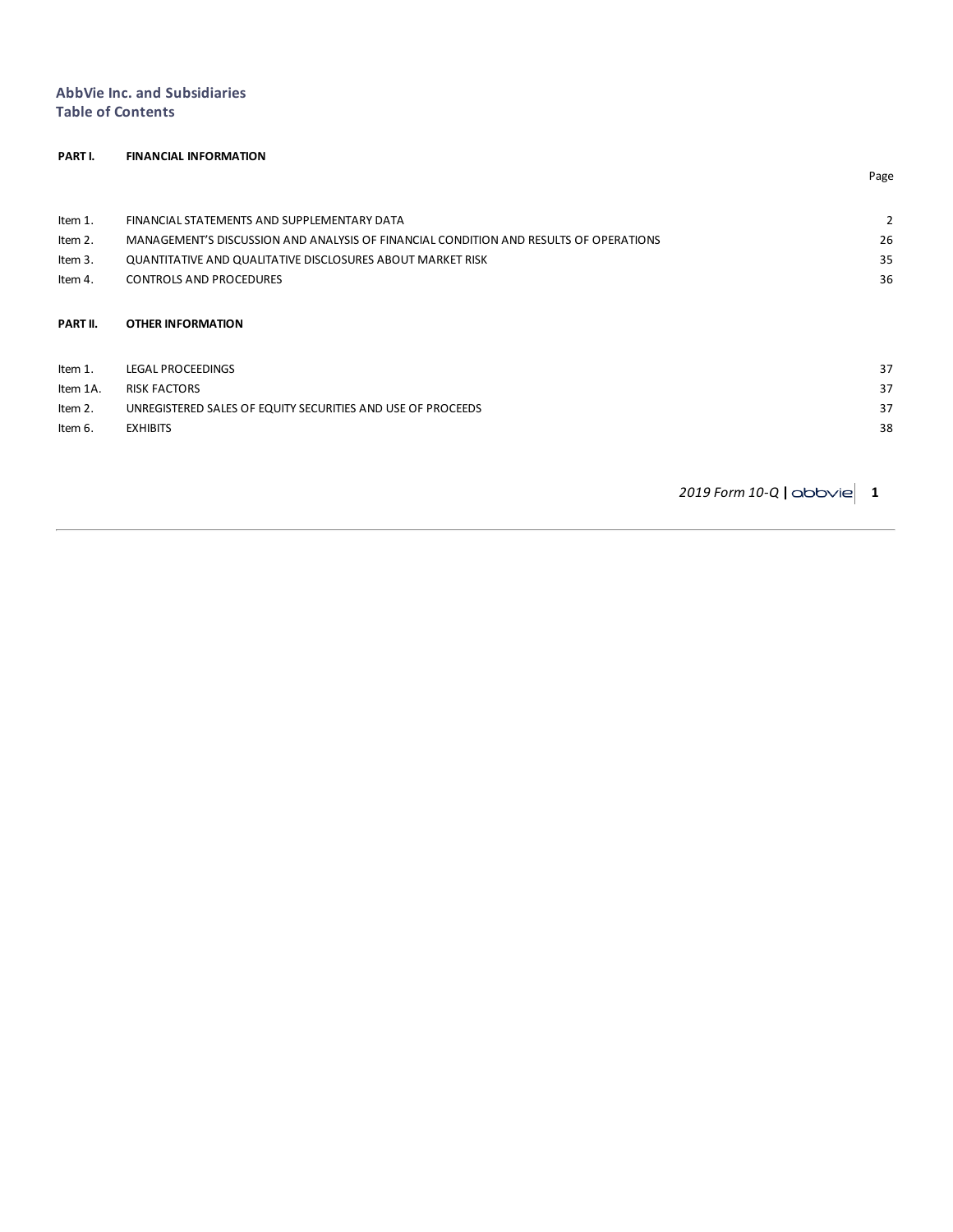**AbbVie Inc. and Subsidiaries**
**Table of Contents**

| | | Page |
|---|---|---|
| **PART I.** | **FINANCIAL INFORMATION** | |
| Item 1. | FINANCIAL STATEMENTS AND SUPPLEMENTARY DATA | 2 |
| Item 2. | MANAGEMENT'S DISCUSSION AND ANALYSIS OF FINANCIAL CONDITION AND RESULTS OF OPERATIONS | 26 |
| Item 3. | QUANTITATIVE AND QUALITATIVE DISCLOSURES ABOUT MARKET RISK | 35 |
| Item 4. | CONTROLS AND PROCEDURES | 36 |
| **PART II.** | **OTHER INFORMATION** | |
| Item 1. | LEGAL PROCEEDINGS | 37 |
| Item 1A. | RISK FACTORS | 37 |
| Item 2. | UNREGISTERED SALES OF EQUITY SECURITIES AND USE OF PROCEEDS | 37 |
| Item 6. | EXHIBITS | 38 |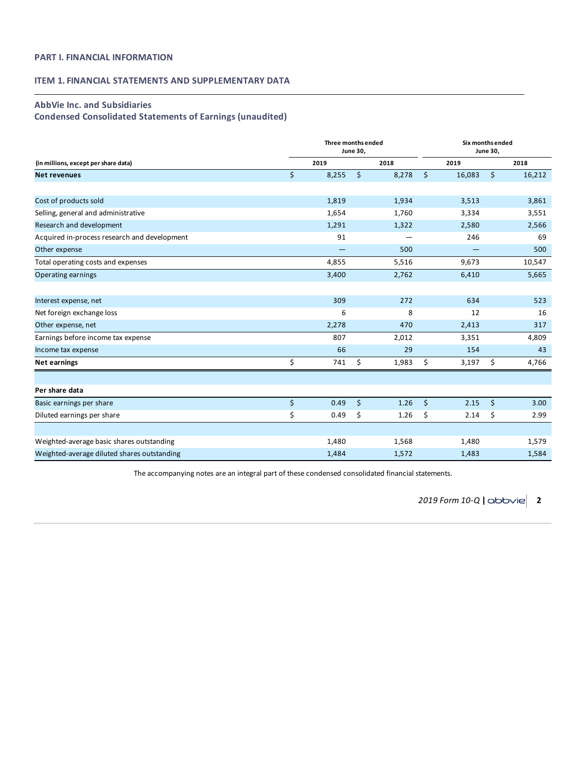## PART I. FINANCIAL INFORMATION

## ITEM 1. FINANCIAL STATEMENTS AND SUPPLEMENTARY DATA

### AbbVie Inc. and Subsidiaries
### Condensed Consolidated Statements of Earnings (unaudited)

| (in millions, except per share data) | Three months ended June 30, 2019 | Three months ended June 30, 2018 | Six months ended June 30, 2019 | Six months ended June 30, 2018 |
|---|---|---|---|---|
| **Net revenues** | $ 8,255 | $ 8,278 | $ 16,083 | $ 16,212 |
| | | | | |
| Cost of products sold | 1,819 | 1,934 | 3,513 | 3,861 |
| Selling, general and administrative | 1,654 | 1,760 | 3,334 | 3,551 |
| Research and development | 1,291 | 1,322 | 2,580 | 2,566 |
| Acquired in-process research and development | 91 | — | 246 | 69 |
| Other expense | — | 500 | — | 500 |
| Total operating costs and expenses | 4,855 | 5,516 | 9,673 | 10,547 |
| Operating earnings | 3,400 | 2,762 | 6,410 | 5,665 |
| | | | | |
| Interest expense, net | 309 | 272 | 634 | 523 |
| Net foreign exchange loss | 6 | 8 | 12 | 16 |
| Other expense, net | 2,278 | 470 | 2,413 | 317 |
| Earnings before income tax expense | 807 | 2,012 | 3,351 | 4,809 |
| Income tax expense | 66 | 29 | 154 | 43 |
| **Net earnings** | $ 741 | $ 1,983 | $ 3,197 | $ 4,766 |
| | | | | |
| **Per share data** | | | | |
| Basic earnings per share | $ 0.49 | $ 1.26 | $ 2.15 | $ 3.00 |
| Diluted earnings per share | $ 0.49 | $ 1.26 | $ 2.14 | $ 2.99 |
| | | | | |
| Weighted-average basic shares outstanding | 1,480 | 1,568 | 1,480 | 1,579 |
| Weighted-average diluted shares outstanding | 1,484 | 1,572 | 1,483 | 1,584 |

The accompanying notes are an integral part of these condensed consolidated financial statements.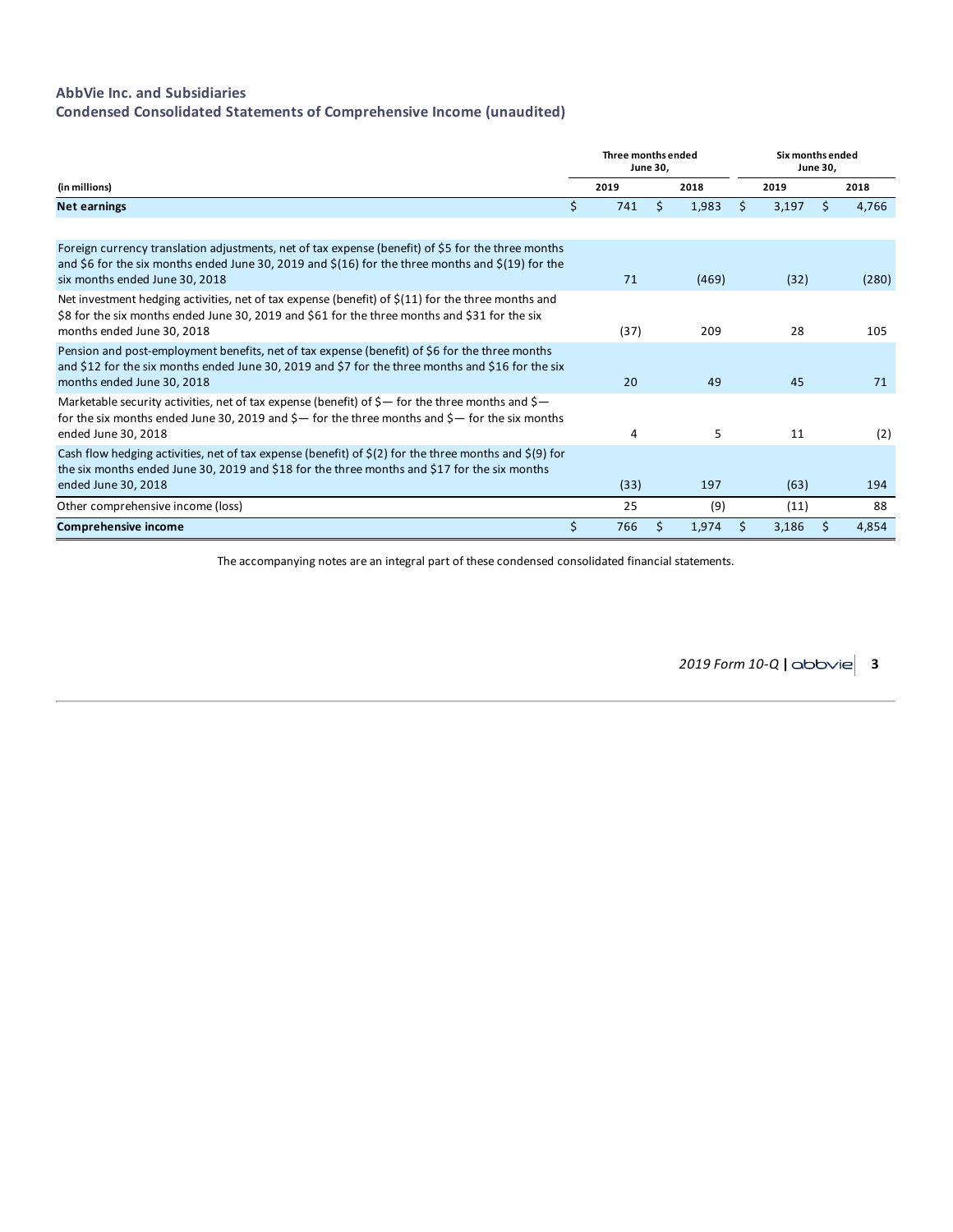## AbbVie Inc. and Subsidiaries

## Condensed Consolidated Statements of Comprehensive Income (unaudited)

| | Three months ended June 30, | | Six months ended June 30, | |
|---|---|---|---|---|
| (in millions) | 2019 | 2018 | 2019 | 2018 |
| **Net earnings** | $ 741 | $ 1,983 | $ 3,197 | $ 4,766 |
| Foreign currency translation adjustments, net of tax expense (benefit) of $5 for the three months and $6 for the six months ended June 30, 2019 and $(16) for the three months and $(19) for the six months ended June 30, 2018 | 71 | (469) | (32) | (280) |
| Net investment hedging activities, net of tax expense (benefit) of $(11) for the three months and $8 for the six months ended June 30, 2019 and $61 for the three months and $31 for the six months ended June 30, 2018 | (37) | 209 | 28 | 105 |
| Pension and post-employment benefits, net of tax expense (benefit) of $6 for the three months and $12 for the six months ended June 30, 2019 and $7 for the three months and $16 for the six months ended June 30, 2018 | 20 | 49 | 45 | 71 |
| Marketable security activities, net of tax expense (benefit) of $— for the three months and $— for the six months ended June 30, 2019 and $— for the three months and $— for the six months ended June 30, 2018 | 4 | 5 | 11 | (2) |
| Cash flow hedging activities, net of tax expense (benefit) of $(2) for the three months and $(9) for the six months ended June 30, 2019 and $18 for the three months and $17 for the six months ended June 30, 2018 | (33) | 197 | (63) | 194 |
| Other comprehensive income (loss) | 25 | (9) | (11) | 88 |
| **Comprehensive income** | $ 766 | $ 1,974 | $ 3,186 | $ 4,854 |

The accompanying notes are an integral part of these condensed consolidated financial statements.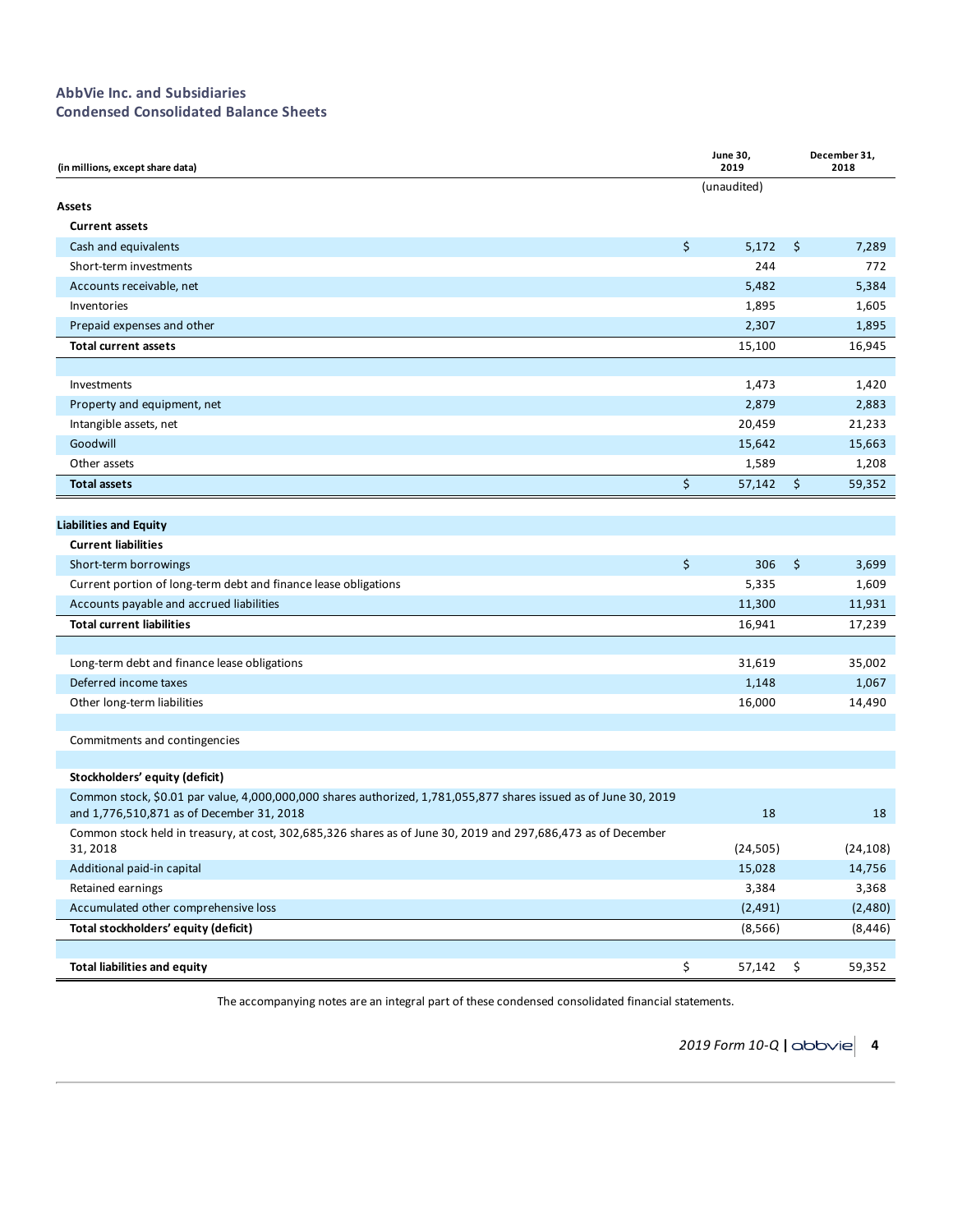**AbbVie Inc. and Subsidiaries**
**Condensed Consolidated Balance Sheets**

| (in millions, except share data) | June 30, 2019 | December 31, 2018 |
|---|---|---|
| | (unaudited) | |
| **Assets** | | |
| **Current assets** | | |
| Cash and equivalents | $ 5,172 | $ 7,289 |
| Short-term investments | 244 | 772 |
| Accounts receivable, net | 5,482 | 5,384 |
| Inventories | 1,895 | 1,605 |
| Prepaid expenses and other | 2,307 | 1,895 |
| **Total current assets** | 15,100 | 16,945 |
| | | |
| Investments | 1,473 | 1,420 |
| Property and equipment, net | 2,879 | 2,883 |
| Intangible assets, net | 20,459 | 21,233 |
| Goodwill | 15,642 | 15,663 |
| Other assets | 1,589 | 1,208 |
| **Total assets** | $ 57,142 | $ 59,352 |
| | | |
| **Liabilities and Equity** | | |
| **Current liabilities** | | |
| Short-term borrowings | $ 306 | $ 3,699 |
| Current portion of long-term debt and finance lease obligations | 5,335 | 1,609 |
| Accounts payable and accrued liabilities | 11,300 | 11,931 |
| **Total current liabilities** | 16,941 | 17,239 |
| | | |
| Long-term debt and finance lease obligations | 31,619 | 35,002 |
| Deferred income taxes | 1,148 | 1,067 |
| Other long-term liabilities | 16,000 | 14,490 |
| | | |
| Commitments and contingencies | | |
| | | |
| **Stockholders' equity (deficit)** | | |
| Common stock, $0.01 par value, 4,000,000,000 shares authorized, 1,781,055,877 shares issued as of June 30, 2019 and 1,776,510,871 as of December 31, 2018 | 18 | 18 |
| Common stock held in treasury, at cost, 302,685,326 shares as of June 30, 2019 and 297,686,473 as of December 31, 2018 | (24,505) | (24,108) |
| Additional paid-in capital | 15,028 | 14,756 |
| Retained earnings | 3,384 | 3,368 |
| Accumulated other comprehensive loss | (2,491) | (2,480) |
| **Total stockholders' equity (deficit)** | (8,566) | (8,446) |
| | | |
| **Total liabilities and equity** | $ 57,142 | $ 59,352 |

The accompanying notes are an integral part of these condensed consolidated financial statements.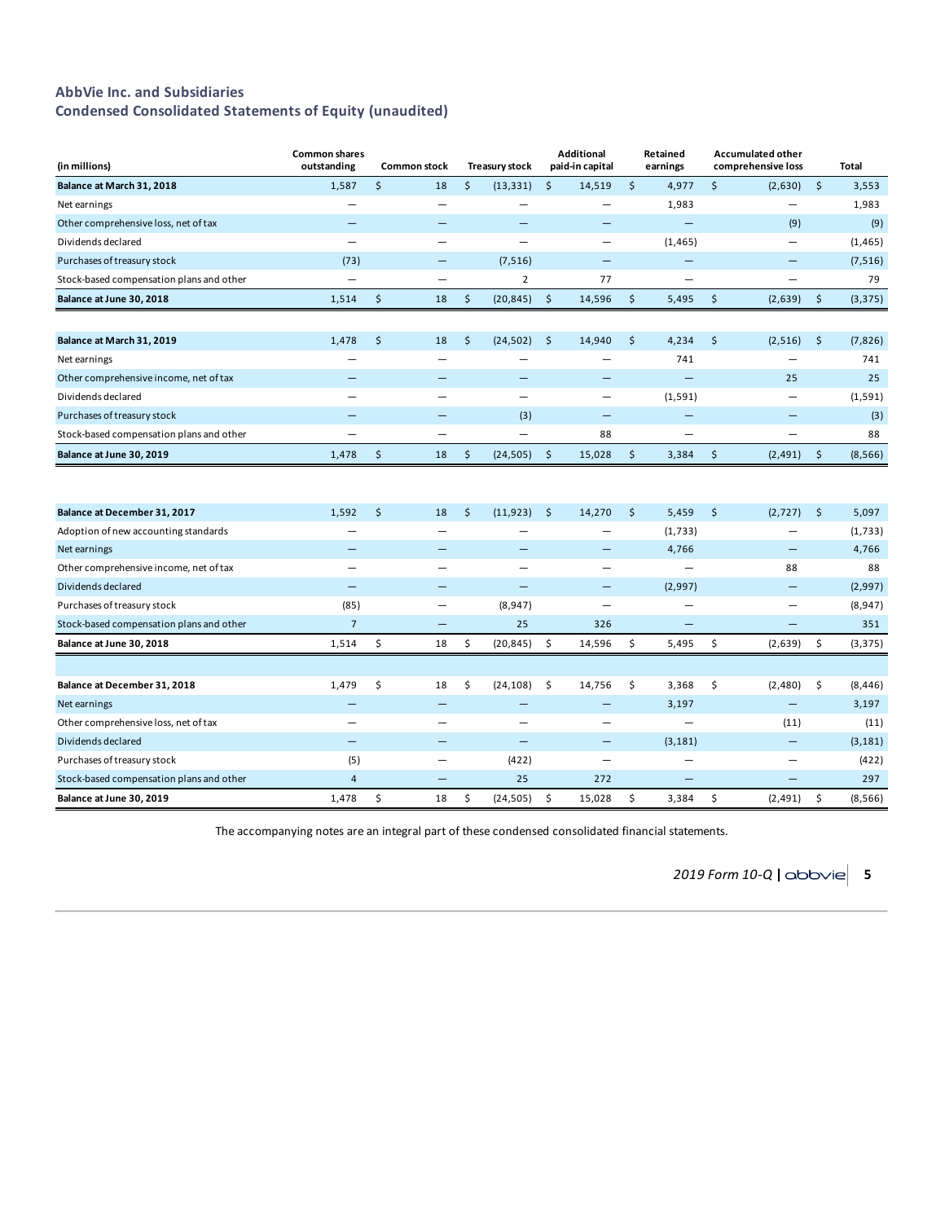## AbbVie Inc. and Subsidiaries
## Condensed Consolidated Statements of Equity (unaudited)

| (in millions) | Common shares outstanding | Common stock | Treasury stock | Additional paid-in capital | Retained earnings | Accumulated other comprehensive loss | Total |
|---|---|---|---|---|---|---|---|
| **Balance at March 31, 2018** | 1,587 | $ 18 | $ (13,331) | $ 14,519 | $ 4,977 | $ (2,630) | $ 3,553 |
| Net earnings | — | — | — | — | 1,983 | — | 1,983 |
| Other comprehensive loss, net of tax | — | — | — | — | — | (9) | (9) |
| Dividends declared | — | — | — | — | (1,465) | — | (1,465) |
| Purchases of treasury stock | (73) | — | (7,516) | — | — | — | (7,516) |
| Stock-based compensation plans and other | — | — | 2 | 77 | — | — | 79 |
| **Balance at June 30, 2018** | 1,514 | $ 18 | $ (20,845) | $ 14,596 | $ 5,495 | $ (2,639) | $ (3,375) |
| | | | | | | | |
| **Balance at March 31, 2019** | 1,478 | $ 18 | $ (24,502) | $ 14,940 | $ 4,234 | $ (2,516) | $ (7,826) |
| Net earnings | — | — | — | — | 741 | — | 741 |
| Other comprehensive income, net of tax | — | — | — | — | — | 25 | 25 |
| Dividends declared | — | — | — | — | (1,591) | — | (1,591) |
| Purchases of treasury stock | — | — | (3) | — | — | — | (3) |
| Stock-based compensation plans and other | — | — | — | 88 | — | — | 88 |
| **Balance at June 30, 2019** | 1,478 | $ 18 | $ (24,505) | $ 15,028 | $ 3,384 | $ (2,491) | $ (8,566) |
| | | | | | | | |
| **Balance at December 31, 2017** | 1,592 | $ 18 | $ (11,923) | $ 14,270 | $ 5,459 | $ (2,727) | $ 5,097 |
| Adoption of new accounting standards | — | — | — | — | (1,733) | — | (1,733) |
| Net earnings | — | — | — | — | 4,766 | — | 4,766 |
| Other comprehensive income, net of tax | — | — | — | — | — | 88 | 88 |
| Dividends declared | — | — | — | — | (2,997) | — | (2,997) |
| Purchases of treasury stock | (85) | — | (8,947) | — | — | — | (8,947) |
| Stock-based compensation plans and other | 7 | — | 25 | 326 | — | — | 351 |
| **Balance at June 30, 2018** | 1,514 | $ 18 | $ (20,845) | $ 14,596 | $ 5,495 | $ (2,639) | $ (3,375) |
| | | | | | | | |
| **Balance at December 31, 2018** | 1,479 | $ 18 | $ (24,108) | $ 14,756 | $ 3,368 | $ (2,480) | $ (8,446) |
| Net earnings | — | — | — | — | 3,197 | — | 3,197 |
| Other comprehensive loss, net of tax | — | — | — | — | — | (11) | (11) |
| Dividends declared | — | — | — | — | (3,181) | — | (3,181) |
| Purchases of treasury stock | (5) | — | (422) | — | — | — | (422) |
| Stock-based compensation plans and other | 4 | — | 25 | 272 | — | — | 297 |
| **Balance at June 30, 2019** | 1,478 | $ 18 | $ (24,505) | $ 15,028 | $ 3,384 | $ (2,491) | $ (8,566) |

The accompanying notes are an integral part of these condensed consolidated financial statements.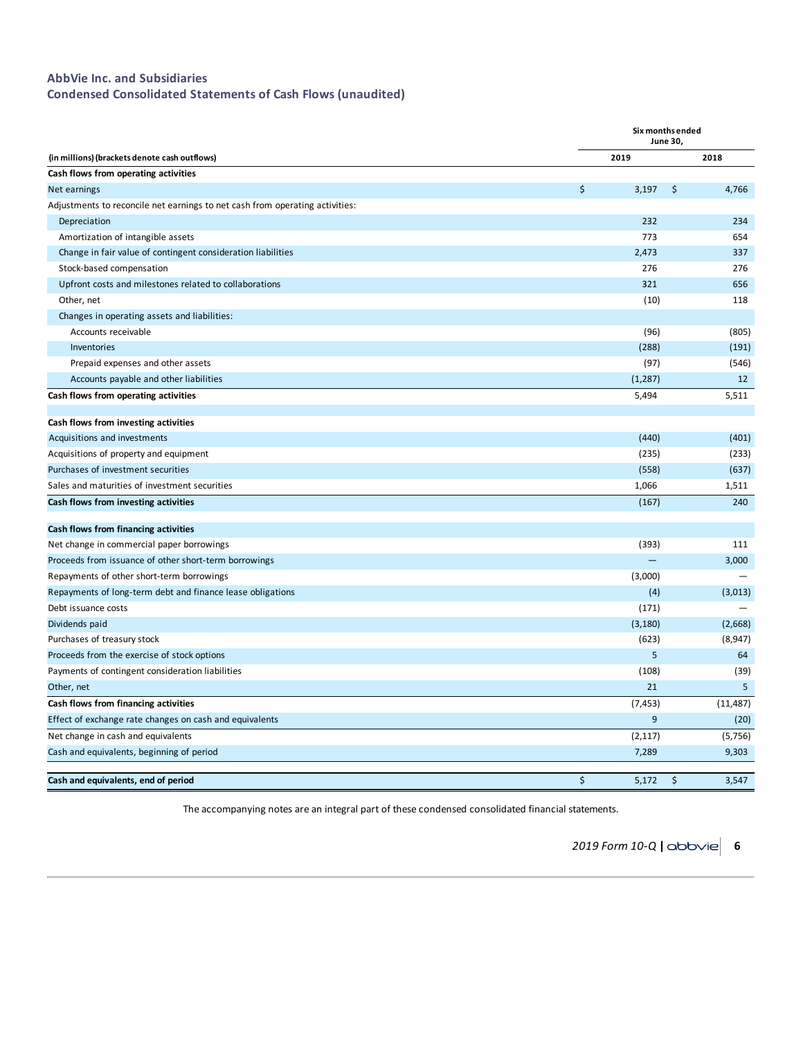## AbbVie Inc. and Subsidiaries
## Condensed Consolidated Statements of Cash Flows (unaudited)

| (in millions) (brackets denote cash outflows) | Six months ended June 30, 2019 | 2018 |
|---|---|---|
| **Cash flows from operating activities** | | |
| Net earnings | $ 3,197 | $ 4,766 |
| Adjustments to reconcile net earnings to net cash from operating activities: | | |
| Depreciation | 232 | 234 |
| Amortization of intangible assets | 773 | 654 |
| Change in fair value of contingent consideration liabilities | 2,473 | 337 |
| Stock-based compensation | 276 | 276 |
| Upfront costs and milestones related to collaborations | 321 | 656 |
| Other, net | (10) | 118 |
| Changes in operating assets and liabilities: | | |
| Accounts receivable | (96) | (805) |
| Inventories | (288) | (191) |
| Prepaid expenses and other assets | (97) | (546) |
| Accounts payable and other liabilities | (1,287) | 12 |
| **Cash flows from operating activities** | 5,494 | 5,511 |
| | | |
| **Cash flows from investing activities** | | |
| Acquisitions and investments | (440) | (401) |
| Acquisitions of property and equipment | (235) | (233) |
| Purchases of investment securities | (558) | (637) |
| Sales and maturities of investment securities | 1,066 | 1,511 |
| **Cash flows from investing activities** | (167) | 240 |
| | | |
| **Cash flows from financing activities** | | |
| Net change in commercial paper borrowings | (393) | 111 |
| Proceeds from issuance of other short-term borrowings | — | 3,000 |
| Repayments of other short-term borrowings | (3,000) | — |
| Repayments of long-term debt and finance lease obligations | (4) | (3,013) |
| Debt issuance costs | (171) | — |
| Dividends paid | (3,180) | (2,668) |
| Purchases of treasury stock | (623) | (8,947) |
| Proceeds from the exercise of stock options | 5 | 64 |
| Payments of contingent consideration liabilities | (108) | (39) |
| Other, net | 21 | 5 |
| **Cash flows from financing activities** | (7,453) | (11,487) |
| Effect of exchange rate changes on cash and equivalents | 9 | (20) |
| Net change in cash and equivalents | (2,117) | (5,756) |
| Cash and equivalents, beginning of period | 7,289 | 9,303 |
| | | |
| **Cash and equivalents, end of period** | $ 5,172 | $ 3,547 |

The accompanying notes are an integral part of these condensed consolidated financial statements.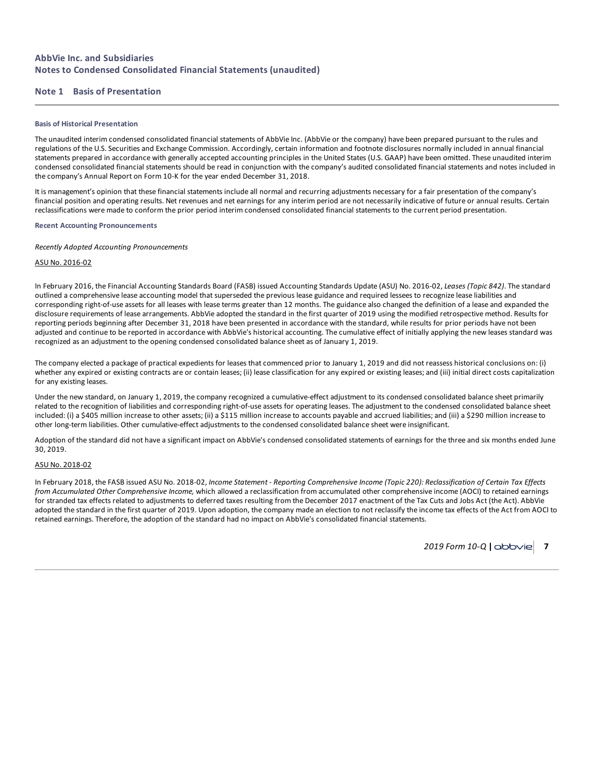## AbbVie Inc. and Subsidiaries
## Notes to Condensed Consolidated Financial Statements (unaudited)

### Note 1 Basis of Presentation

#### Basis of Historical Presentation

The unaudited interim condensed consolidated financial statements of AbbVie Inc. (AbbVie or the company) have been prepared pursuant to the rules and regulations of the U.S. Securities and Exchange Commission. Accordingly, certain information and footnote disclosures normally included in annual financial statements prepared in accordance with generally accepted accounting principles in the United States (U.S. GAAP) have been omitted. These unaudited interim condensed consolidated financial statements should be read in conjunction with the company's audited consolidated financial statements and notes included in the company's Annual Report on Form 10-K for the year ended December 31, 2018.

It is management's opinion that these financial statements include all normal and recurring adjustments necessary for a fair presentation of the company's financial position and operating results. Net revenues and net earnings for any interim period are not necessarily indicative of future or annual results. Certain reclassifications were made to conform the prior period interim condensed consolidated financial statements to the current period presentation.

#### Recent Accounting Pronouncements

*Recently Adopted Accounting Pronouncements*

ASU No. 2016-02

In February 2016, the Financial Accounting Standards Board (FASB) issued Accounting Standards Update (ASU) No. 2016-02, *Leases (Topic 842)*. The standard outlined a comprehensive lease accounting model that superseded the previous lease guidance and required lessees to recognize lease liabilities and corresponding right-of-use assets for all leases with lease terms greater than 12 months. The guidance also changed the definition of a lease and expanded the disclosure requirements of lease arrangements. AbbVie adopted the standard in the first quarter of 2019 using the modified retrospective method. Results for reporting periods beginning after December 31, 2018 have been presented in accordance with the standard, while results for prior periods have not been adjusted and continue to be reported in accordance with AbbVie's historical accounting. The cumulative effect of initially applying the new leases standard was recognized as an adjustment to the opening condensed consolidated balance sheet as of January 1, 2019.

The company elected a package of practical expedients for leases that commenced prior to January 1, 2019 and did not reassess historical conclusions on: (i) whether any expired or existing contracts are or contain leases; (ii) lease classification for any expired or existing leases; and (iii) initial direct costs capitalization for any existing leases.

Under the new standard, on January 1, 2019, the company recognized a cumulative-effect adjustment to its condensed consolidated balance sheet primarily related to the recognition of liabilities and corresponding right-of-use assets for operating leases. The adjustment to the condensed consolidated balance sheet included: (i) a $405 million increase to other assets; (ii) a $115 million increase to accounts payable and accrued liabilities; and (iii) a $290 million increase to other long-term liabilities. Other cumulative-effect adjustments to the condensed consolidated balance sheet were insignificant.

Adoption of the standard did not have a significant impact on AbbVie's condensed consolidated statements of earnings for the three and six months ended June 30, 2019.

ASU No. 2018-02

In February 2018, the FASB issued ASU No. 2018-02, *Income Statement - Reporting Comprehensive Income (Topic 220): Reclassification of Certain Tax Effects from Accumulated Other Comprehensive Income,* which allowed a reclassification from accumulated other comprehensive income (AOCI) to retained earnings for stranded tax effects related to adjustments to deferred taxes resulting from the December 2017 enactment of the Tax Cuts and Jobs Act (the Act). AbbVie adopted the standard in the first quarter of 2019. Upon adoption, the company made an election to not reclassify the income tax effects of the Act from AOCI to retained earnings. Therefore, the adoption of the standard had no impact on AbbVie's consolidated financial statements.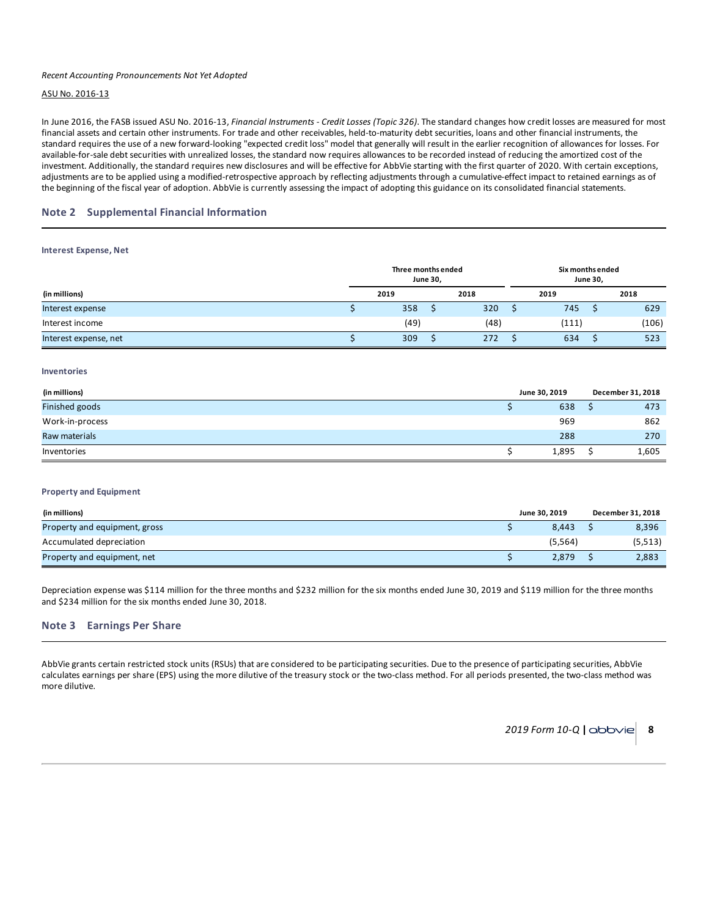*Recent Accounting Pronouncements Not Yet Adopted*

ASU No. 2016-13

In June 2016, the FASB issued ASU No. 2016-13, *Financial Instruments - Credit Losses (Topic 326)*. The standard changes how credit losses are measured for most financial assets and certain other instruments. For trade and other receivables, held-to-maturity debt securities, loans and other financial instruments, the standard requires the use of a new forward-looking "expected credit loss" model that generally will result in the earlier recognition of allowances for losses. For available-for-sale debt securities with unrealized losses, the standard now requires allowances to be recorded instead of reducing the amortized cost of the investment. Additionally, the standard requires new disclosures and will be effective for AbbVie starting with the first quarter of 2020. With certain exceptions, adjustments are to be applied using a modified-retrospective approach by reflecting adjustments through a cumulative-effect impact to retained earnings as of the beginning of the fiscal year of adoption. AbbVie is currently assessing the impact of adopting this guidance on its consolidated financial statements.

## Note 2 Supplemental Financial Information

### Interest Expense, Net

| | Three months ended June 30, | | Six months ended June 30, | |
|---|---|---|---|---|
| **(in millions)** | **2019** | **2018** | **2019** | **2018** |
| Interest expense | $ 358 | $ 320 | $ 745 | $ 629 |
| Interest income | (49) | (48) | (111) | (106) |
| Interest expense, net | $ 309 | $ 272 | $ 634 | $ 523 |

### Inventories

| **(in millions)** | **June 30, 2019** | **December 31, 2018** |
|---|---|---|
| Finished goods | $ 638 | $ 473 |
| Work-in-process | 969 | 862 |
| Raw materials | 288 | 270 |
| Inventories | $ 1,895 | $ 1,605 |

### Property and Equipment

| **(in millions)** | **June 30, 2019** | **December 31, 2018** |
|---|---|---|
| Property and equipment, gross | $ 8,443 | $ 8,396 |
| Accumulated depreciation | (5,564) | (5,513) |
| Property and equipment, net | $ 2,879 | $ 2,883 |

Depreciation expense was $114 million for the three months and $232 million for the six months ended June 30, 2019 and $119 million for the three months and $234 million for the six months ended June 30, 2018.

## Note 3 Earnings Per Share

AbbVie grants certain restricted stock units (RSUs) that are considered to be participating securities. Due to the presence of participating securities, AbbVie calculates earnings per share (EPS) using the more dilutive of the treasury stock or the two-class method. For all periods presented, the two-class method was more dilutive.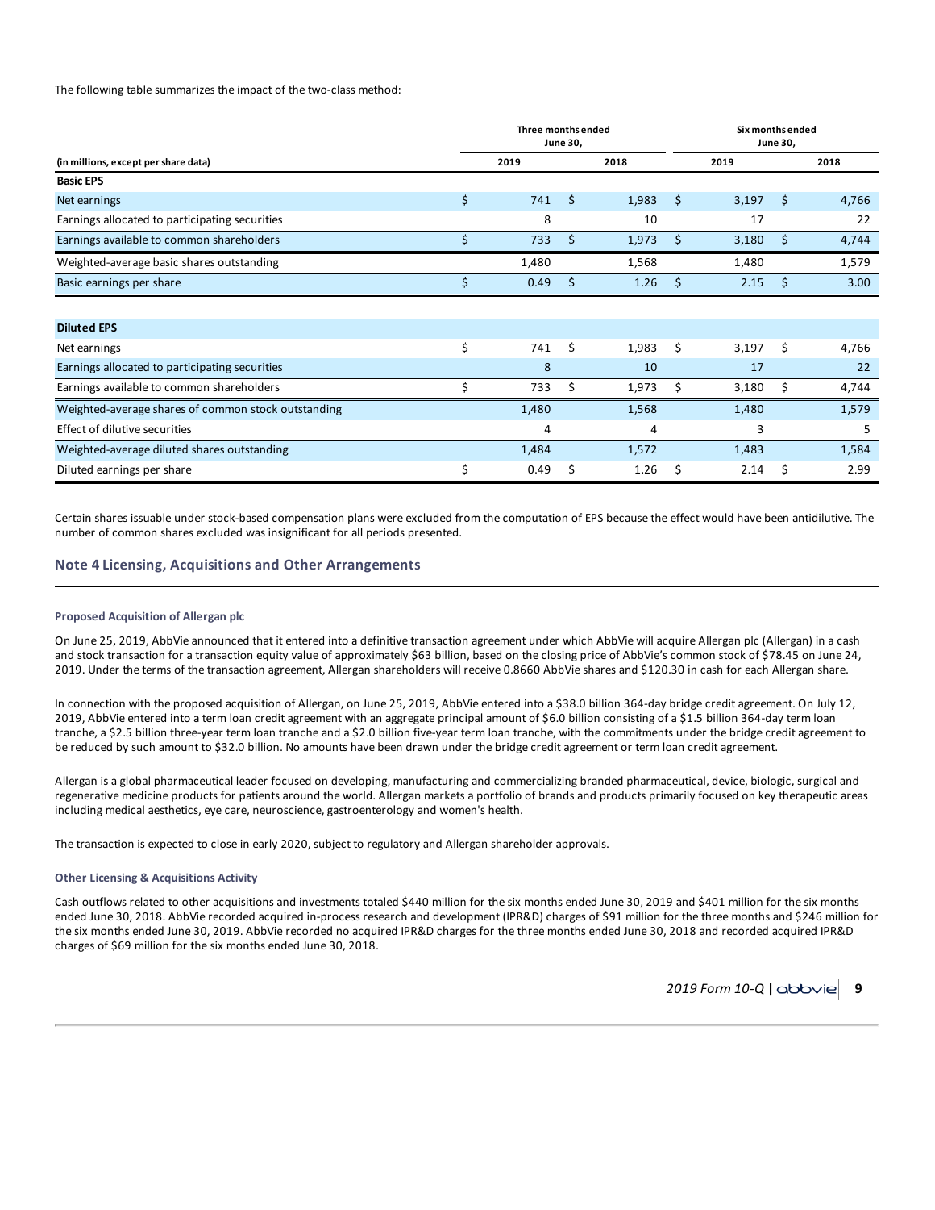The following table summarizes the impact of the two-class method:

| (in millions, except per share data) | Three months ended June 30, 2019 | Three months ended June 30, 2018 | Six months ended June 30, 2019 | Six months ended June 30, 2018 |
|---|---|---|---|---|
| **Basic EPS** | | | | |
| Net earnings | $ 741 | $ 1,983 | $ 3,197 | $ 4,766 |
| Earnings allocated to participating securities | 8 | 10 | 17 | 22 |
| Earnings available to common shareholders | $ 733 | $ 1,973 | $ 3,180 | $ 4,744 |
| Weighted-average basic shares outstanding | 1,480 | 1,568 | 1,480 | 1,579 |
| Basic earnings per share | $ 0.49 | $ 1.26 | $ 2.15 | $ 3.00 |
| | | | | |
| **Diluted EPS** | | | | |
| Net earnings | $ 741 | $ 1,983 | $ 3,197 | $ 4,766 |
| Earnings allocated to participating securities | 8 | 10 | 17 | 22 |
| Earnings available to common shareholders | $ 733 | $ 1,973 | $ 3,180 | $ 4,744 |
| Weighted-average shares of common stock outstanding | 1,480 | 1,568 | 1,480 | 1,579 |
| Effect of dilutive securities | 4 | 4 | 3 | 5 |
| Weighted-average diluted shares outstanding | 1,484 | 1,572 | 1,483 | 1,584 |
| Diluted earnings per share | $ 0.49 | $ 1.26 | $ 2.14 | $ 2.99 |

Certain shares issuable under stock-based compensation plans were excluded from the computation of EPS because the effect would have been antidilutive. The number of common shares excluded was insignificant for all periods presented.

## Note 4 Licensing, Acquisitions and Other Arrangements

#### Proposed Acquisition of Allergan plc

On June 25, 2019, AbbVie announced that it entered into a definitive transaction agreement under which AbbVie will acquire Allergan plc (Allergan) in a cash and stock transaction for a transaction equity value of approximately $63 billion, based on the closing price of AbbVie's common stock of $78.45 on June 24, 2019. Under the terms of the transaction agreement, Allergan shareholders will receive 0.8660 AbbVie shares and $120.30 in cash for each Allergan share.

In connection with the proposed acquisition of Allergan, on June 25, 2019, AbbVie entered into a $38.0 billion 364-day bridge credit agreement. On July 12, 2019, AbbVie entered into a term loan credit agreement with an aggregate principal amount of $6.0 billion consisting of a $1.5 billion 364-day term loan tranche, a $2.5 billion three-year term loan tranche and a $2.0 billion five-year term loan tranche, with the commitments under the bridge credit agreement to be reduced by such amount to $32.0 billion. No amounts have been drawn under the bridge credit agreement or term loan credit agreement.

Allergan is a global pharmaceutical leader focused on developing, manufacturing and commercializing branded pharmaceutical, device, biologic, surgical and regenerative medicine products for patients around the world. Allergan markets a portfolio of brands and products primarily focused on key therapeutic areas including medical aesthetics, eye care, neuroscience, gastroenterology and women's health.

The transaction is expected to close in early 2020, subject to regulatory and Allergan shareholder approvals.

#### Other Licensing & Acquisitions Activity

Cash outflows related to other acquisitions and investments totaled $440 million for the six months ended June 30, 2019 and $401 million for the six months ended June 30, 2018. AbbVie recorded acquired in-process research and development (IPR&D) charges of $91 million for the three months and $246 million for the six months ended June 30, 2019. AbbVie recorded no acquired IPR&D charges for the three months ended June 30, 2018 and recorded acquired IPR&D charges of $69 million for the six months ended June 30, 2018.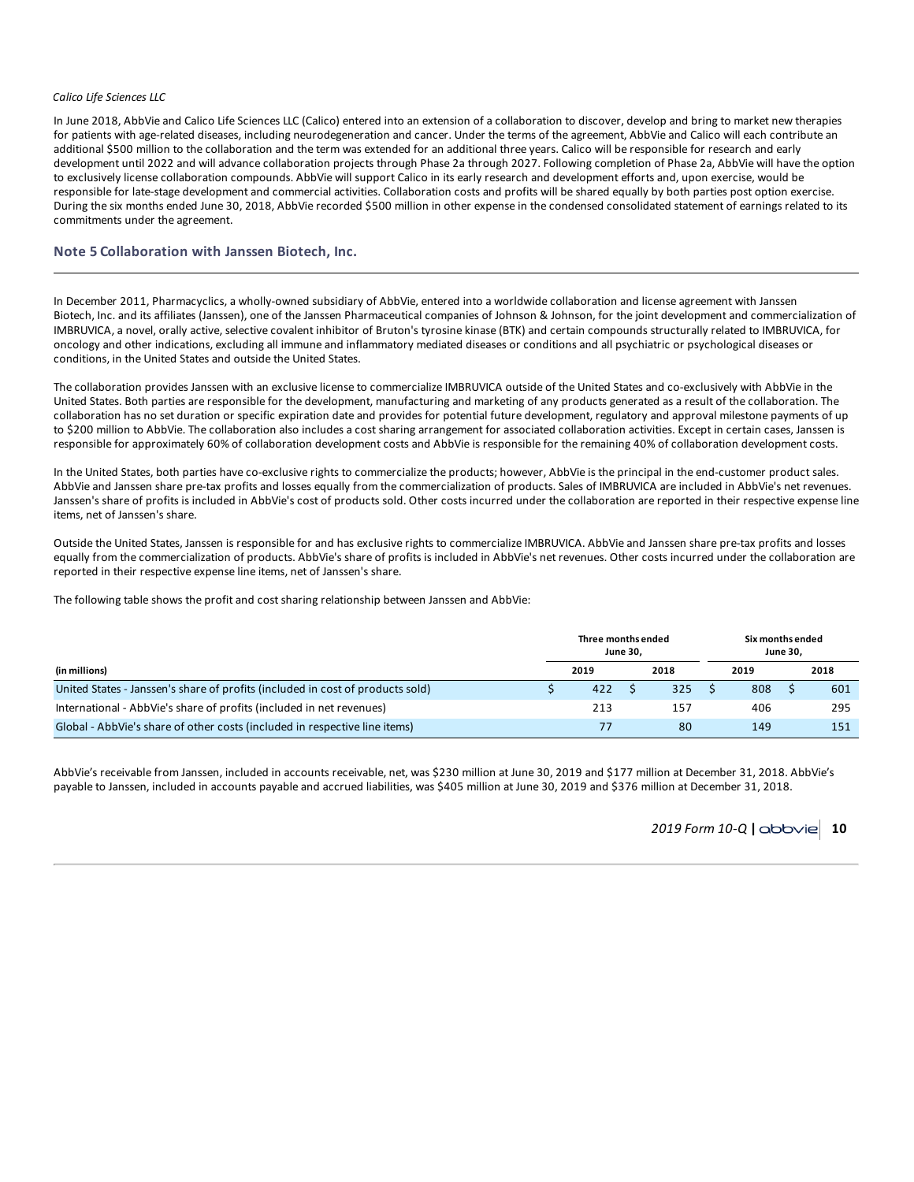*Calico Life Sciences LLC*

In June 2018, AbbVie and Calico Life Sciences LLC (Calico) entered into an extension of a collaboration to discover, develop and bring to market new therapies for patients with age-related diseases, including neurodegeneration and cancer. Under the terms of the agreement, AbbVie and Calico will each contribute an additional $500 million to the collaboration and the term was extended for an additional three years. Calico will be responsible for research and early development until 2022 and will advance collaboration projects through Phase 2a through 2027. Following completion of Phase 2a, AbbVie will have the option to exclusively license collaboration compounds. AbbVie will support Calico in its early research and development efforts and, upon exercise, would be responsible for late-stage development and commercial activities. Collaboration costs and profits will be shared equally by both parties post option exercise. During the six months ended June 30, 2018, AbbVie recorded $500 million in other expense in the condensed consolidated statement of earnings related to its commitments under the agreement.

## Note 5 Collaboration with Janssen Biotech, Inc.

In December 2011, Pharmacyclics, a wholly-owned subsidiary of AbbVie, entered into a worldwide collaboration and license agreement with Janssen Biotech, Inc. and its affiliates (Janssen), one of the Janssen Pharmaceutical companies of Johnson & Johnson, for the joint development and commercialization of IMBRUVICA, a novel, orally active, selective covalent inhibitor of Bruton's tyrosine kinase (BTK) and certain compounds structurally related to IMBRUVICA, for oncology and other indications, excluding all immune and inflammatory mediated diseases or conditions and all psychiatric or psychological diseases or conditions, in the United States and outside the United States.

The collaboration provides Janssen with an exclusive license to commercialize IMBRUVICA outside of the United States and co-exclusively with AbbVie in the United States. Both parties are responsible for the development, manufacturing and marketing of any products generated as a result of the collaboration. The collaboration has no set duration or specific expiration date and provides for potential future development, regulatory and approval milestone payments of up to $200 million to AbbVie. The collaboration also includes a cost sharing arrangement for associated collaboration activities. Except in certain cases, Janssen is responsible for approximately 60% of collaboration development costs and AbbVie is responsible for the remaining 40% of collaboration development costs.

In the United States, both parties have co-exclusive rights to commercialize the products; however, AbbVie is the principal in the end-customer product sales. AbbVie and Janssen share pre-tax profits and losses equally from the commercialization of products. Sales of IMBRUVICA are included in AbbVie's net revenues. Janssen's share of profits is included in AbbVie's cost of products sold. Other costs incurred under the collaboration are reported in their respective expense line items, net of Janssen's share.

Outside the United States, Janssen is responsible for and has exclusive rights to commercialize IMBRUVICA. AbbVie and Janssen share pre-tax profits and losses equally from the commercialization of products. AbbVie's share of profits is included in AbbVie's net revenues. Other costs incurred under the collaboration are reported in their respective expense line items, net of Janssen's share.

The following table shows the profit and cost sharing relationship between Janssen and AbbVie:

| | Three months ended June 30, | | Six months ended June 30, | |
|---|---|---|---|---|
| **(in millions)** | **2019** | **2018** | **2019** | **2018** |
| United States - Janssen's share of profits (included in cost of products sold) | $ 422 | $ 325 | $ 808 | $ 601 |
| International - AbbVie's share of profits (included in net revenues) | 213 | 157 | 406 | 295 |
| Global - AbbVie's share of other costs (included in respective line items) | 77 | 80 | 149 | 151 |

AbbVie's receivable from Janssen, included in accounts receivable, net, was $230 million at June 30, 2019 and $177 million at December 31, 2018. AbbVie's payable to Janssen, included in accounts payable and accrued liabilities, was $405 million at June 30, 2019 and $376 million at December 31, 2018.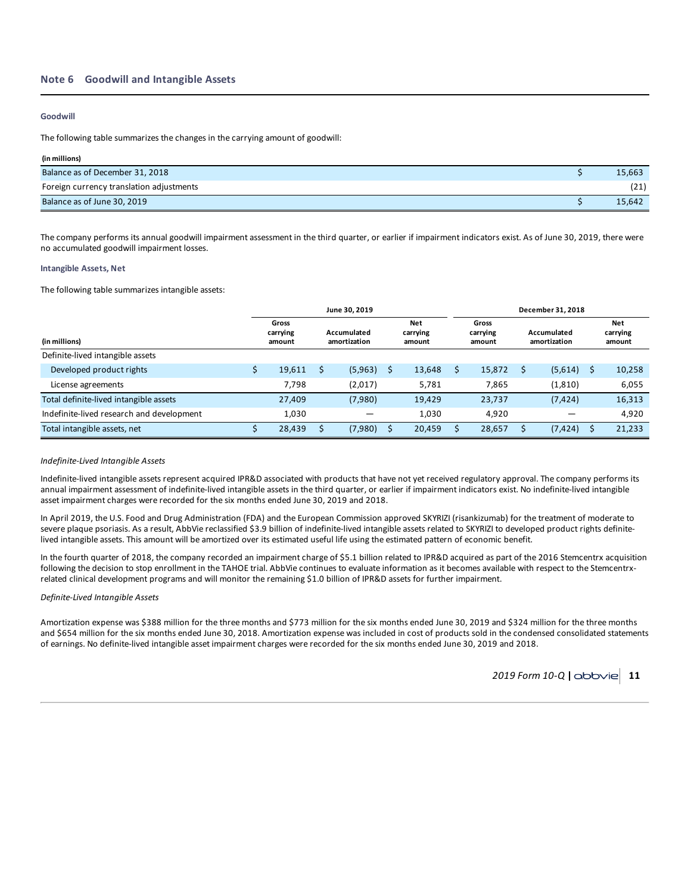## Note 6 Goodwill and Intangible Assets

### Goodwill

The following table summarizes the changes in the carrying amount of goodwill:

| (in millions) | |
|---|---|
| Balance as of December 31, 2018 | $ 15,663 |
| Foreign currency translation adjustments | (21) |
| Balance as of June 30, 2019 | $ 15,642 |

The company performs its annual goodwill impairment assessment in the third quarter, or earlier if impairment indicators exist. As of June 30, 2019, there were no accumulated goodwill impairment losses.

### Intangible Assets, Net

The following table summarizes intangible assets:

| | June 30, 2019 | | | December 31, 2018 | | |
|---|---|---|---|---|---|---|
| (in millions) | Gross carrying amount | Accumulated amortization | Net carrying amount | Gross carrying amount | Accumulated amortization | Net carrying amount |
| Definite-lived intangible assets | | | | | | |
| Developed product rights | $ 19,611 | $ (5,963) | $ 13,648 | $ 15,872 | $ (5,614) | $ 10,258 |
| License agreements | 7,798 | (2,017) | 5,781 | 7,865 | (1,810) | 6,055 |
| Total definite-lived intangible assets | 27,409 | (7,980) | 19,429 | 23,737 | (7,424) | 16,313 |
| Indefinite-lived research and development | 1,030 | — | 1,030 | 4,920 | — | 4,920 |
| Total intangible assets, net | $ 28,439 | $ (7,980) | $ 20,459 | $ 28,657 | $ (7,424) | $ 21,233 |

*Indefinite-Lived Intangible Assets*

Indefinite-lived intangible assets represent acquired IPR&D associated with products that have not yet received regulatory approval. The company performs its annual impairment assessment of indefinite-lived intangible assets in the third quarter, or earlier if impairment indicators exist. No indefinite-lived intangible asset impairment charges were recorded for the six months ended June 30, 2019 and 2018.

In April 2019, the U.S. Food and Drug Administration (FDA) and the European Commission approved SKYRIZI (risankizumab) for the treatment of moderate to severe plaque psoriasis. As a result, AbbVie reclassified $3.9 billion of indefinite-lived intangible assets related to SKYRIZI to developed product rights definite-lived intangible assets. This amount will be amortized over its estimated useful life using the estimated pattern of economic benefit.

In the fourth quarter of 2018, the company recorded an impairment charge of $5.1 billion related to IPR&D acquired as part of the 2016 Stemcentrx acquisition following the decision to stop enrollment in the TAHOE trial. AbbVie continues to evaluate information as it becomes available with respect to the Stemcentrx-related clinical development programs and will monitor the remaining $1.0 billion of IPR&D assets for further impairment.

*Definite-Lived Intangible Assets*

Amortization expense was $388 million for the three months and $773 million for the six months ended June 30, 2019 and $324 million for the three months and $654 million for the six months ended June 30, 2018. Amortization expense was included in cost of products sold in the condensed consolidated statements of earnings. No definite-lived intangible asset impairment charges were recorded for the six months ended June 30, 2019 and 2018.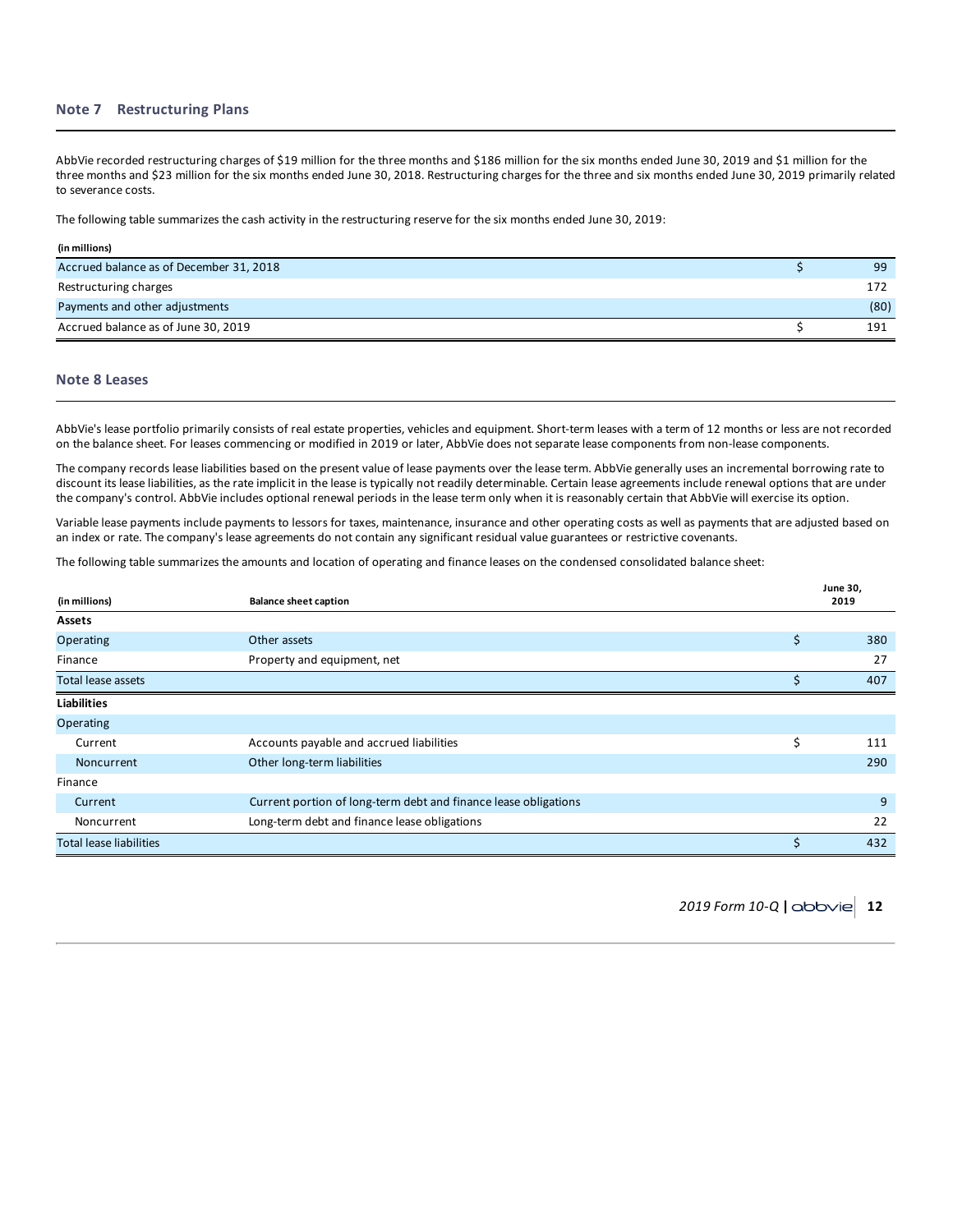## Note 7 Restructuring Plans

AbbVie recorded restructuring charges of $19 million for the three months and $186 million for the six months ended June 30, 2019 and $1 million for the three months and $23 million for the six months ended June 30, 2018. Restructuring charges for the three and six months ended June 30, 2019 primarily related to severance costs.

The following table summarizes the cash activity in the restructuring reserve for the six months ended June 30, 2019:

| (in millions) | |
|---|---|
| Accrued balance as of December 31, 2018 | $ 99 |
| Restructuring charges | 172 |
| Payments and other adjustments | (80) |
| Accrued balance as of June 30, 2019 | $ 191 |

## Note 8 Leases

AbbVie's lease portfolio primarily consists of real estate properties, vehicles and equipment. Short-term leases with a term of 12 months or less are not recorded on the balance sheet. For leases commencing or modified in 2019 or later, AbbVie does not separate lease components from non-lease components.

The company records lease liabilities based on the present value of lease payments over the lease term. AbbVie generally uses an incremental borrowing rate to discount its lease liabilities, as the rate implicit in the lease is typically not readily determinable. Certain lease agreements include renewal options that are under the company's control. AbbVie includes optional renewal periods in the lease term only when it is reasonably certain that AbbVie will exercise its option.

Variable lease payments include payments to lessors for taxes, maintenance, insurance and other operating costs as well as payments that are adjusted based on an index or rate. The company's lease agreements do not contain any significant residual value guarantees or restrictive covenants.

The following table summarizes the amounts and location of operating and finance leases on the condensed consolidated balance sheet:

| (in millions) | Balance sheet caption | June 30, 2019 |
|---|---|---|
| **Assets** | | |
| Operating | Other assets | $ 380 |
| Finance | Property and equipment, net | 27 |
| Total lease assets | | $ 407 |
| **Liabilities** | | |
| Operating | | |
| Current | Accounts payable and accrued liabilities | $ 111 |
| Noncurrent | Other long-term liabilities | 290 |
| Finance | | |
| Current | Current portion of long-term debt and finance lease obligations | 9 |
| Noncurrent | Long-term debt and finance lease obligations | 22 |
| Total lease liabilities | | $ 432 |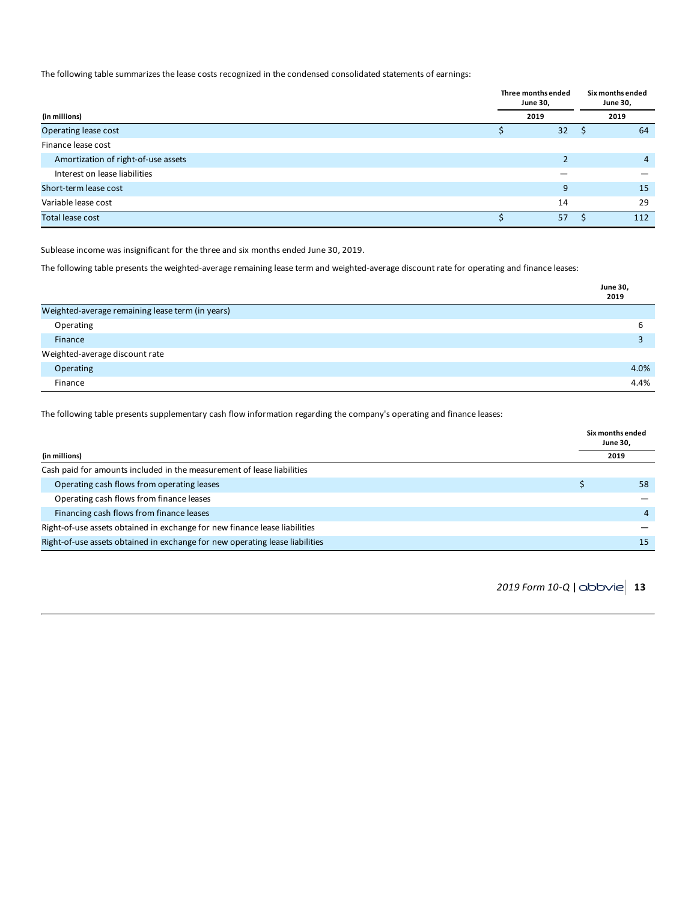The following table summarizes the lease costs recognized in the condensed consolidated statements of earnings:

| (in millions) | Three months ended June 30, 2019 | Six months ended June 30, 2019 |
|---|---|---|
| Operating lease cost | $ 32 | $ 64 |
| Finance lease cost | | |
| Amortization of right-of-use assets | 2 | 4 |
| Interest on lease liabilities | — | — |
| Short-term lease cost | 9 | 15 |
| Variable lease cost | 14 | 29 |
| Total lease cost | $ 57 | $ 112 |

Sublease income was insignificant for the three and six months ended June 30, 2019.

The following table presents the weighted-average remaining lease term and weighted-average discount rate for operating and finance leases:

| | June 30, 2019 |
|---|---|
| Weighted-average remaining lease term (in years) | |
| Operating | 6 |
| Finance | 3 |
| Weighted-average discount rate | |
| Operating | 4.0% |
| Finance | 4.4% |

The following table presents supplementary cash flow information regarding the company's operating and finance leases:

| (in millions) | Six months ended June 30, 2019 |
|---|---|
| Cash paid for amounts included in the measurement of lease liabilities | |
| Operating cash flows from operating leases | $ 58 |
| Operating cash flows from finance leases | — |
| Financing cash flows from finance leases | 4 |
| Right-of-use assets obtained in exchange for new finance lease liabilities | — |
| Right-of-use assets obtained in exchange for new operating lease liabilities | 15 |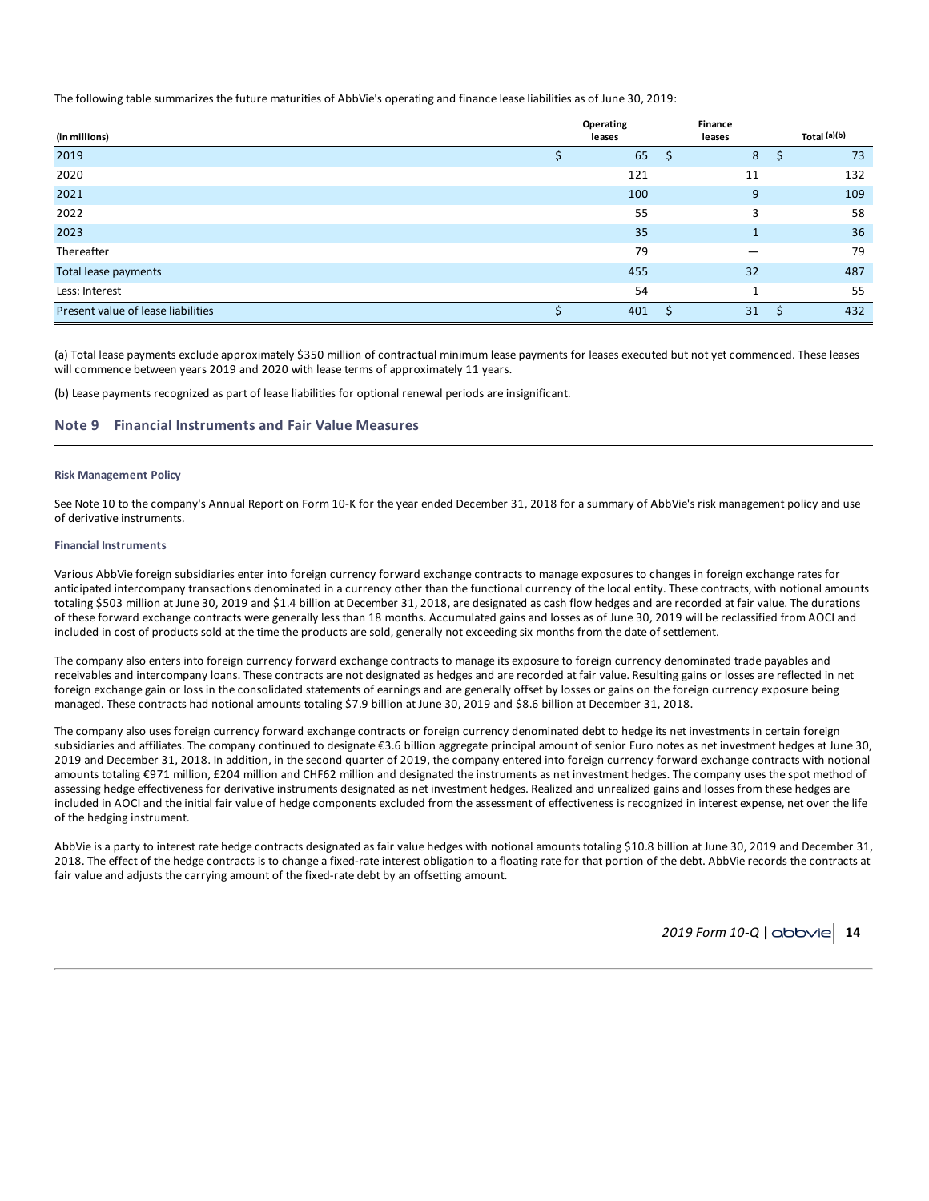The following table summarizes the future maturities of AbbVie's operating and finance lease liabilities as of June 30, 2019:

| (in millions) | Operating leases | Finance leases | Total (a)(b) |
|---|---|---|---|
| 2019 | $ 65 | $ 8 | $ 73 |
| 2020 | 121 | 11 | 132 |
| 2021 | 100 | 9 | 109 |
| 2022 | 55 | 3 | 58 |
| 2023 | 35 | 1 | 36 |
| Thereafter | 79 | — | 79 |
| Total lease payments | 455 | 32 | 487 |
| Less: Interest | 54 | 1 | 55 |
| Present value of lease liabilities | $ 401 | $ 31 | $ 432 |

(a) Total lease payments exclude approximately $350 million of contractual minimum lease payments for leases executed but not yet commenced. These leases will commence between years 2019 and 2020 with lease terms of approximately 11 years.

(b) Lease payments recognized as part of lease liabilities for optional renewal periods are insignificant.

## Note 9 Financial Instruments and Fair Value Measures

#### Risk Management Policy

See Note 10 to the company's Annual Report on Form 10-K for the year ended December 31, 2018 for a summary of AbbVie's risk management policy and use of derivative instruments.

#### Financial Instruments

Various AbbVie foreign subsidiaries enter into foreign currency forward exchange contracts to manage exposures to changes in foreign exchange rates for anticipated intercompany transactions denominated in a currency other than the functional currency of the local entity. These contracts, with notional amounts totaling $503 million at June 30, 2019 and $1.4 billion at December 31, 2018, are designated as cash flow hedges and are recorded at fair value. The durations of these forward exchange contracts were generally less than 18 months. Accumulated gains and losses as of June 30, 2019 will be reclassified from AOCI and included in cost of products sold at the time the products are sold, generally not exceeding six months from the date of settlement.

The company also enters into foreign currency forward exchange contracts to manage its exposure to foreign currency denominated trade payables and receivables and intercompany loans. These contracts are not designated as hedges and are recorded at fair value. Resulting gains or losses are reflected in net foreign exchange gain or loss in the consolidated statements of earnings and are generally offset by losses or gains on the foreign currency exposure being managed. These contracts had notional amounts totaling $7.9 billion at June 30, 2019 and $8.6 billion at December 31, 2018.

The company also uses foreign currency forward exchange contracts or foreign currency denominated debt to hedge its net investments in certain foreign subsidiaries and affiliates. The company continued to designate €3.6 billion aggregate principal amount of senior Euro notes as net investment hedges at June 30, 2019 and December 31, 2018. In addition, in the second quarter of 2019, the company entered into foreign currency forward exchange contracts with notional amounts totaling €971 million, £204 million and CHF62 million and designated the instruments as net investment hedges. The company uses the spot method of assessing hedge effectiveness for derivative instruments designated as net investment hedges. Realized and unrealized gains and losses from these hedges are included in AOCI and the initial fair value of hedge components excluded from the assessment of effectiveness is recognized in interest expense, net over the life of the hedging instrument.

AbbVie is a party to interest rate hedge contracts designated as fair value hedges with notional amounts totaling $10.8 billion at June 30, 2019 and December 31, 2018. The effect of the hedge contracts is to change a fixed-rate interest obligation to a floating rate for that portion of the debt. AbbVie records the contracts at fair value and adjusts the carrying amount of the fixed-rate debt by an offsetting amount.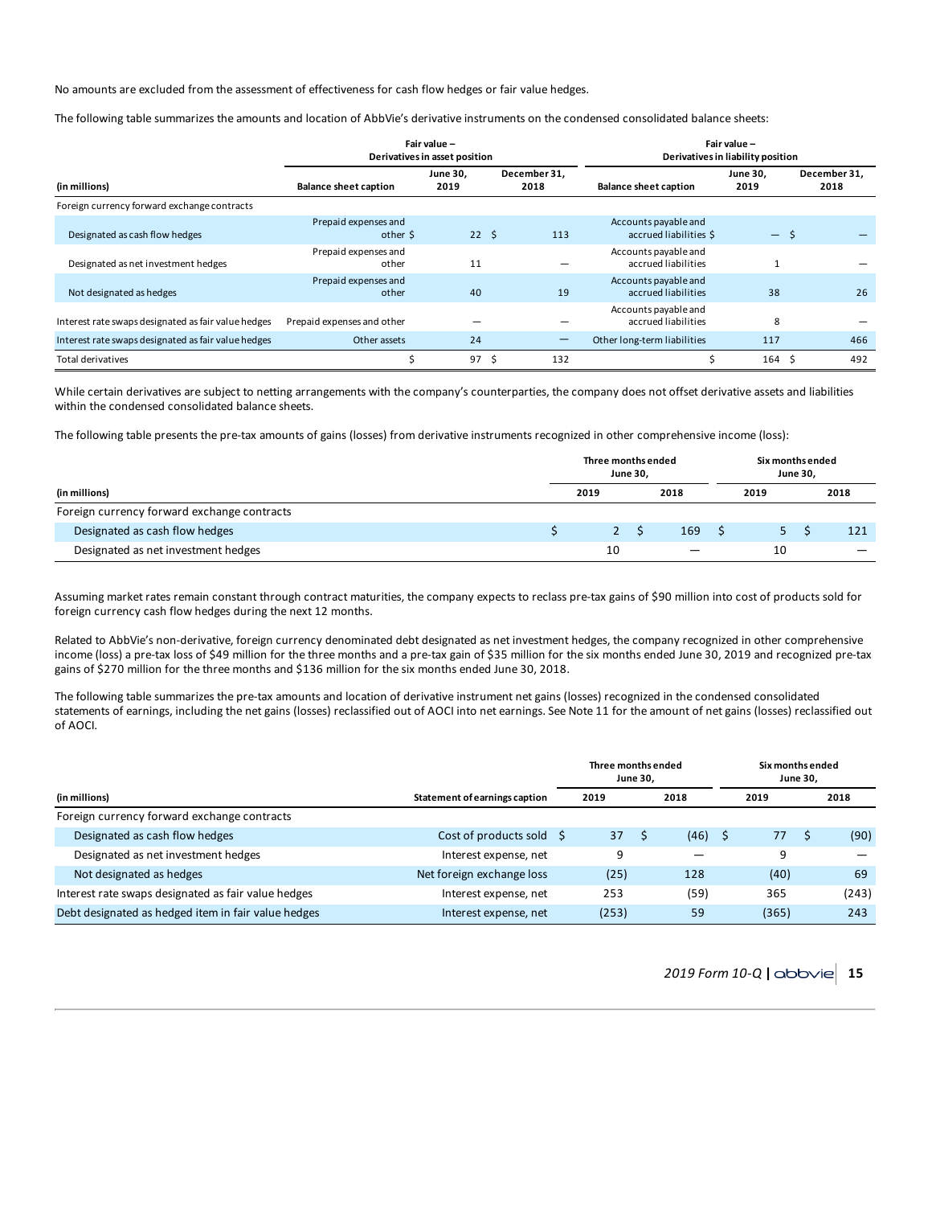No amounts are excluded from the assessment of effectiveness for cash flow hedges or fair value hedges.

The following table summarizes the amounts and location of AbbVie's derivative instruments on the condensed consolidated balance sheets:

| | Fair value – Derivatives in asset position | | | Fair value – Derivatives in liability position | | |
|---|---|---|---|---|---|---|
| (in millions) | Balance sheet caption | June 30, 2019 | December 31, 2018 | Balance sheet caption | June 30, 2019 | December 31, 2018 |
| Foreign currency forward exchange contracts | | | | | | |
| Designated as cash flow hedges | Prepaid expenses and other | $ 22 | $ 113 | Accounts payable and accrued liabilities | $ — | $ — |
| Designated as net investment hedges | Prepaid expenses and other | 11 | — | Accounts payable and accrued liabilities | 1 | — |
| Not designated as hedges | Prepaid expenses and other | 40 | 19 | Accounts payable and accrued liabilities | 38 | 26 |
| Interest rate swaps designated as fair value hedges | Prepaid expenses and other | — | — | Accounts payable and accrued liabilities | 8 | — |
| Interest rate swaps designated as fair value hedges | Other assets | 24 | — | Other long-term liabilities | 117 | 466 |
| Total derivatives | | $ 97 | $ 132 | | $ 164 | $ 492 |

While certain derivatives are subject to netting arrangements with the company's counterparties, the company does not offset derivative assets and liabilities within the condensed consolidated balance sheets.

The following table presents the pre-tax amounts of gains (losses) from derivative instruments recognized in other comprehensive income (loss):

| | Three months ended June 30, | | Six months ended June 30, | |
|---|---|---|---|---|
| (in millions) | 2019 | 2018 | 2019 | 2018 |
| Foreign currency forward exchange contracts | | | | |
| Designated as cash flow hedges | $ 2 | $ 169 | $ 5 | $ 121 |
| Designated as net investment hedges | 10 | — | 10 | — |

Assuming market rates remain constant through contract maturities, the company expects to reclass pre-tax gains of $90 million into cost of products sold for foreign currency cash flow hedges during the next 12 months.

Related to AbbVie's non-derivative, foreign currency denominated debt designated as net investment hedges, the company recognized in other comprehensive income (loss) a pre-tax loss of $49 million for the three months and a pre-tax gain of $35 million for the six months ended June 30, 2019 and recognized pre-tax gains of $270 million for the three months and $136 million for the six months ended June 30, 2018.

The following table summarizes the pre-tax amounts and location of derivative instrument net gains (losses) recognized in the condensed consolidated statements of earnings, including the net gains (losses) reclassified out of AOCI into net earnings. See Note 11 for the amount of net gains (losses) reclassified out of AOCI.

| | | Three months ended June 30, | | Six months ended June 30, | |
|---|---|---|---|---|---|
| (in millions) | Statement of earnings caption | 2019 | 2018 | 2019 | 2018 |
| Foreign currency forward exchange contracts | | | | | |
| Designated as cash flow hedges | Cost of products sold | $ 37 | $ (46) | $ 77 | $ (90) |
| Designated as net investment hedges | Interest expense, net | 9 | — | 9 | — |
| Not designated as hedges | Net foreign exchange loss | (25) | 128 | (40) | 69 |
| Interest rate swaps designated as fair value hedges | Interest expense, net | 253 | (59) | 365 | (243) |
| Debt designated as hedged item in fair value hedges | Interest expense, net | (253) | 59 | (365) | 243 |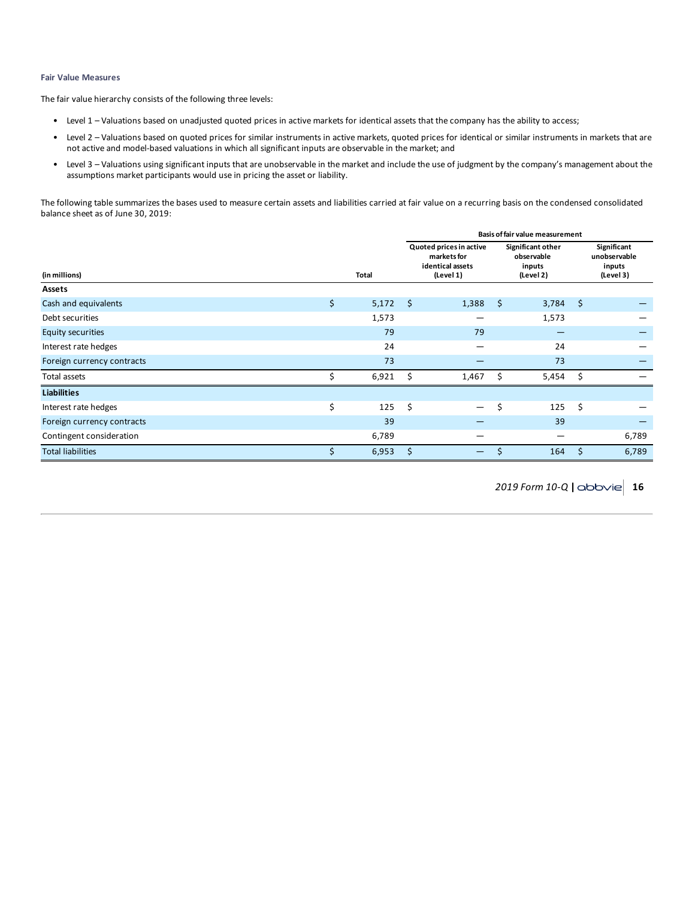### Fair Value Measures

The fair value hierarchy consists of the following three levels:

- Level 1 – Valuations based on unadjusted quoted prices in active markets for identical assets that the company has the ability to access;
- Level 2 – Valuations based on quoted prices for similar instruments in active markets, quoted prices for identical or similar instruments in markets that are not active and model-based valuations in which all significant inputs are observable in the market; and
- Level 3 – Valuations using significant inputs that are unobservable in the market and include the use of judgment by the company's management about the assumptions market participants would use in pricing the asset or liability.

The following table summarizes the bases used to measure certain assets and liabilities carried at fair value on a recurring basis on the condensed consolidated balance sheet as of June 30, 2019:

| | | Basis of fair value measurement | | |
|---|---|---|---|---|
| (in millions) | Total | Quoted prices in active markets for identical assets (Level 1) | Significant other observable inputs (Level 2) | Significant unobservable inputs (Level 3) |
| **Assets** | | | | |
| Cash and equivalents | $ 5,172 | $ 1,388 | $ 3,784 | $ — |
| Debt securities | 1,573 | — | 1,573 | — |
| Equity securities | 79 | 79 | — | — |
| Interest rate hedges | 24 | — | 24 | — |
| Foreign currency contracts | 73 | — | 73 | — |
| Total assets | $ 6,921 | $ 1,467 | $ 5,454 | $ — |
| **Liabilities** | | | | |
| Interest rate hedges | $ 125 | $ — | $ 125 | $ — |
| Foreign currency contracts | 39 | — | 39 | — |
| Contingent consideration | 6,789 | — | — | 6,789 |
| Total liabilities | $ 6,953 | $ — | $ 164 | $ 6,789 |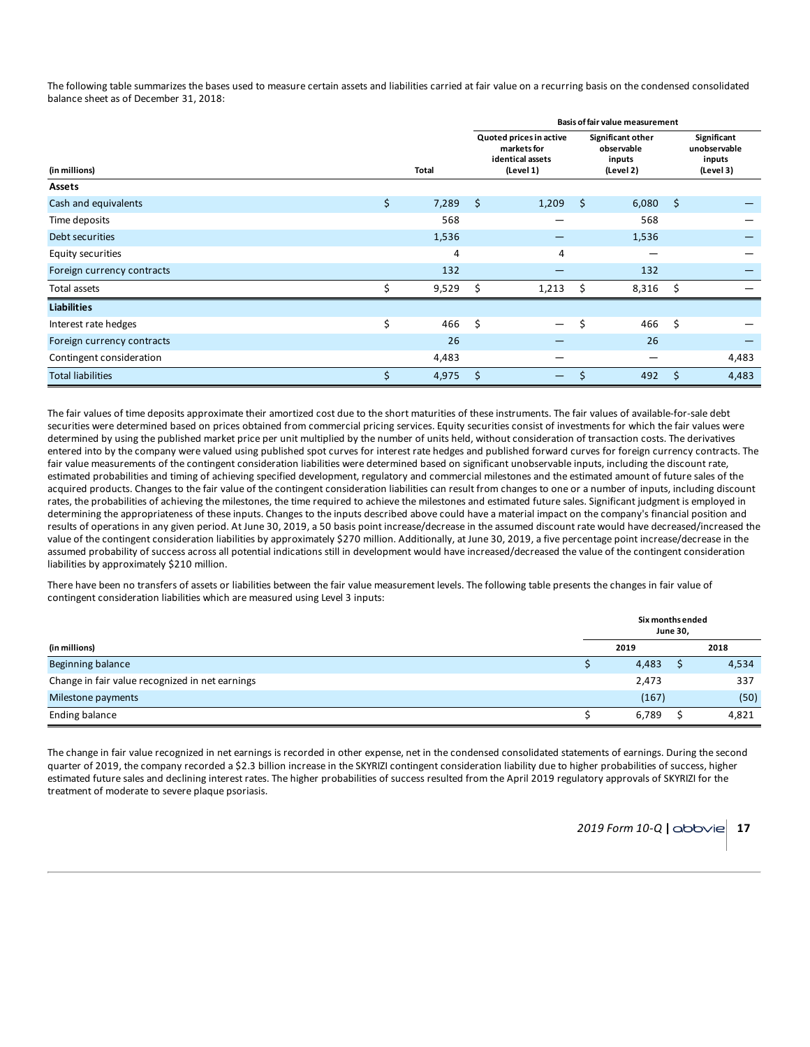The following table summarizes the bases used to measure certain assets and liabilities carried at fair value on a recurring basis on the condensed consolidated balance sheet as of December 31, 2018:

| | | Basis of fair value measurement | | |
|---|---|---|---|---|
| (in millions) | Total | Quoted prices in active markets for identical assets (Level 1) | Significant other observable inputs (Level 2) | Significant unobservable inputs (Level 3) |
| **Assets** | | | | |
| Cash and equivalents | $ 7,289 | $ 1,209 | $ 6,080 | $ — |
| Time deposits | 568 | — | 568 | — |
| Debt securities | 1,536 | — | 1,536 | — |
| Equity securities | 4 | 4 | — | — |
| Foreign currency contracts | 132 | — | 132 | — |
| Total assets | $ 9,529 | $ 1,213 | $ 8,316 | $ — |
| **Liabilities** | | | | |
| Interest rate hedges | $ 466 | $ — | $ 466 | $ — |
| Foreign currency contracts | 26 | — | 26 | — |
| Contingent consideration | 4,483 | — | — | 4,483 |
| Total liabilities | $ 4,975 | $ — | $ 492 | $ 4,483 |

The fair values of time deposits approximate their amortized cost due to the short maturities of these instruments. The fair values of available-for-sale debt securities were determined based on prices obtained from commercial pricing services. Equity securities consist of investments for which the fair values were determined by using the published market price per unit multiplied by the number of units held, without consideration of transaction costs. The derivatives entered into by the company were valued using published spot curves for interest rate hedges and published forward curves for foreign currency contracts. The fair value measurements of the contingent consideration liabilities were determined based on significant unobservable inputs, including the discount rate, estimated probabilities and timing of achieving specified development, regulatory and commercial milestones and the estimated amount of future sales of the acquired products. Changes to the fair value of the contingent consideration liabilities can result from changes to one or a number of inputs, including discount rates, the probabilities of achieving the milestones, the time required to achieve the milestones and estimated future sales. Significant judgment is employed in determining the appropriateness of these inputs. Changes to the inputs described above could have a material impact on the company's financial position and results of operations in any given period. At June 30, 2019, a 50 basis point increase/decrease in the assumed discount rate would have decreased/increased the value of the contingent consideration liabilities by approximately $270 million. Additionally, at June 30, 2019, a five percentage point increase/decrease in the assumed probability of success across all potential indications still in development would have increased/decreased the value of the contingent consideration liabilities by approximately $210 million.

There have been no transfers of assets or liabilities between the fair value measurement levels. The following table presents the changes in fair value of contingent consideration liabilities which are measured using Level 3 inputs:

| | Six months ended June 30, | |
|---|---|---|
| (in millions) | 2019 | 2018 |
| Beginning balance | $ 4,483 | $ 4,534 |
| Change in fair value recognized in net earnings | 2,473 | 337 |
| Milestone payments | (167) | (50) |
| Ending balance | $ 6,789 | $ 4,821 |

The change in fair value recognized in net earnings is recorded in other expense, net in the condensed consolidated statements of earnings. During the second quarter of 2019, the company recorded a $2.3 billion increase in the SKYRIZI contingent consideration liability due to higher probabilities of success, higher estimated future sales and declining interest rates. The higher probabilities of success resulted from the April 2019 regulatory approvals of SKYRIZI for the treatment of moderate to severe plaque psoriasis.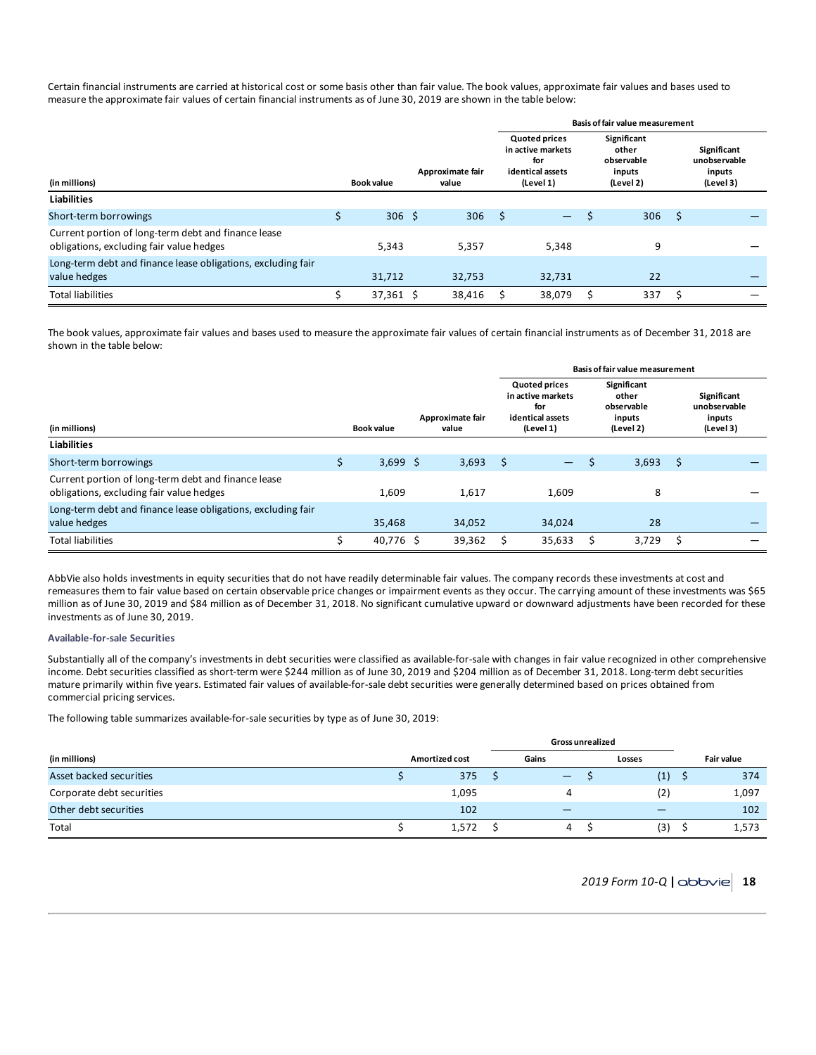Certain financial instruments are carried at historical cost or some basis other than fair value. The book values, approximate fair values and bases used to measure the approximate fair values of certain financial instruments as of June 30, 2019 are shown in the table below:

| | | | Basis of fair value measurement | | |
|---|---|---|---|---|---|
| (in millions) | Book value | Approximate fair value | Quoted prices in active markets for identical assets (Level 1) | Significant other observable inputs (Level 2) | Significant unobservable inputs (Level 3) |
| **Liabilities** | | | | | |
| Short-term borrowings | $ 306 | $ 306 | $ — | $ 306 | $ — |
| Current portion of long-term debt and finance lease obligations, excluding fair value hedges | 5,343 | 5,357 | 5,348 | 9 | — |
| Long-term debt and finance lease obligations, excluding fair value hedges | 31,712 | 32,753 | 32,731 | 22 | — |
| Total liabilities | $ 37,361 | $ 38,416 | $ 38,079 | $ 337 | $ — |

The book values, approximate fair values and bases used to measure the approximate fair values of certain financial instruments as of December 31, 2018 are shown in the table below:

| | | | Basis of fair value measurement | | |
|---|---|---|---|---|---|
| (in millions) | Book value | Approximate fair value | Quoted prices in active markets for identical assets (Level 1) | Significant other observable inputs (Level 2) | Significant unobservable inputs (Level 3) |
| **Liabilities** | | | | | |
| Short-term borrowings | $ 3,699 | $ 3,693 | $ — | $ 3,693 | $ — |
| Current portion of long-term debt and finance lease obligations, excluding fair value hedges | 1,609 | 1,617 | 1,609 | 8 | — |
| Long-term debt and finance lease obligations, excluding fair value hedges | 35,468 | 34,052 | 34,024 | 28 | — |
| Total liabilities | $ 40,776 | $ 39,362 | $ 35,633 | $ 3,729 | $ — |

AbbVie also holds investments in equity securities that do not have readily determinable fair values. The company records these investments at cost and remeasures them to fair value based on certain observable price changes or impairment events as they occur. The carrying amount of these investments was $65 million as of June 30, 2019 and $84 million as of December 31, 2018. No significant cumulative upward or downward adjustments have been recorded for these investments as of June 30, 2019.

**Available-for-sale Securities**

Substantially all of the company's investments in debt securities were classified as available-for-sale with changes in fair value recognized in other comprehensive income. Debt securities classified as short-term were $244 million as of June 30, 2019 and $204 million as of December 31, 2018. Long-term debt securities mature primarily within five years. Estimated fair values of available-for-sale debt securities were generally determined based on prices obtained from commercial pricing services.

The following table summarizes available-for-sale securities by type as of June 30, 2019:

| | | Gross unrealized | | |
|---|---|---|---|---|
| (in millions) | Amortized cost | Gains | Losses | Fair value |
| Asset backed securities | $ 375 | $ — | $ (1) | $ 374 |
| Corporate debt securities | 1,095 | 4 | (2) | 1,097 |
| Other debt securities | 102 | — | — | 102 |
| Total | $ 1,572 | $ 4 | $ (3) | $ 1,573 |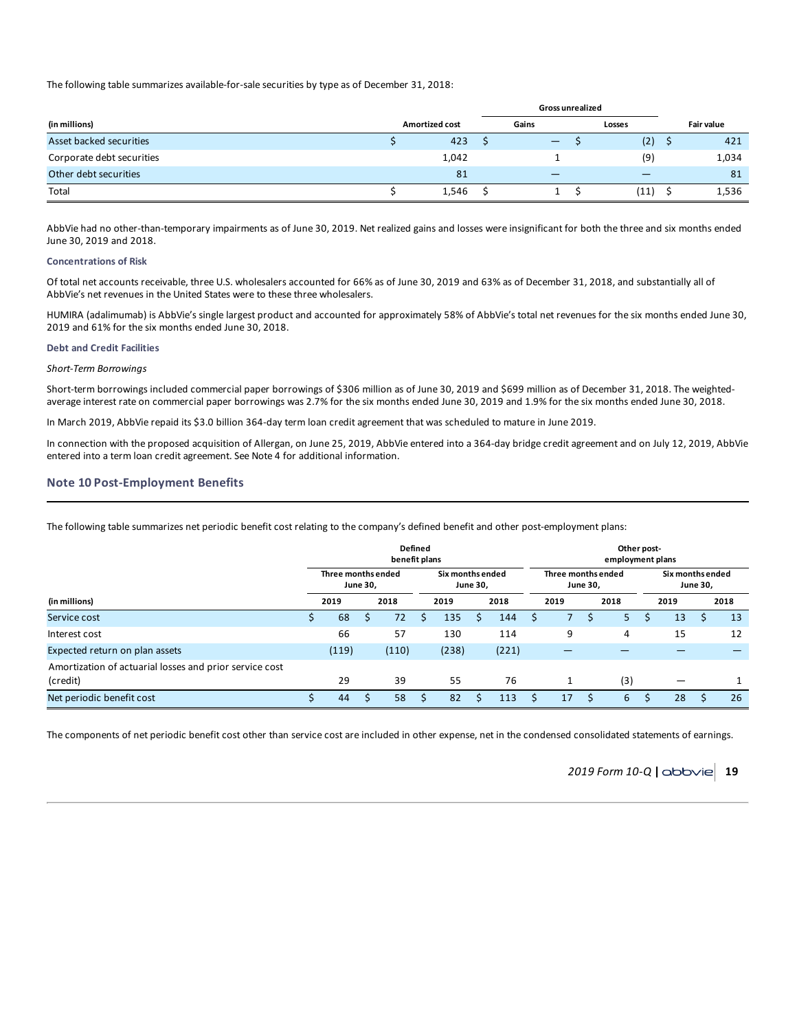The following table summarizes available-for-sale securities by type as of December 31, 2018:

| (in millions) | Amortized cost | Gross unrealized Gains | Gross unrealized Losses | Fair value |
|---|---|---|---|---|
| Asset backed securities | $ 423 | $ — | $ (2) | $ 421 |
| Corporate debt securities | 1,042 | 1 | (9) | 1,034 |
| Other debt securities | 81 | — | — | 81 |
| Total | $ 1,546 | $ 1 | $ (11) | $ 1,536 |

AbbVie had no other-than-temporary impairments as of June 30, 2019. Net realized gains and losses were insignificant for both the three and six months ended June 30, 2019 and 2018.

### Concentrations of Risk

Of total net accounts receivable, three U.S. wholesalers accounted for 66% as of June 30, 2019 and 63% as of December 31, 2018, and substantially all of AbbVie's net revenues in the United States were to these three wholesalers.

HUMIRA (adalimumab) is AbbVie's single largest product and accounted for approximately 58% of AbbVie's total net revenues for the six months ended June 30, 2019 and 61% for the six months ended June 30, 2018.

### Debt and Credit Facilities

*Short-Term Borrowings*

Short-term borrowings included commercial paper borrowings of $306 million as of June 30, 2019 and $699 million as of December 31, 2018. The weighted-average interest rate on commercial paper borrowings was 2.7% for the six months ended June 30, 2019 and 1.9% for the six months ended June 30, 2018.

In March 2019, AbbVie repaid its $3.0 billion 364-day term loan credit agreement that was scheduled to mature in June 2019.

In connection with the proposed acquisition of Allergan, on June 25, 2019, AbbVie entered into a 364-day bridge credit agreement and on July 12, 2019, AbbVie entered into a term loan credit agreement. See Note 4 for additional information.

## Note 10 Post-Employment Benefits

The following table summarizes net periodic benefit cost relating to the company's defined benefit and other post-employment plans:

| | Defined benefit plans | | | | Other post-employment plans | | | |
|---|---|---|---|---|---|---|---|---|
| | Three months ended June 30, | | Six months ended June 30, | | Three months ended June 30, | | Six months ended June 30, | |
| (in millions) | 2019 | 2018 | 2019 | 2018 | 2019 | 2018 | 2019 | 2018 |
| Service cost | $ 68 | $ 72 | $ 135 | $ 144 | $ 7 | $ 5 | $ 13 | $ 13 |
| Interest cost | 66 | 57 | 130 | 114 | 9 | 4 | 15 | 12 |
| Expected return on plan assets | (119) | (110) | (238) | (221) | — | — | — | — |
| Amortization of actuarial losses and prior service cost (credit) | 29 | 39 | 55 | 76 | 1 | (3) | — | 1 |
| Net periodic benefit cost | $ 44 | $ 58 | $ 82 | $ 113 | $ 17 | $ 6 | $ 28 | $ 26 |

The components of net periodic benefit cost other than service cost are included in other expense, net in the condensed consolidated statements of earnings.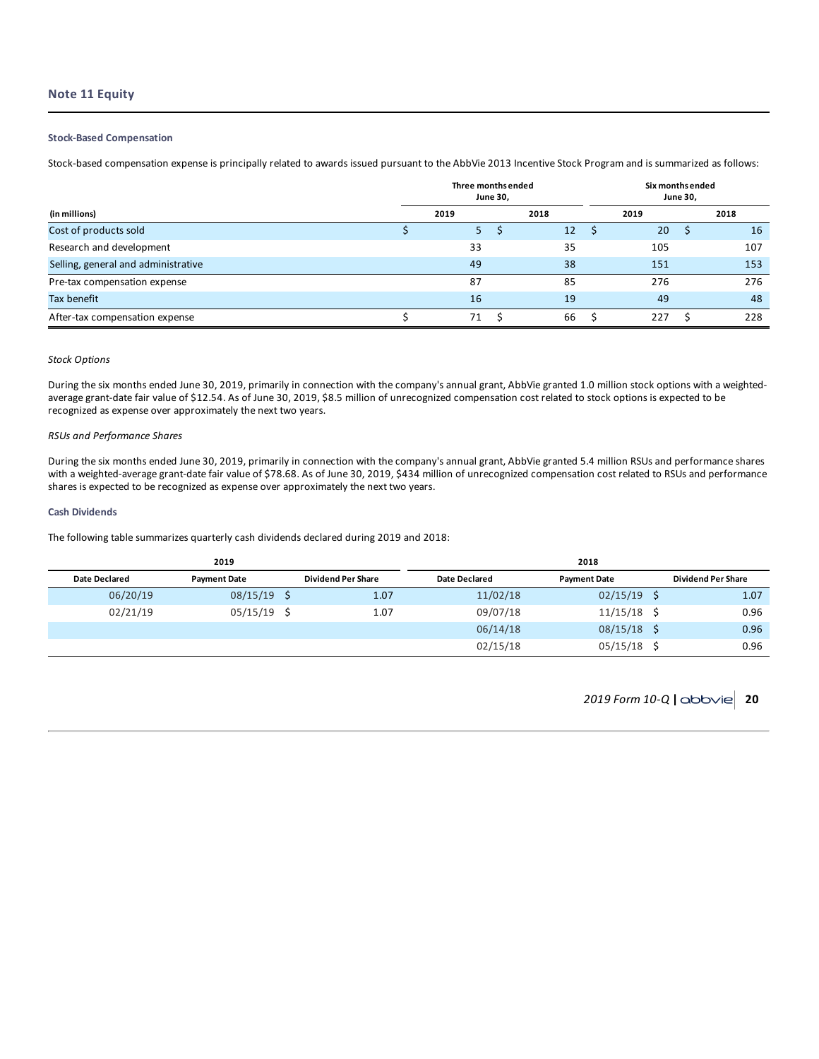## Note 11 Equity

### Stock-Based Compensation

Stock-based compensation expense is principally related to awards issued pursuant to the AbbVie 2013 Incentive Stock Program and is summarized as follows:

| (in millions) | Three months ended June 30, 2019 | Three months ended June 30, 2018 | Six months ended June 30, 2019 | Six months ended June 30, 2018 |
|---|---|---|---|---|
| Cost of products sold | $ 5 | $ 12 | $ 20 | $ 16 |
| Research and development | 33 | 35 | 105 | 107 |
| Selling, general and administrative | 49 | 38 | 151 | 153 |
| Pre-tax compensation expense | 87 | 85 | 276 | 276 |
| Tax benefit | 16 | 19 | 49 | 48 |
| After-tax compensation expense | $ 71 | $ 66 | $ 227 | $ 228 |

*Stock Options*

During the six months ended June 30, 2019, primarily in connection with the company's annual grant, AbbVie granted 1.0 million stock options with a weighted-average grant-date fair value of $12.54. As of June 30, 2019, $8.5 million of unrecognized compensation cost related to stock options is expected to be recognized as expense over approximately the next two years.

*RSUs and Performance Shares*

During the six months ended June 30, 2019, primarily in connection with the company's annual grant, AbbVie granted 5.4 million RSUs and performance shares with a weighted-average grant-date fair value of $78.68. As of June 30, 2019, $434 million of unrecognized compensation cost related to RSUs and performance shares is expected to be recognized as expense over approximately the next two years.

### Cash Dividends

The following table summarizes quarterly cash dividends declared during 2019 and 2018:

| 2019 | | | 2018 | | |
|---|---|---|---|---|---|
| Date Declared | Payment Date | Dividend Per Share | Date Declared | Payment Date | Dividend Per Share |
| 06/20/19 | 08/15/19 | $ 1.07 | 11/02/18 | 02/15/19 | $ 1.07 |
| 02/21/19 | 05/15/19 | $ 1.07 | 09/07/18 | 11/15/18 | $ 0.96 |
| | | | 06/14/18 | 08/15/18 | $ 0.96 |
| | | | 02/15/18 | 05/15/18 | $ 0.96 |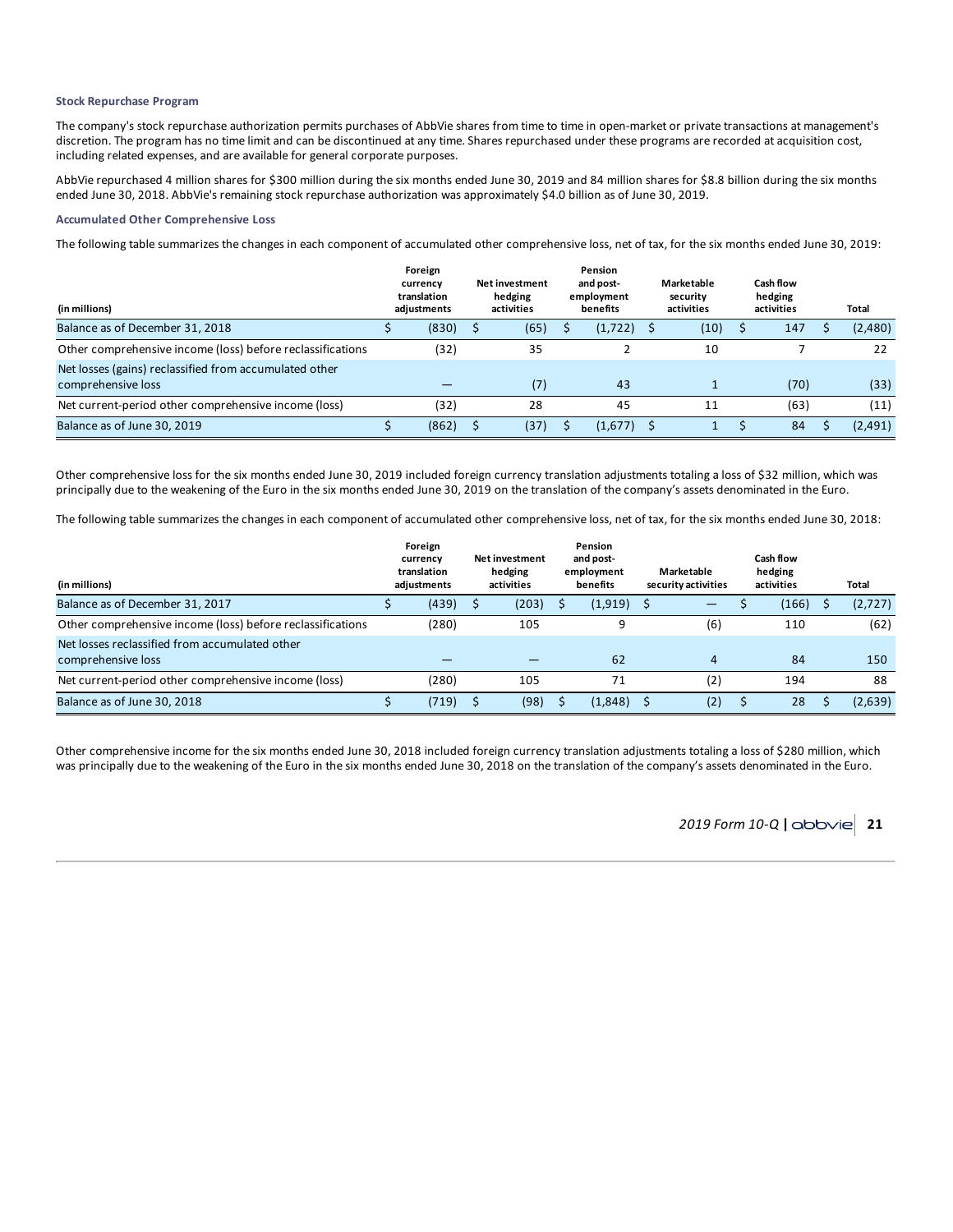### Stock Repurchase Program

The company's stock repurchase authorization permits purchases of AbbVie shares from time to time in open-market or private transactions at management's discretion. The program has no time limit and can be discontinued at any time. Shares repurchased under these programs are recorded at acquisition cost, including related expenses, and are available for general corporate purposes.

AbbVie repurchased 4 million shares for $300 million during the six months ended June 30, 2019 and 84 million shares for $8.8 billion during the six months ended June 30, 2018. AbbVie's remaining stock repurchase authorization was approximately $4.0 billion as of June 30, 2019.

### Accumulated Other Comprehensive Loss

The following table summarizes the changes in each component of accumulated other comprehensive loss, net of tax, for the six months ended June 30, 2019:

| (in millions) | Foreign currency translation adjustments | Net investment hedging activities | Pension and post-employment benefits | Marketable security activities | Cash flow hedging activities | Total |
|---|---|---|---|---|---|---|
| Balance as of December 31, 2018 | $ (830) | $ (65) | $ (1,722) | $ (10) | $ 147 | $ (2,480) |
| Other comprehensive income (loss) before reclassifications | (32) | 35 | 2 | 10 | 7 | 22 |
| Net losses (gains) reclassified from accumulated other comprehensive loss | — | (7) | 43 | 1 | (70) | (33) |
| Net current-period other comprehensive income (loss) | (32) | 28 | 45 | 11 | (63) | (11) |
| Balance as of June 30, 2019 | $ (862) | $ (37) | $ (1,677) | $ 1 | $ 84 | $ (2,491) |

Other comprehensive loss for the six months ended June 30, 2019 included foreign currency translation adjustments totaling a loss of $32 million, which was principally due to the weakening of the Euro in the six months ended June 30, 2019 on the translation of the company's assets denominated in the Euro.

The following table summarizes the changes in each component of accumulated other comprehensive loss, net of tax, for the six months ended June 30, 2018:

| (in millions) | Foreign currency translation adjustments | Net investment hedging activities | Pension and post-employment benefits | Marketable security activities | Cash flow hedging activities | Total |
|---|---|---|---|---|---|---|
| Balance as of December 31, 2017 | $ (439) | $ (203) | $ (1,919) | $ — | $ (166) | $ (2,727) |
| Other comprehensive income (loss) before reclassifications | (280) | 105 | 9 | (6) | 110 | (62) |
| Net losses reclassified from accumulated other comprehensive loss | — | — | 62 | 4 | 84 | 150 |
| Net current-period other comprehensive income (loss) | (280) | 105 | 71 | (2) | 194 | 88 |
| Balance as of June 30, 2018 | $ (719) | $ (98) | $ (1,848) | $ (2) | $ 28 | $ (2,639) |

Other comprehensive income for the six months ended June 30, 2018 included foreign currency translation adjustments totaling a loss of $280 million, which was principally due to the weakening of the Euro in the six months ended June 30, 2018 on the translation of the company's assets denominated in the Euro.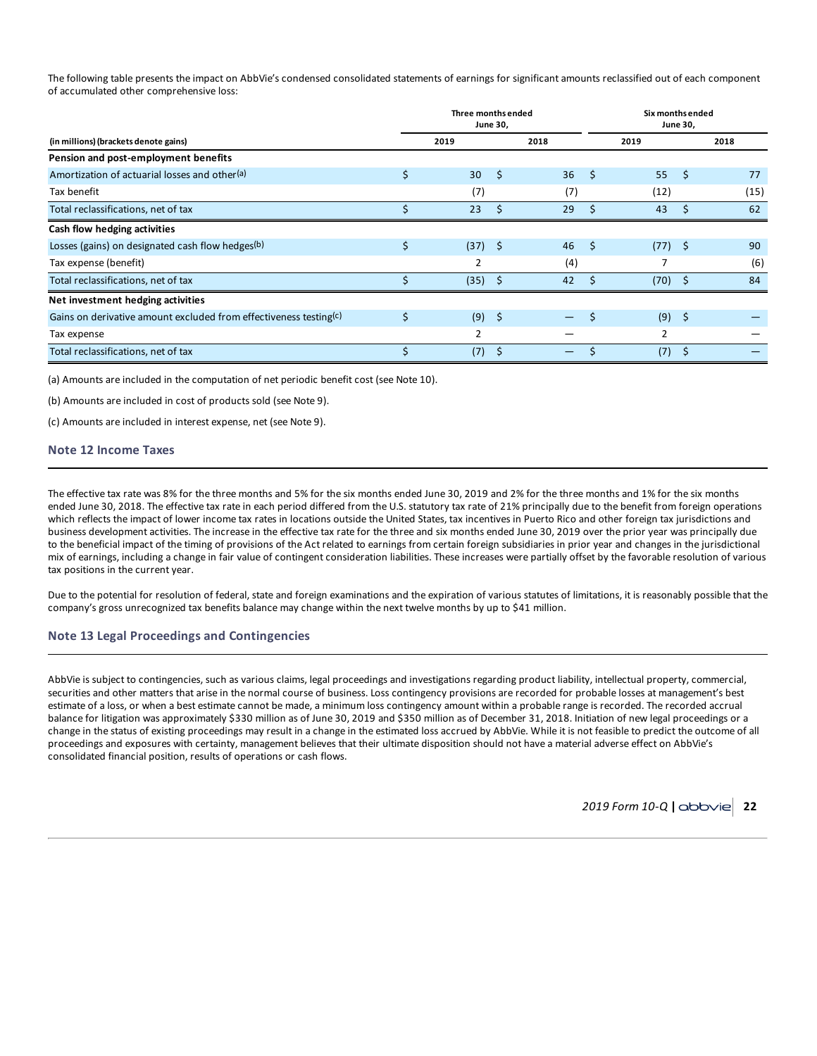The following table presents the impact on AbbVie's condensed consolidated statements of earnings for significant amounts reclassified out of each component of accumulated other comprehensive loss:

| (in millions) (brackets denote gains) | Three months ended June 30, | | Six months ended June 30, | |
|---|---|---|---|---|
| | 2019 | 2018 | 2019 | 2018 |
| **Pension and post-employment benefits** | | | | |
| Amortization of actuarial losses and other[(a)] | $ 30 | $ 36 | $ 55 | $ 77 |
| Tax benefit | (7) | (7) | (12) | (15) |
| Total reclassifications, net of tax | $ 23 | $ 29 | $ 43 | $ 62 |
| **Cash flow hedging activities** | | | | |
| Losses (gains) on designated cash flow hedges[(b)] | $ (37) | $ 46 | $ (77) | $ 90 |
| Tax expense (benefit) | 2 | (4) | 7 | (6) |
| Total reclassifications, net of tax | $ (35) | $ 42 | $ (70) | $ 84 |
| **Net investment hedging activities** | | | | |
| Gains on derivative amount excluded from effectiveness testing[(c)] | $ (9) | $ — | $ (9) | $ — |
| Tax expense | 2 | — | 2 | — |
| Total reclassifications, net of tax | $ (7) | $ — | $ (7) | $ — |

(a) Amounts are included in the computation of net periodic benefit cost (see Note 10).

(b) Amounts are included in cost of products sold (see Note 9).

(c) Amounts are included in interest expense, net (see Note 9).

## Note 12 Income Taxes

The effective tax rate was 8% for the three months and 5% for the six months ended June 30, 2019 and 2% for the three months and 1% for the six months ended June 30, 2018. The effective tax rate in each period differed from the U.S. statutory tax rate of 21% principally due to the benefit from foreign operations which reflects the impact of lower income tax rates in locations outside the United States, tax incentives in Puerto Rico and other foreign tax jurisdictions and business development activities. The increase in the effective tax rate for the three and six months ended June 30, 2019 over the prior year was principally due to the beneficial impact of the timing of provisions of the Act related to earnings from certain foreign subsidiaries in prior year and changes in the jurisdictional mix of earnings, including a change in fair value of contingent consideration liabilities. These increases were partially offset by the favorable resolution of various tax positions in the current year.

Due to the potential for resolution of federal, state and foreign examinations and the expiration of various statutes of limitations, it is reasonably possible that the company's gross unrecognized tax benefits balance may change within the next twelve months by up to $41 million.

## Note 13 Legal Proceedings and Contingencies

AbbVie is subject to contingencies, such as various claims, legal proceedings and investigations regarding product liability, intellectual property, commercial, securities and other matters that arise in the normal course of business. Loss contingency provisions are recorded for probable losses at management's best estimate of a loss, or when a best estimate cannot be made, a minimum loss contingency amount within a probable range is recorded. The recorded accrual balance for litigation was approximately $330 million as of June 30, 2019 and $350 million as of December 31, 2018. Initiation of new legal proceedings or a change in the status of existing proceedings may result in a change in the estimated loss accrued by AbbVie. While it is not feasible to predict the outcome of all proceedings and exposures with certainty, management believes that their ultimate disposition should not have a material adverse effect on AbbVie's consolidated financial position, results of operations or cash flows.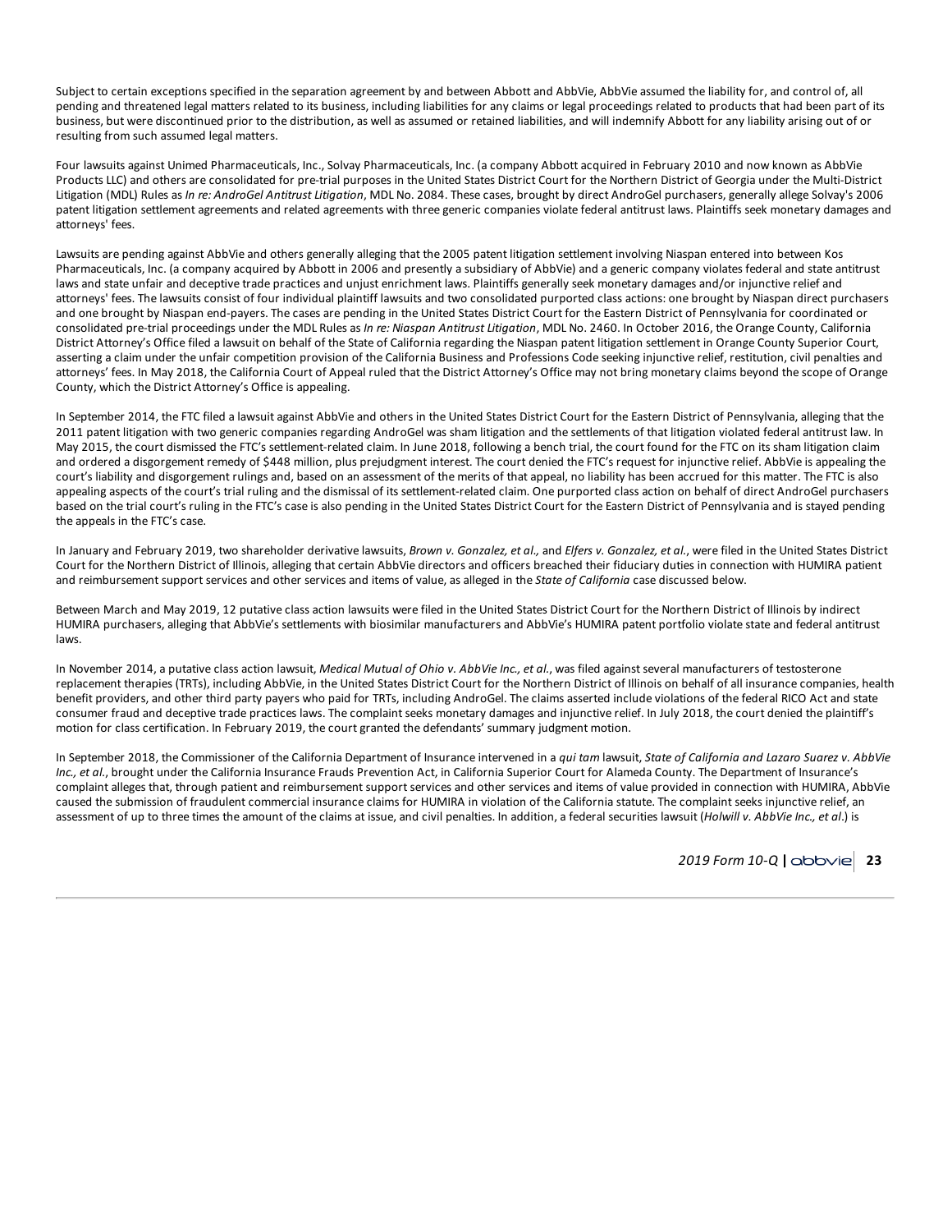Subject to certain exceptions specified in the separation agreement by and between Abbott and AbbVie, AbbVie assumed the liability for, and control of, all pending and threatened legal matters related to its business, including liabilities for any claims or legal proceedings related to products that had been part of its business, but were discontinued prior to the distribution, as well as assumed or retained liabilities, and will indemnify Abbott for any liability arising out of or resulting from such assumed legal matters.

Four lawsuits against Unimed Pharmaceuticals, Inc., Solvay Pharmaceuticals, Inc. (a company Abbott acquired in February 2010 and now known as AbbVie Products LLC) and others are consolidated for pre-trial purposes in the United States District Court for the Northern District of Georgia under the Multi-District Litigation (MDL) Rules as *In re: AndroGel Antitrust Litigation*, MDL No. 2084. These cases, brought by direct AndroGel purchasers, generally allege Solvay's 2006 patent litigation settlement agreements and related agreements with three generic companies violate federal antitrust laws. Plaintiffs seek monetary damages and attorneys' fees.

Lawsuits are pending against AbbVie and others generally alleging that the 2005 patent litigation settlement involving Niaspan entered into between Kos Pharmaceuticals, Inc. (a company acquired by Abbott in 2006 and presently a subsidiary of AbbVie) and a generic company violates federal and state antitrust laws and state unfair and deceptive trade practices and unjust enrichment laws. Plaintiffs generally seek monetary damages and/or injunctive relief and attorneys' fees. The lawsuits consist of four individual plaintiff lawsuits and two consolidated purported class actions: one brought by Niaspan direct purchasers and one brought by Niaspan end-payers. The cases are pending in the United States District Court for the Eastern District of Pennsylvania for coordinated or consolidated pre-trial proceedings under the MDL Rules as *In re: Niaspan Antitrust Litigation*, MDL No. 2460. In October 2016, the Orange County, California District Attorney's Office filed a lawsuit on behalf of the State of California regarding the Niaspan patent litigation settlement in Orange County Superior Court, asserting a claim under the unfair competition provision of the California Business and Professions Code seeking injunctive relief, restitution, civil penalties and attorneys' fees. In May 2018, the California Court of Appeal ruled that the District Attorney's Office may not bring monetary claims beyond the scope of Orange County, which the District Attorney's Office is appealing.

In September 2014, the FTC filed a lawsuit against AbbVie and others in the United States District Court for the Eastern District of Pennsylvania, alleging that the 2011 patent litigation with two generic companies regarding AndroGel was sham litigation and the settlements of that litigation violated federal antitrust law. In May 2015, the court dismissed the FTC's settlement-related claim. In June 2018, following a bench trial, the court found for the FTC on its sham litigation claim and ordered a disgorgement remedy of $448 million, plus prejudgment interest. The court denied the FTC's request for injunctive relief. AbbVie is appealing the court's liability and disgorgement rulings and, based on an assessment of the merits of that appeal, no liability has been accrued for this matter. The FTC is also appealing aspects of the court's trial ruling and the dismissal of its settlement-related claim. One purported class action on behalf of direct AndroGel purchasers based on the trial court's ruling in the FTC's case is also pending in the United States District Court for the Eastern District of Pennsylvania and is stayed pending the appeals in the FTC's case.

In January and February 2019, two shareholder derivative lawsuits, *Brown v. Gonzalez, et al.,* and *Elfers v. Gonzalez, et al.*, were filed in the United States District Court for the Northern District of Illinois, alleging that certain AbbVie directors and officers breached their fiduciary duties in connection with HUMIRA patient and reimbursement support services and other services and items of value, as alleged in the *State of California* case discussed below.

Between March and May 2019, 12 putative class action lawsuits were filed in the United States District Court for the Northern District of Illinois by indirect HUMIRA purchasers, alleging that AbbVie's settlements with biosimilar manufacturers and AbbVie's HUMIRA patent portfolio violate state and federal antitrust laws.

In November 2014, a putative class action lawsuit, *Medical Mutual of Ohio v. AbbVie Inc., et al.*, was filed against several manufacturers of testosterone replacement therapies (TRTs), including AbbVie, in the United States District Court for the Northern District of Illinois on behalf of all insurance companies, health benefit providers, and other third party payers who paid for TRTs, including AndroGel. The claims asserted include violations of the federal RICO Act and state consumer fraud and deceptive trade practices laws. The complaint seeks monetary damages and injunctive relief. In July 2018, the court denied the plaintiff's motion for class certification. In February 2019, the court granted the defendants' summary judgment motion.

In September 2018, the Commissioner of the California Department of Insurance intervened in a *qui tam* lawsuit, *State of California and Lazaro Suarez v. AbbVie Inc., et al.*, brought under the California Insurance Frauds Prevention Act, in California Superior Court for Alameda County. The Department of Insurance's complaint alleges that, through patient and reimbursement support services and other services and items of value provided in connection with HUMIRA, AbbVie caused the submission of fraudulent commercial insurance claims for HUMIRA in violation of the California statute. The complaint seeks injunctive relief, an assessment of up to three times the amount of the claims at issue, and civil penalties. In addition, a federal securities lawsuit (*Holwill v. AbbVie Inc., et al*.) is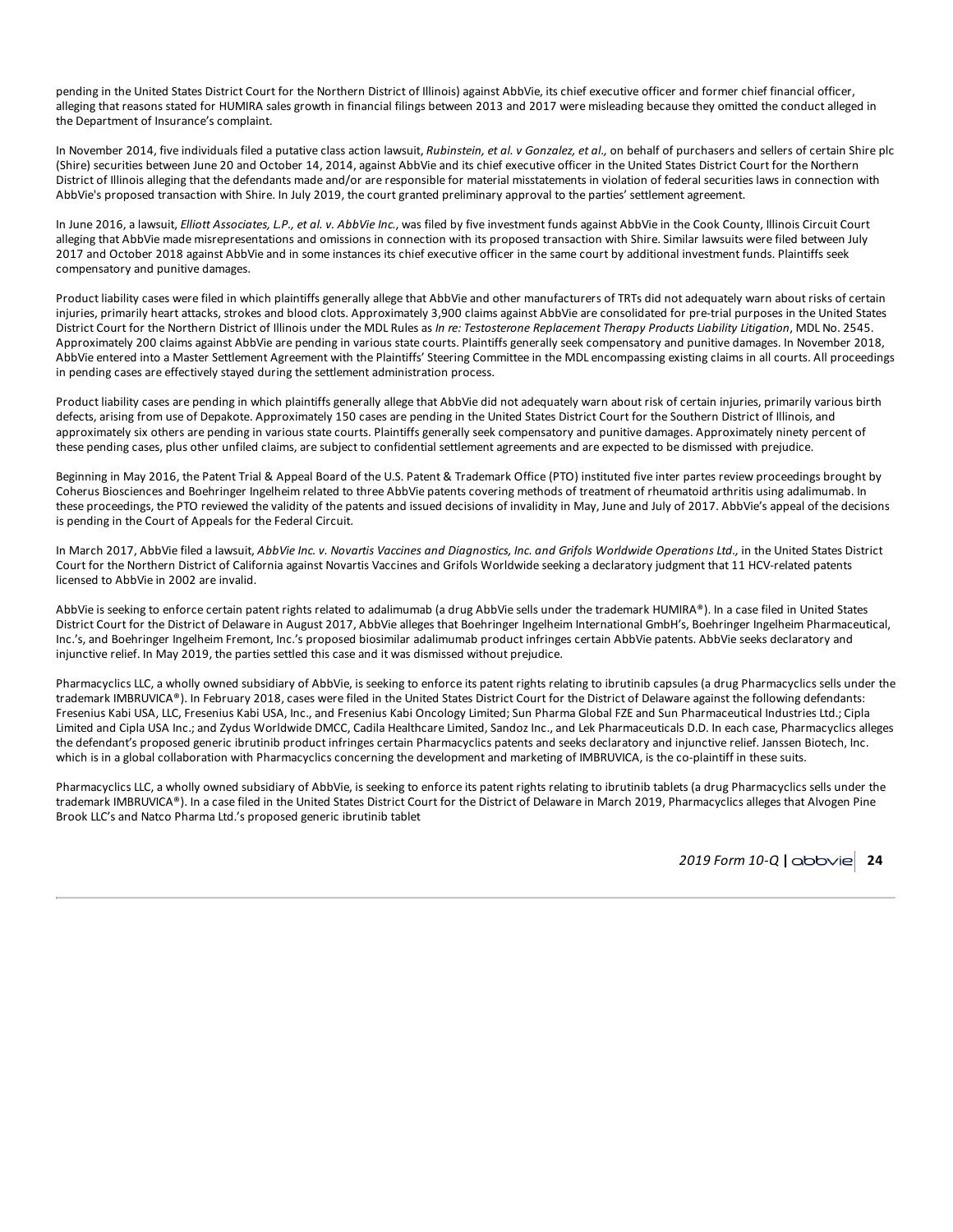pending in the United States District Court for the Northern District of Illinois) against AbbVie, its chief executive officer and former chief financial officer, alleging that reasons stated for HUMIRA sales growth in financial filings between 2013 and 2017 were misleading because they omitted the conduct alleged in the Department of Insurance's complaint.

In November 2014, five individuals filed a putative class action lawsuit, *Rubinstein, et al. v Gonzalez, et al.,* on behalf of purchasers and sellers of certain Shire plc (Shire) securities between June 20 and October 14, 2014, against AbbVie and its chief executive officer in the United States District Court for the Northern District of Illinois alleging that the defendants made and/or are responsible for material misstatements in violation of federal securities laws in connection with AbbVie's proposed transaction with Shire. In July 2019, the court granted preliminary approval to the parties' settlement agreement.

In June 2016, a lawsuit, *Elliott Associates, L.P., et al. v. AbbVie Inc.*, was filed by five investment funds against AbbVie in the Cook County, Illinois Circuit Court alleging that AbbVie made misrepresentations and omissions in connection with its proposed transaction with Shire. Similar lawsuits were filed between July 2017 and October 2018 against AbbVie and in some instances its chief executive officer in the same court by additional investment funds. Plaintiffs seek compensatory and punitive damages.

Product liability cases were filed in which plaintiffs generally allege that AbbVie and other manufacturers of TRTs did not adequately warn about risks of certain injuries, primarily heart attacks, strokes and blood clots. Approximately 3,900 claims against AbbVie are consolidated for pre-trial purposes in the United States District Court for the Northern District of Illinois under the MDL Rules as *In re: Testosterone Replacement Therapy Products Liability Litigation*, MDL No. 2545. Approximately 200 claims against AbbVie are pending in various state courts. Plaintiffs generally seek compensatory and punitive damages. In November 2018, AbbVie entered into a Master Settlement Agreement with the Plaintiffs' Steering Committee in the MDL encompassing existing claims in all courts. All proceedings in pending cases are effectively stayed during the settlement administration process.

Product liability cases are pending in which plaintiffs generally allege that AbbVie did not adequately warn about risk of certain injuries, primarily various birth defects, arising from use of Depakote. Approximately 150 cases are pending in the United States District Court for the Southern District of Illinois, and approximately six others are pending in various state courts. Plaintiffs generally seek compensatory and punitive damages. Approximately ninety percent of these pending cases, plus other unfiled claims, are subject to confidential settlement agreements and are expected to be dismissed with prejudice.

Beginning in May 2016, the Patent Trial & Appeal Board of the U.S. Patent & Trademark Office (PTO) instituted five inter partes review proceedings brought by Coherus Biosciences and Boehringer Ingelheim related to three AbbVie patents covering methods of treatment of rheumatoid arthritis using adalimumab. In these proceedings, the PTO reviewed the validity of the patents and issued decisions of invalidity in May, June and July of 2017. AbbVie's appeal of the decisions is pending in the Court of Appeals for the Federal Circuit.

In March 2017, AbbVie filed a lawsuit, *AbbVie Inc. v. Novartis Vaccines and Diagnostics, Inc. and Grifols Worldwide Operations Ltd.*, in the United States District Court for the Northern District of California against Novartis Vaccines and Grifols Worldwide seeking a declaratory judgment that 11 HCV-related patents licensed to AbbVie in 2002 are invalid.

AbbVie is seeking to enforce certain patent rights related to adalimumab (a drug AbbVie sells under the trademark HUMIRA®). In a case filed in United States District Court for the District of Delaware in August 2017, AbbVie alleges that Boehringer Ingelheim International GmbH's, Boehringer Ingelheim Pharmaceutical, Inc.'s, and Boehringer Ingelheim Fremont, Inc.'s proposed biosimilar adalimumab product infringes certain AbbVie patents. AbbVie seeks declaratory and injunctive relief. In May 2019, the parties settled this case and it was dismissed without prejudice.

Pharmacyclics LLC, a wholly owned subsidiary of AbbVie, is seeking to enforce its patent rights relating to ibrutinib capsules (a drug Pharmacyclics sells under the trademark IMBRUVICA®). In February 2018, cases were filed in the United States District Court for the District of Delaware against the following defendants: Fresenius Kabi USA, LLC, Fresenius Kabi USA, Inc., and Fresenius Kabi Oncology Limited; Sun Pharma Global FZE and Sun Pharmaceutical Industries Ltd.; Cipla Limited and Cipla USA Inc.; and Zydus Worldwide DMCC, Cadila Healthcare Limited, Sandoz Inc., and Lek Pharmaceuticals D.D. In each case, Pharmacyclics alleges the defendant's proposed generic ibrutinib product infringes certain Pharmacyclics patents and seeks declaratory and injunctive relief. Janssen Biotech, Inc. which is in a global collaboration with Pharmacyclics concerning the development and marketing of IMBRUVICA, is the co-plaintiff in these suits.

Pharmacyclics LLC, a wholly owned subsidiary of AbbVie, is seeking to enforce its patent rights relating to ibrutinib tablets (a drug Pharmacyclics sells under the trademark IMBRUVICA®). In a case filed in the United States District Court for the District of Delaware in March 2019, Pharmacyclics alleges that Alvogen Pine Brook LLC's and Natco Pharma Ltd.'s proposed generic ibrutinib tablet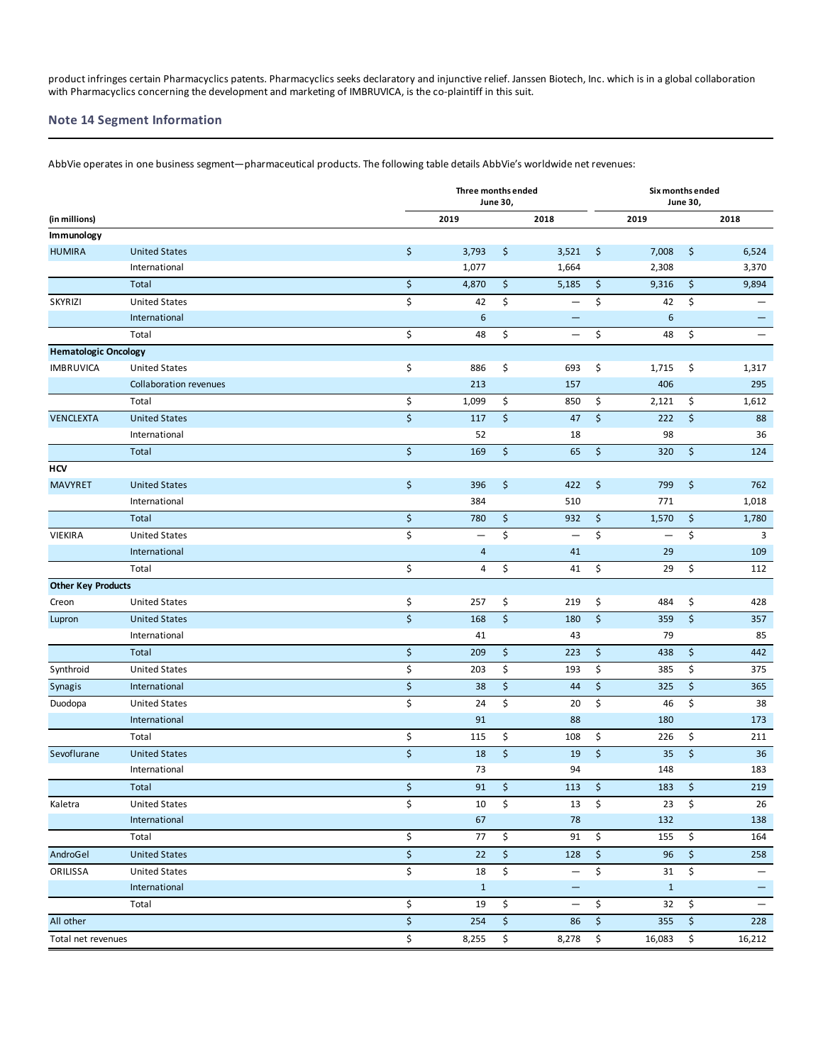product infringes certain Pharmacyclics patents. Pharmacyclics seeks declaratory and injunctive relief. Janssen Biotech, Inc. which is in a global collaboration with Pharmacyclics concerning the development and marketing of IMBRUVICA, is the co-plaintiff in this suit.

## Note 14 Segment Information

AbbVie operates in one business segment—pharmaceutical products. The following table details AbbVie's worldwide net revenues:

| (in millions) | | Three months ended June 30, 2019 | Three months ended June 30, 2018 | Six months ended June 30, 2019 | Six months ended June 30, 2018 |
|---|---|---|---|---|---|
| **Immunology** | | | | | |
| HUMIRA | United States | $ 3,793 | $ 3,521 | $ 7,008 | $ 6,524 |
| | International | 1,077 | 1,664 | 2,308 | 3,370 |
| | Total | $ 4,870 | $ 5,185 | $ 9,316 | $ 9,894 |
| SKYRIZI | United States | $ 42 | $ — | $ 42 | $ — |
| | International | 6 | — | 6 | — |
| | Total | $ 48 | $ — | $ 48 | $ — |
| **Hematologic Oncology** | | | | | |
| IMBRUVICA | United States | $ 886 | $ 693 | $ 1,715 | $ 1,317 |
| | Collaboration revenues | 213 | 157 | 406 | 295 |
| | Total | $ 1,099 | $ 850 | $ 2,121 | $ 1,612 |
| VENCLEXTA | United States | $ 117 | $ 47 | $ 222 | $ 88 |
| | International | 52 | 18 | 98 | 36 |
| | Total | $ 169 | $ 65 | $ 320 | $ 124 |
| **HCV** | | | | | |
| MAVYRET | United States | $ 396 | $ 422 | $ 799 | $ 762 |
| | International | 384 | 510 | 771 | 1,018 |
| | Total | $ 780 | $ 932 | $ 1,570 | $ 1,780 |
| VIEKIRA | United States | $ — | $ — | $ — | $ 3 |
| | International | 4 | 41 | 29 | 109 |
| | Total | $ 4 | $ 41 | $ 29 | $ 112 |
| **Other Key Products** | | | | | |
| Creon | United States | $ 257 | $ 219 | $ 484 | $ 428 |
| Lupron | United States | $ 168 | $ 180 | $ 359 | $ 357 |
| | International | 41 | 43 | 79 | 85 |
| | Total | $ 209 | $ 223 | $ 438 | $ 442 |
| Synthroid | United States | $ 203 | $ 193 | $ 385 | $ 375 |
| Synagis | International | $ 38 | $ 44 | $ 325 | $ 365 |
| Duodopa | United States | $ 24 | $ 20 | $ 46 | $ 38 |
| | International | 91 | 88 | 180 | 173 |
| | Total | $ 115 | $ 108 | $ 226 | $ 211 |
| Sevoflurane | United States | $ 18 | $ 19 | $ 35 | $ 36 |
| | International | 73 | 94 | 148 | 183 |
| | Total | $ 91 | $ 113 | $ 183 | $ 219 |
| Kaletra | United States | $ 10 | $ 13 | $ 23 | $ 26 |
| | International | 67 | 78 | 132 | 138 |
| | Total | $ 77 | $ 91 | $ 155 | $ 164 |
| AndroGel | United States | $ 22 | $ 128 | $ 96 | $ 258 |
| ORILISSA | United States | $ 18 | $ — | $ 31 | $ — |
| | International | 1 | — | 1 | — |
| | Total | $ 19 | $ — | $ 32 | $ — |
| All other | | $ 254 | $ 86 | $ 355 | $ 228 |
| Total net revenues | | $ 8,255 | $ 8,278 | $ 16,083 | $ 16,212 |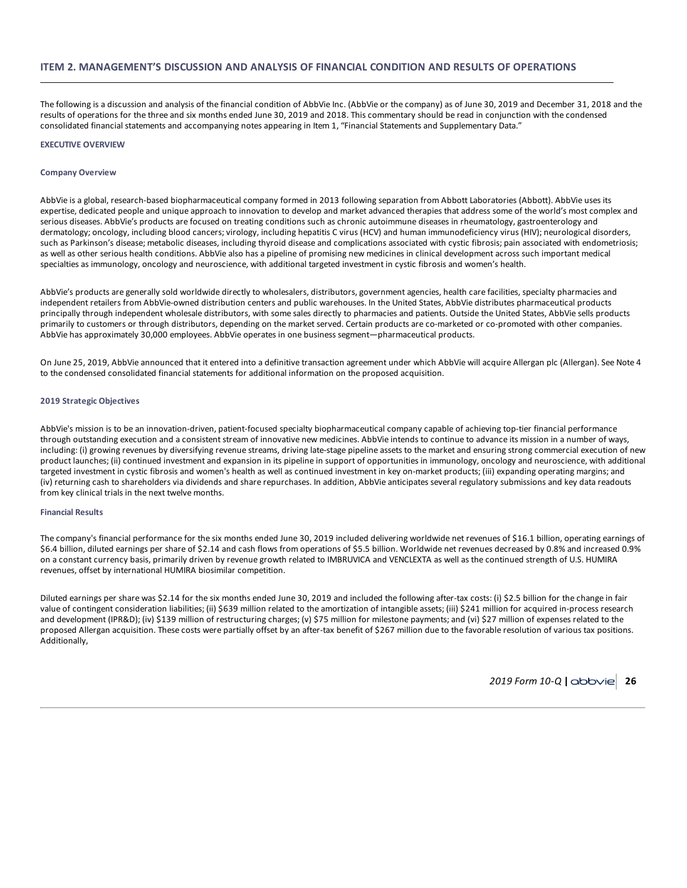## ITEM 2. MANAGEMENT'S DISCUSSION AND ANALYSIS OF FINANCIAL CONDITION AND RESULTS OF OPERATIONS

The following is a discussion and analysis of the financial condition of AbbVie Inc. (AbbVie or the company) as of June 30, 2019 and December 31, 2018 and the results of operations for the three and six months ended June 30, 2019 and 2018. This commentary should be read in conjunction with the condensed consolidated financial statements and accompanying notes appearing in Item 1, "Financial Statements and Supplementary Data."

### EXECUTIVE OVERVIEW

#### Company Overview

AbbVie is a global, research-based biopharmaceutical company formed in 2013 following separation from Abbott Laboratories (Abbott). AbbVie uses its expertise, dedicated people and unique approach to innovation to develop and market advanced therapies that address some of the world's most complex and serious diseases. AbbVie's products are focused on treating conditions such as chronic autoimmune diseases in rheumatology, gastroenterology and dermatology; oncology, including blood cancers; virology, including hepatitis C virus (HCV) and human immunodeficiency virus (HIV); neurological disorders, such as Parkinson's disease; metabolic diseases, including thyroid disease and complications associated with cystic fibrosis; pain associated with endometriosis; as well as other serious health conditions. AbbVie also has a pipeline of promising new medicines in clinical development across such important medical specialties as immunology, oncology and neuroscience, with additional targeted investment in cystic fibrosis and women's health.

AbbVie's products are generally sold worldwide directly to wholesalers, distributors, government agencies, health care facilities, specialty pharmacies and independent retailers from AbbVie-owned distribution centers and public warehouses. In the United States, AbbVie distributes pharmaceutical products principally through independent wholesale distributors, with some sales directly to pharmacies and patients. Outside the United States, AbbVie sells products primarily to customers or through distributors, depending on the market served. Certain products are co-marketed or co-promoted with other companies. AbbVie has approximately 30,000 employees. AbbVie operates in one business segment—pharmaceutical products.

On June 25, 2019, AbbVie announced that it entered into a definitive transaction agreement under which AbbVie will acquire Allergan plc (Allergan). See Note 4 to the condensed consolidated financial statements for additional information on the proposed acquisition.

#### 2019 Strategic Objectives

AbbVie's mission is to be an innovation-driven, patient-focused specialty biopharmaceutical company capable of achieving top-tier financial performance through outstanding execution and a consistent stream of innovative new medicines. AbbVie intends to continue to advance its mission in a number of ways, including: (i) growing revenues by diversifying revenue streams, driving late-stage pipeline assets to the market and ensuring strong commercial execution of new product launches; (ii) continued investment and expansion in its pipeline in support of opportunities in immunology, oncology and neuroscience, with additional targeted investment in cystic fibrosis and women's health as well as continued investment in key on-market products; (iii) expanding operating margins; and (iv) returning cash to shareholders via dividends and share repurchases. In addition, AbbVie anticipates several regulatory submissions and key data readouts from key clinical trials in the next twelve months.

#### Financial Results

The company's financial performance for the six months ended June 30, 2019 included delivering worldwide net revenues of $16.1 billion, operating earnings of $6.4 billion, diluted earnings per share of $2.14 and cash flows from operations of $5.5 billion. Worldwide net revenues decreased by 0.8% and increased 0.9% on a constant currency basis, primarily driven by revenue growth related to IMBRUVICA and VENCLEXTA as well as the continued strength of U.S. HUMIRA revenues, offset by international HUMIRA biosimilar competition.

Diluted earnings per share was $2.14 for the six months ended June 30, 2019 and included the following after-tax costs: (i) $2.5 billion for the change in fair value of contingent consideration liabilities; (ii) $639 million related to the amortization of intangible assets; (iii) $241 million for acquired in-process research and development (IPR&D); (iv) $139 million of restructuring charges; (v) $75 million for milestone payments; and (vi) $27 million of expenses related to the proposed Allergan acquisition. These costs were partially offset by an after-tax benefit of $267 million due to the favorable resolution of various tax positions. Additionally,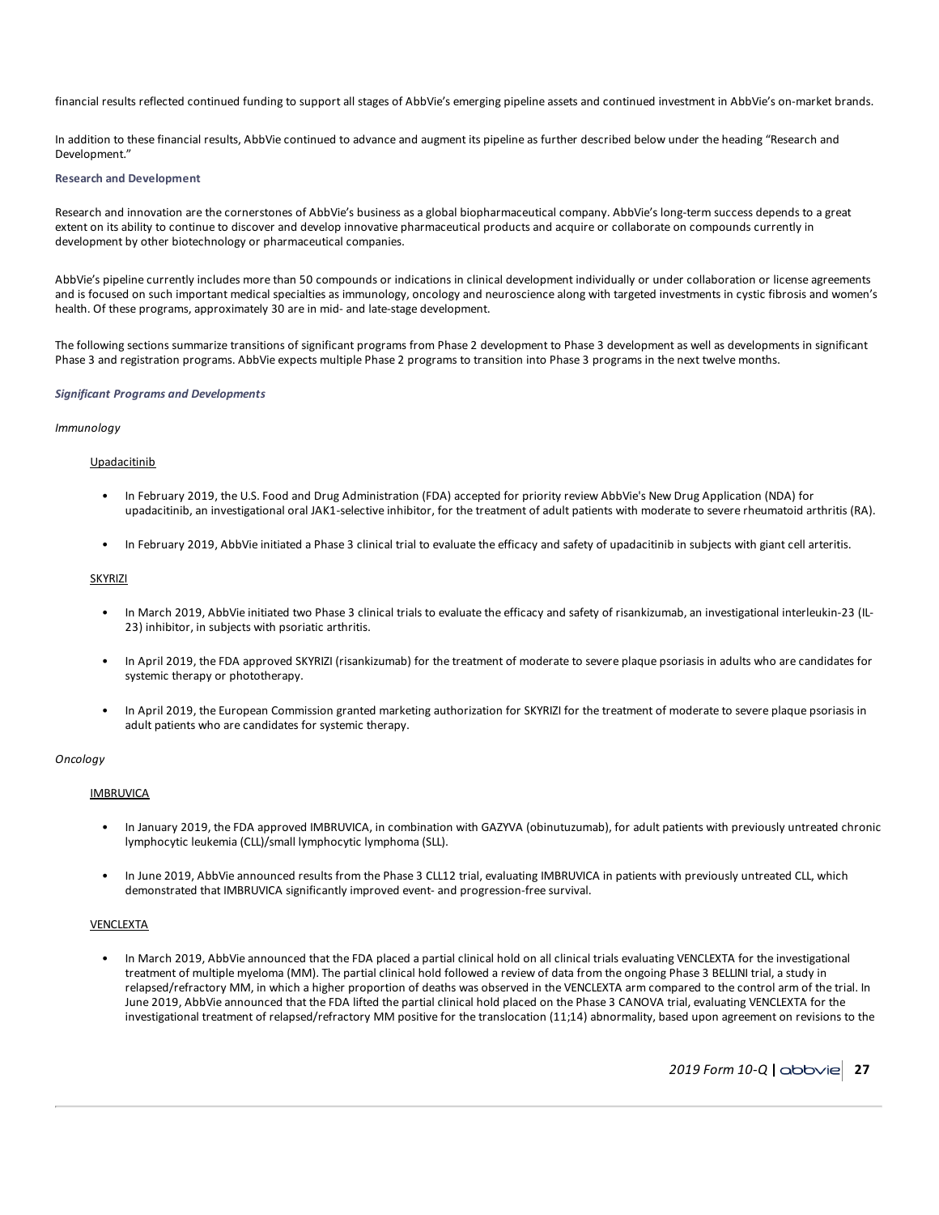financial results reflected continued funding to support all stages of AbbVie's emerging pipeline assets and continued investment in AbbVie's on-market brands.

In addition to these financial results, AbbVie continued to advance and augment its pipeline as further described below under the heading "Research and Development."

### Research and Development

Research and innovation are the cornerstones of AbbVie's business as a global biopharmaceutical company. AbbVie's long-term success depends to a great extent on its ability to continue to discover and develop innovative pharmaceutical products and acquire or collaborate on compounds currently in development by other biotechnology or pharmaceutical companies.

AbbVie's pipeline currently includes more than 50 compounds or indications in clinical development individually or under collaboration or license agreements and is focused on such important medical specialties as immunology, oncology and neuroscience along with targeted investments in cystic fibrosis and women's health. Of these programs, approximately 30 are in mid- and late-stage development.

The following sections summarize transitions of significant programs from Phase 2 development to Phase 3 development as well as developments in significant Phase 3 and registration programs. AbbVie expects multiple Phase 2 programs to transition into Phase 3 programs in the next twelve months.

***Significant Programs and Developments***

*Immunology*

Upadacitinib

- In February 2019, the U.S. Food and Drug Administration (FDA) accepted for priority review AbbVie's New Drug Application (NDA) for upadacitinib, an investigational oral JAK1-selective inhibitor, for the treatment of adult patients with moderate to severe rheumatoid arthritis (RA).
- In February 2019, AbbVie initiated a Phase 3 clinical trial to evaluate the efficacy and safety of upadacitinib in subjects with giant cell arteritis.

SKYRIZI

- In March 2019, AbbVie initiated two Phase 3 clinical trials to evaluate the efficacy and safety of risankizumab, an investigational interleukin-23 (IL-23) inhibitor, in subjects with psoriatic arthritis.
- In April 2019, the FDA approved SKYRIZI (risankizumab) for the treatment of moderate to severe plaque psoriasis in adults who are candidates for systemic therapy or phototherapy.
- In April 2019, the European Commission granted marketing authorization for SKYRIZI for the treatment of moderate to severe plaque psoriasis in adult patients who are candidates for systemic therapy.

*Oncology*

IMBRUVICA

- In January 2019, the FDA approved IMBRUVICA, in combination with GAZYVA (obinutuzumab), for adult patients with previously untreated chronic lymphocytic leukemia (CLL)/small lymphocytic lymphoma (SLL).
- In June 2019, AbbVie announced results from the Phase 3 CLL12 trial, evaluating IMBRUVICA in patients with previously untreated CLL, which demonstrated that IMBRUVICA significantly improved event- and progression-free survival.

VENCLEXTA

- In March 2019, AbbVie announced that the FDA placed a partial clinical hold on all clinical trials evaluating VENCLEXTA for the investigational treatment of multiple myeloma (MM). The partial clinical hold followed a review of data from the ongoing Phase 3 BELLINI trial, a study in relapsed/refractory MM, in which a higher proportion of deaths was observed in the VENCLEXTA arm compared to the control arm of the trial. In June 2019, AbbVie announced that the FDA lifted the partial clinical hold placed on the Phase 3 CANOVA trial, evaluating VENCLEXTA for the investigational treatment of relapsed/refractory MM positive for the translocation (11;14) abnormality, based upon agreement on revisions to the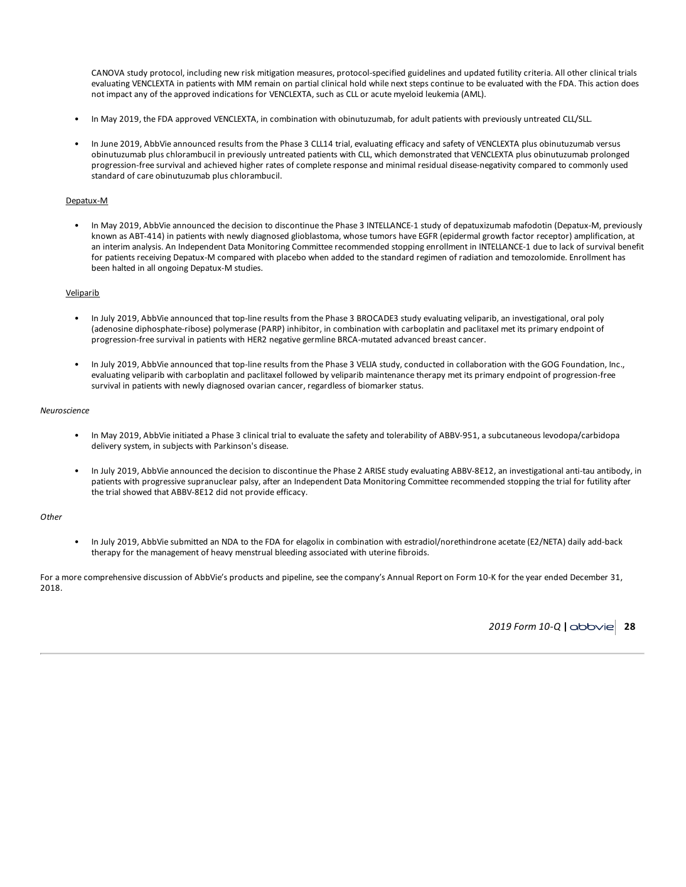CANOVA study protocol, including new risk mitigation measures, protocol-specified guidelines and updated futility criteria. All other clinical trials evaluating VENCLEXTA in patients with MM remain on partial clinical hold while next steps continue to be evaluated with the FDA. This action does not impact any of the approved indications for VENCLEXTA, such as CLL or acute myeloid leukemia (AML).

- In May 2019, the FDA approved VENCLEXTA, in combination with obinutuzumab, for adult patients with previously untreated CLL/SLL.
- In June 2019, AbbVie announced results from the Phase 3 CLL14 trial, evaluating efficacy and safety of VENCLEXTA plus obinutuzumab versus obinutuzumab plus chlorambucil in previously untreated patients with CLL, which demonstrated that VENCLEXTA plus obinutuzumab prolonged progression-free survival and achieved higher rates of complete response and minimal residual disease-negativity compared to commonly used standard of care obinutuzumab plus chlorambucil.

Depatux-M

- In May 2019, AbbVie announced the decision to discontinue the Phase 3 INTELLANCE-1 study of depatuxizumab mafodotin (Depatux-M, previously known as ABT-414) in patients with newly diagnosed glioblastoma, whose tumors have EGFR (epidermal growth factor receptor) amplification, at an interim analysis. An Independent Data Monitoring Committee recommended stopping enrollment in INTELLANCE-1 due to lack of survival benefit for patients receiving Depatux-M compared with placebo when added to the standard regimen of radiation and temozolomide. Enrollment has been halted in all ongoing Depatux-M studies.

Veliparib

- In July 2019, AbbVie announced that top-line results from the Phase 3 BROCADE3 study evaluating veliparib, an investigational, oral poly (adenosine diphosphate-ribose) polymerase (PARP) inhibitor, in combination with carboplatin and paclitaxel met its primary endpoint of progression-free survival in patients with HER2 negative germline BRCA-mutated advanced breast cancer.
- In July 2019, AbbVie announced that top-line results from the Phase 3 VELIA study, conducted in collaboration with the GOG Foundation, Inc., evaluating veliparib with carboplatin and paclitaxel followed by veliparib maintenance therapy met its primary endpoint of progression-free survival in patients with newly diagnosed ovarian cancer, regardless of biomarker status.

*Neuroscience*

- In May 2019, AbbVie initiated a Phase 3 clinical trial to evaluate the safety and tolerability of ABBV-951, a subcutaneous levodopa/carbidopa delivery system, in subjects with Parkinson's disease.
- In July 2019, AbbVie announced the decision to discontinue the Phase 2 ARISE study evaluating ABBV-8E12, an investigational anti-tau antibody, in patients with progressive supranuclear palsy, after an Independent Data Monitoring Committee recommended stopping the trial for futility after the trial showed that ABBV-8E12 did not provide efficacy.

*Other*

- In July 2019, AbbVie submitted an NDA to the FDA for elagolix in combination with estradiol/norethindrone acetate (E2/NETA) daily add-back therapy for the management of heavy menstrual bleeding associated with uterine fibroids.

For a more comprehensive discussion of AbbVie's products and pipeline, see the company's Annual Report on Form 10-K for the year ended December 31, 2018.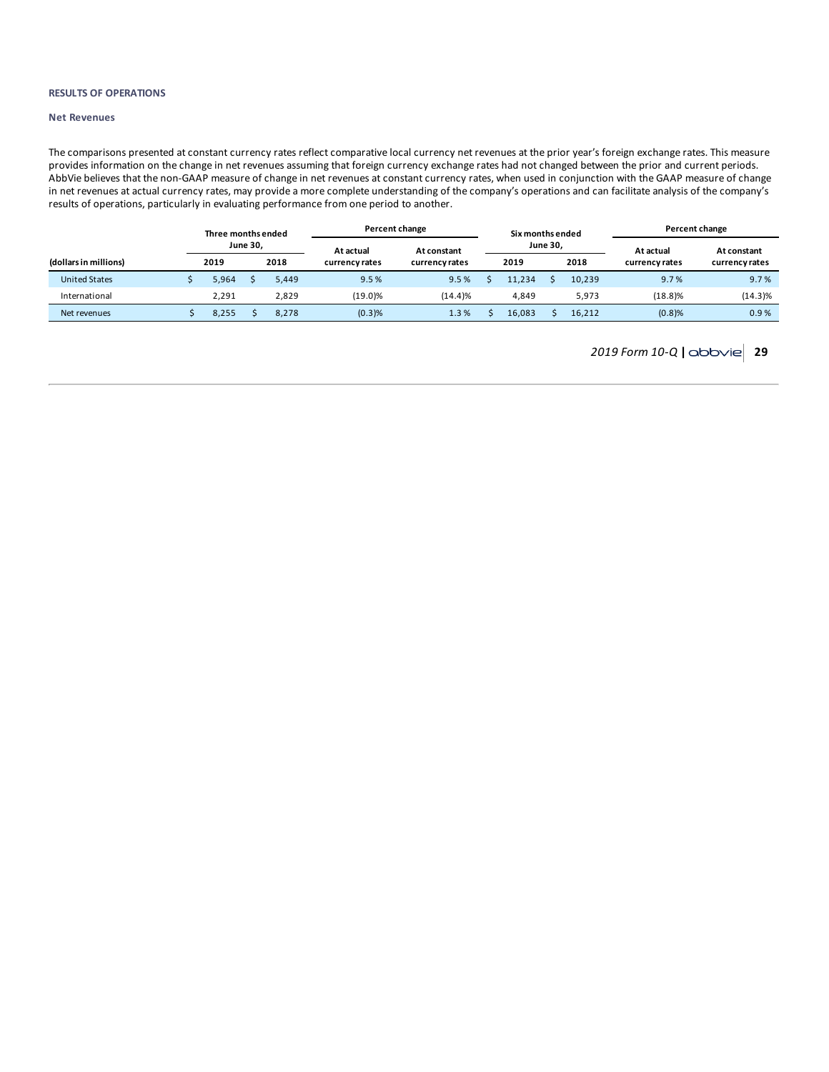**RESULTS OF OPERATIONS**

**Net Revenues**

The comparisons presented at constant currency rates reflect comparative local currency net revenues at the prior year's foreign exchange rates. This measure provides information on the change in net revenues assuming that foreign currency exchange rates had not changed between the prior and current periods. AbbVie believes that the non-GAAP measure of change in net revenues at constant currency rates, when used in conjunction with the GAAP measure of change in net revenues at actual currency rates, may provide a more complete understanding of the company's operations and can facilitate analysis of the company's results of operations, particularly in evaluating performance from one period to another.

| | Three months ended June 30, | | Percent change | | Six months ended June 30, | | Percent change | |
|---|---|---|---|---|---|---|---|---|
| (dollars in millions) | 2019 | 2018 | At actual currency rates | At constant currency rates | 2019 | 2018 | At actual currency rates | At constant currency rates |
| United States | $ 5,964 | $ 5,449 | 9.5 % | 9.5 % | $ 11,234 | $ 10,239 | 9.7 % | 9.7 % |
| International | 2,291 | 2,829 | (19.0)% | (14.4)% | 4,849 | 5,973 | (18.8)% | (14.3)% |
| Net revenues | $ 8,255 | $ 8,278 | (0.3)% | 1.3 % | $ 16,083 | $ 16,212 | (0.8)% | 0.9 % |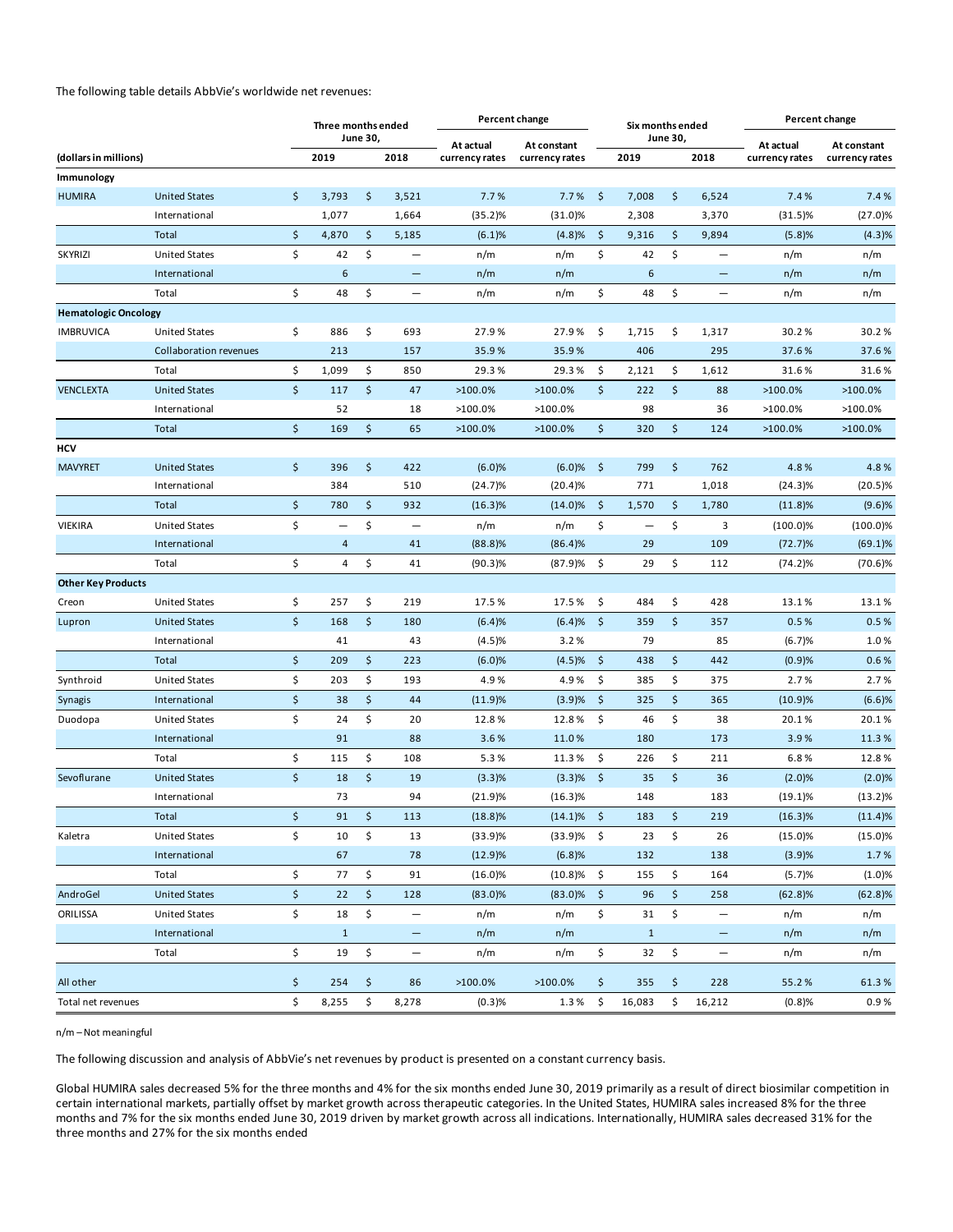The following table details AbbVie's worldwide net revenues:

| (dollars in millions) | | Three months ended June 30, 2019 | Three months ended June 30, 2018 | Percent change At actual currency rates | Percent change At constant currency rates | Six months ended June 30, 2019 | Six months ended June 30, 2018 | Percent change At actual currency rates | Percent change At constant currency rates |
|---|---|---|---|---|---|---|---|---|---|
| **Immunology** | | | | | | | | | |
| HUMIRA | United States | $ 3,793 | $ 3,521 | 7.7 % | 7.7 % | $ 7,008 | $ 6,524 | 7.4 % | 7.4 % |
| | International | 1,077 | 1,664 | (35.2)% | (31.0)% | 2,308 | 3,370 | (31.5)% | (27.0)% |
| | Total | $ 4,870 | $ 5,185 | (6.1)% | (4.8)% | $ 9,316 | $ 9,894 | (5.8)% | (4.3)% |
| SKYRIZI | United States | $ 42 | $ — | n/m | n/m | $ 42 | $ — | n/m | n/m |
| | International | 6 | — | n/m | n/m | 6 | — | n/m | n/m |
| | Total | $ 48 | $ — | n/m | n/m | $ 48 | $ — | n/m | n/m |
| **Hematologic Oncology** | | | | | | | | | |
| IMBRUVICA | United States | $ 886 | $ 693 | 27.9 % | 27.9 % | $ 1,715 | $ 1,317 | 30.2 % | 30.2 % |
| | Collaboration revenues | 213 | 157 | 35.9 % | 35.9 % | 406 | 295 | 37.6 % | 37.6 % |
| | Total | $ 1,099 | $ 850 | 29.3 % | 29.3 % | $ 2,121 | $ 1,612 | 31.6 % | 31.6 % |
| VENCLEXTA | United States | $ 117 | $ 47 | >100.0% | >100.0% | $ 222 | $ 88 | >100.0% | >100.0% |
| | International | 52 | 18 | >100.0% | >100.0% | 98 | 36 | >100.0% | >100.0% |
| | Total | $ 169 | $ 65 | >100.0% | >100.0% | $ 320 | $ 124 | >100.0% | >100.0% |
| **HCV** | | | | | | | | | |
| MAVYRET | United States | $ 396 | $ 422 | (6.0)% | (6.0)% | $ 799 | $ 762 | 4.8 % | 4.8 % |
| | International | 384 | 510 | (24.7)% | (20.4)% | 771 | 1,018 | (24.3)% | (20.5)% |
| | Total | $ 780 | $ 932 | (16.3)% | (14.0)% | $ 1,570 | $ 1,780 | (11.8)% | (9.6)% |
| VIEKIRA | United States | $ — | $ — | n/m | n/m | $ — | $ 3 | (100.0)% | (100.0)% |
| | International | 4 | 41 | (88.8)% | (86.4)% | 29 | 109 | (72.7)% | (69.1)% |
| | Total | $ 4 | $ 41 | (90.3)% | (87.9)% | $ 29 | $ 112 | (74.2)% | (70.6)% |
| **Other Key Products** | | | | | | | | | |
| Creon | United States | $ 257 | $ 219 | 17.5 % | 17.5 % | $ 484 | $ 428 | 13.1 % | 13.1 % |
| Lupron | United States | $ 168 | $ 180 | (6.4)% | (6.4)% | $ 359 | $ 357 | 0.5 % | 0.5 % |
| | International | 41 | 43 | (4.5)% | 3.2 % | 79 | 85 | (6.7)% | 1.0 % |
| | Total | $ 209 | $ 223 | (6.0)% | (4.5)% | $ 438 | $ 442 | (0.9)% | 0.6 % |
| Synthroid | United States | $ 203 | $ 193 | 4.9 % | 4.9 % | $ 385 | $ 375 | 2.7 % | 2.7 % |
| Synagis | International | $ 38 | $ 44 | (11.9)% | (3.9)% | $ 325 | $ 365 | (10.9)% | (6.6)% |
| Duodopa | United States | $ 24 | $ 20 | 12.8 % | 12.8 % | $ 46 | $ 38 | 20.1 % | 20.1 % |
| | International | 91 | 88 | 3.6 % | 11.0 % | 180 | 173 | 3.9 % | 11.3 % |
| | Total | $ 115 | $ 108 | 5.3 % | 11.3 % | $ 226 | $ 211 | 6.8 % | 12.8 % |
| Sevoflurane | United States | $ 18 | $ 19 | (3.3)% | (3.3)% | $ 35 | $ 36 | (2.0)% | (2.0)% |
| | International | 73 | 94 | (21.9)% | (16.3)% | 148 | 183 | (19.1)% | (13.2)% |
| | Total | $ 91 | $ 113 | (18.8)% | (14.1)% | $ 183 | $ 219 | (16.3)% | (11.4)% |
| Kaletra | United States | $ 10 | $ 13 | (33.9)% | (33.9)% | $ 23 | $ 26 | (15.0)% | (15.0)% |
| | International | 67 | 78 | (12.9)% | (6.8)% | 132 | 138 | (3.9)% | 1.7 % |
| | Total | $ 77 | $ 91 | (16.0)% | (10.8)% | $ 155 | $ 164 | (5.7)% | (1.0)% |
| AndroGel | United States | $ 22 | $ 128 | (83.0)% | (83.0)% | $ 96 | $ 258 | (62.8)% | (62.8)% |
| ORILISSA | United States | $ 18 | $ — | n/m | n/m | $ 31 | $ — | n/m | n/m |
| | International | 1 | — | n/m | n/m | 1 | — | n/m | n/m |
| | Total | $ 19 | $ — | n/m | n/m | $ 32 | $ — | n/m | n/m |
| All other | | $ 254 | $ 86 | >100.0% | >100.0% | $ 355 | $ 228 | 55.2 % | 61.3 % |
| Total net revenues | | $ 8,255 | $ 8,278 | (0.3)% | 1.3 % | $ 16,083 | $ 16,212 | (0.8)% | 0.9 % |

n/m – Not meaningful

The following discussion and analysis of AbbVie's net revenues by product is presented on a constant currency basis.

Global HUMIRA sales decreased 5% for the three months and 4% for the six months ended June 30, 2019 primarily as a result of direct biosimilar competition in certain international markets, partially offset by market growth across therapeutic categories. In the United States, HUMIRA sales increased 8% for the three months and 7% for the six months ended June 30, 2019 driven by market growth across all indications. Internationally, HUMIRA sales decreased 31% for the three months and 27% for the six months ended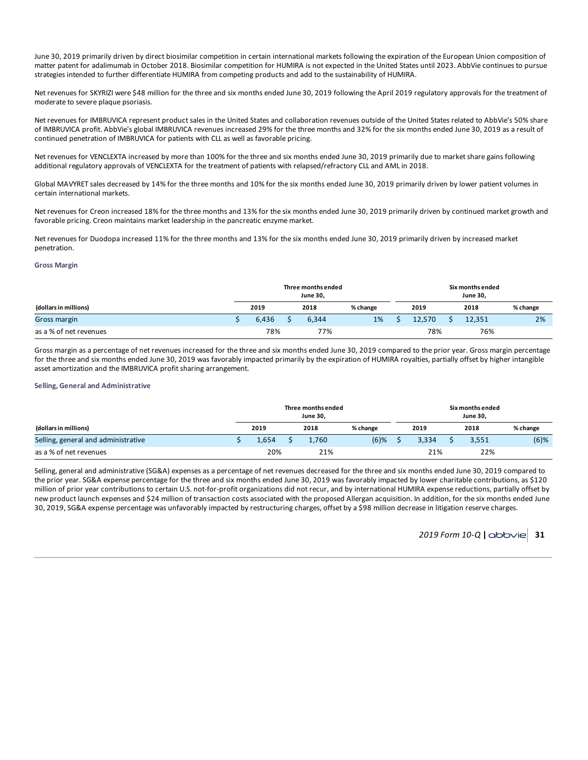June 30, 2019 primarily driven by direct biosimilar competition in certain international markets following the expiration of the European Union composition of matter patent for adalimumab in October 2018. Biosimilar competition for HUMIRA is not expected in the United States until 2023. AbbVie continues to pursue strategies intended to further differentiate HUMIRA from competing products and add to the sustainability of HUMIRA.

Net revenues for SKYRIZI were $48 million for the three and six months ended June 30, 2019 following the April 2019 regulatory approvals for the treatment of moderate to severe plaque psoriasis.

Net revenues for IMBRUVICA represent product sales in the United States and collaboration revenues outside of the United States related to AbbVie's 50% share of IMBRUVICA profit. AbbVie's global IMBRUVICA revenues increased 29% for the three months and 32% for the six months ended June 30, 2019 as a result of continued penetration of IMBRUVICA for patients with CLL as well as favorable pricing.

Net revenues for VENCLEXTA increased by more than 100% for the three and six months ended June 30, 2019 primarily due to market share gains following additional regulatory approvals of VENCLEXTA for the treatment of patients with relapsed/refractory CLL and AML in 2018.

Global MAVYRET sales decreased by 14% for the three months and 10% for the six months ended June 30, 2019 primarily driven by lower patient volumes in certain international markets.

Net revenues for Creon increased 18% for the three months and 13% for the six months ended June 30, 2019 primarily driven by continued market growth and favorable pricing. Creon maintains market leadership in the pancreatic enzyme market.

Net revenues for Duodopa increased 11% for the three months and 13% for the six months ended June 30, 2019 primarily driven by increased market penetration.

### Gross Margin

| | Three months ended June 30, | | | Six months ended June 30, | | |
|---|---|---|---|---|---|---|
| (dollars in millions) | 2019 | 2018 | % change | 2019 | 2018 | % change |
| Gross margin | $ 6,436 | $ 6,344 | 1% | $ 12,570 | $ 12,351 | 2% |
| as a % of net revenues | 78% | 77% | | 78% | 76% | |

Gross margin as a percentage of net revenues increased for the three and six months ended June 30, 2019 compared to the prior year. Gross margin percentage for the three and six months ended June 30, 2019 was favorably impacted primarily by the expiration of HUMIRA royalties, partially offset by higher intangible asset amortization and the IMBRUVICA profit sharing arrangement.

### Selling, General and Administrative

| | Three months ended June 30, | | | Six months ended June 30, | | |
|---|---|---|---|---|---|---|
| (dollars in millions) | 2019 | 2018 | % change | 2019 | 2018 | % change |
| Selling, general and administrative | $ 1,654 | $ 1,760 | (6)% | $ 3,334 | $ 3,551 | (6)% |
| as a % of net revenues | 20% | 21% | | 21% | 22% | |

Selling, general and administrative (SG&A) expenses as a percentage of net revenues decreased for the three and six months ended June 30, 2019 compared to the prior year. SG&A expense percentage for the three and six months ended June 30, 2019 was favorably impacted by lower charitable contributions, as $120 million of prior year contributions to certain U.S. not-for-profit organizations did not recur, and by international HUMIRA expense reductions, partially offset by new product launch expenses and $24 million of transaction costs associated with the proposed Allergan acquisition. In addition, for the six months ended June 30, 2019, SG&A expense percentage was unfavorably impacted by restructuring charges, offset by a $98 million decrease in litigation reserve charges.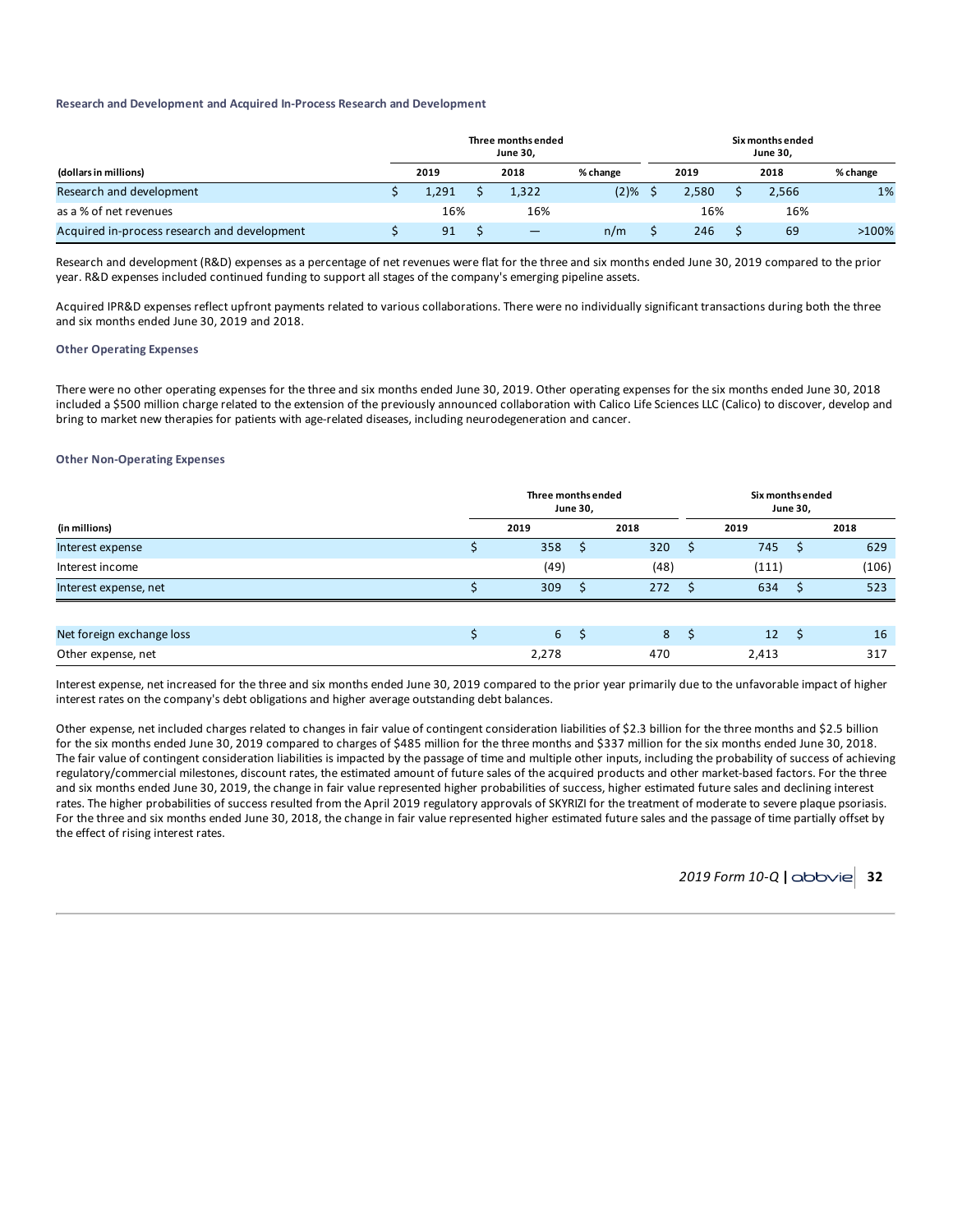### Research and Development and Acquired In-Process Research and Development

| (dollars in millions) | Three months ended June 30, 2019 | Three months ended June 30, 2018 | % change | Six months ended June 30, 2019 | Six months ended June 30, 2018 | % change |
|---|---|---|---|---|---|---|
| Research and development | $ 1,291 | $ 1,322 | (2)% | $ 2,580 | $ 2,566 | 1% |
| as a % of net revenues | 16% | 16% | | 16% | 16% | |
| Acquired in-process research and development | $ 91 | $ — | n/m | $ 246 | $ 69 | >100% |

Research and development (R&D) expenses as a percentage of net revenues were flat for the three and six months ended June 30, 2019 compared to the prior year. R&D expenses included continued funding to support all stages of the company's emerging pipeline assets.

Acquired IPR&D expenses reflect upfront payments related to various collaborations. There were no individually significant transactions during both the three and six months ended June 30, 2019 and 2018.

#### Other Operating Expenses

There were no other operating expenses for the three and six months ended June 30, 2019. Other operating expenses for the six months ended June 30, 2018 included a $500 million charge related to the extension of the previously announced collaboration with Calico Life Sciences LLC (Calico) to discover, develop and bring to market new therapies for patients with age-related diseases, including neurodegeneration and cancer.

#### Other Non-Operating Expenses

| (in millions) | Three months ended June 30, 2019 | Three months ended June 30, 2018 | Six months ended June 30, 2019 | Six months ended June 30, 2018 |
|---|---|---|---|---|
| Interest expense | $ 358 | $ 320 | $ 745 | $ 629 |
| Interest income | (49) | (48) | (111) | (106) |
| Interest expense, net | $ 309 | $ 272 | $ 634 | $ 523 |
| | | | | |
| Net foreign exchange loss | $ 6 | $ 8 | $ 12 | $ 16 |
| Other expense, net | 2,278 | 470 | 2,413 | 317 |

Interest expense, net increased for the three and six months ended June 30, 2019 compared to the prior year primarily due to the unfavorable impact of higher interest rates on the company's debt obligations and higher average outstanding debt balances.

Other expense, net included charges related to changes in fair value of contingent consideration liabilities of $2.3 billion for the three months and $2.5 billion for the six months ended June 30, 2019 compared to charges of $485 million for the three months and $337 million for the six months ended June 30, 2018. The fair value of contingent consideration liabilities is impacted by the passage of time and multiple other inputs, including the probability of success of achieving regulatory/commercial milestones, discount rates, the estimated amount of future sales of the acquired products and other market-based factors. For the three and six months ended June 30, 2019, the change in fair value represented higher probabilities of success, higher estimated future sales and declining interest rates. The higher probabilities of success resulted from the April 2019 regulatory approvals of SKYRIZI for the treatment of moderate to severe plaque psoriasis. For the three and six months ended June 30, 2018, the change in fair value represented higher estimated future sales and the passage of time partially offset by the effect of rising interest rates.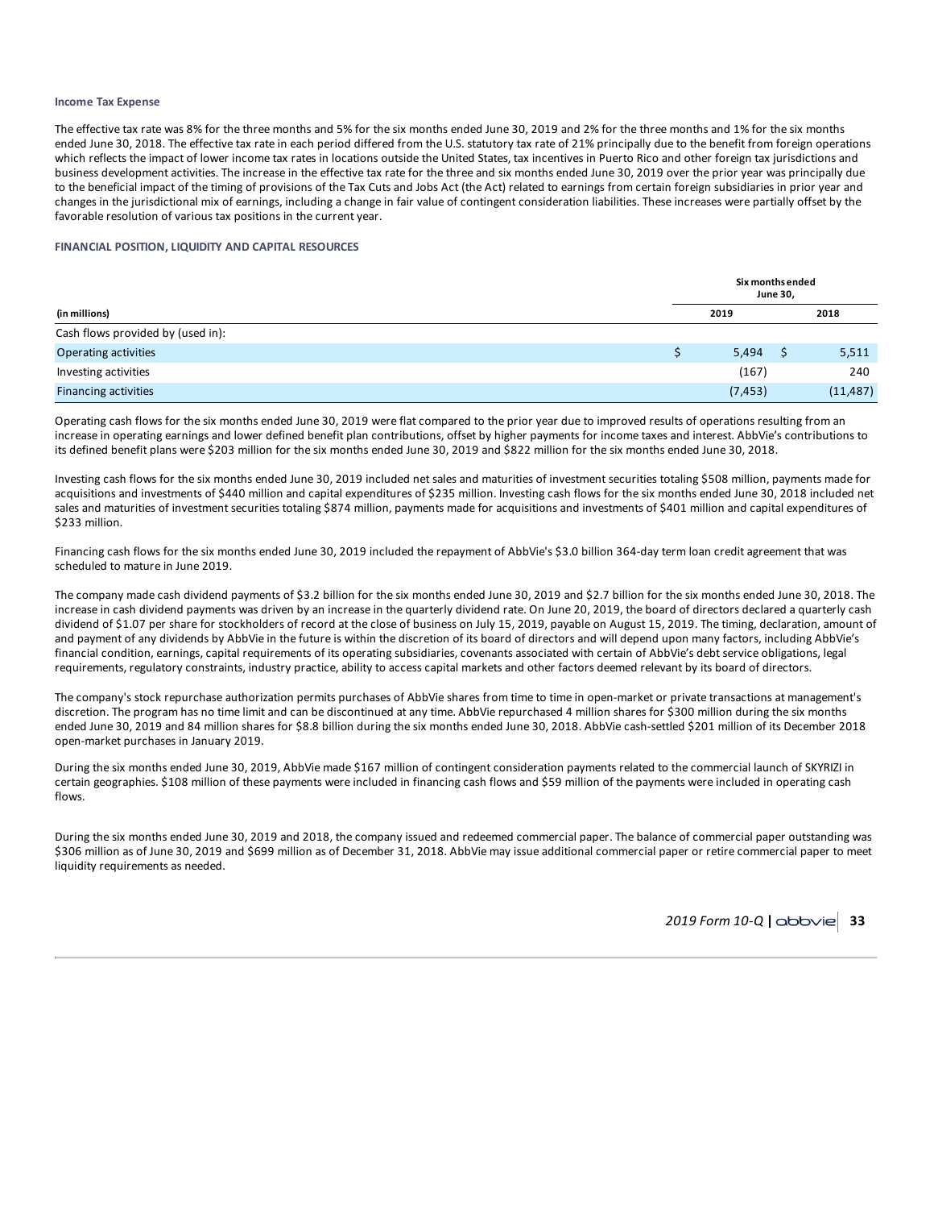### Income Tax Expense

The effective tax rate was 8% for the three months and 5% for the six months ended June 30, 2019 and 2% for the three months and 1% for the six months ended June 30, 2018. The effective tax rate in each period differed from the U.S. statutory tax rate of 21% principally due to the benefit from foreign operations which reflects the impact of lower income tax rates in locations outside the United States, tax incentives in Puerto Rico and other foreign tax jurisdictions and business development activities. The increase in the effective tax rate for the three and six months ended June 30, 2019 over the prior year was principally due to the beneficial impact of the timing of provisions of the Tax Cuts and Jobs Act (the Act) related to earnings from certain foreign subsidiaries in prior year and changes in the jurisdictional mix of earnings, including a change in fair value of contingent consideration liabilities. These increases were partially offset by the favorable resolution of various tax positions in the current year.

## FINANCIAL POSITION, LIQUIDITY AND CAPITAL RESOURCES

| | Six months ended June 30, | |
|---|---|---|
| **(in millions)** | **2019** | **2018** |
| Cash flows provided by (used in): | | |
| Operating activities | $ 5,494 | $ 5,511 |
| Investing activities | (167) | 240 |
| Financing activities | (7,453) | (11,487) |

Operating cash flows for the six months ended June 30, 2019 were flat compared to the prior year due to improved results of operations resulting from an increase in operating earnings and lower defined benefit plan contributions, offset by higher payments for income taxes and interest. AbbVie's contributions to its defined benefit plans were $203 million for the six months ended June 30, 2019 and $822 million for the six months ended June 30, 2018.

Investing cash flows for the six months ended June 30, 2019 included net sales and maturities of investment securities totaling $508 million, payments made for acquisitions and investments of $440 million and capital expenditures of $235 million. Investing cash flows for the six months ended June 30, 2018 included net sales and maturities of investment securities totaling $874 million, payments made for acquisitions and investments of $401 million and capital expenditures of $233 million.

Financing cash flows for the six months ended June 30, 2019 included the repayment of AbbVie's $3.0 billion 364-day term loan credit agreement that was scheduled to mature in June 2019.

The company made cash dividend payments of $3.2 billion for the six months ended June 30, 2019 and $2.7 billion for the six months ended June 30, 2018. The increase in cash dividend payments was driven by an increase in the quarterly dividend rate. On June 20, 2019, the board of directors declared a quarterly cash dividend of $1.07 per share for stockholders of record at the close of business on July 15, 2019, payable on August 15, 2019. The timing, declaration, amount of and payment of any dividends by AbbVie in the future is within the discretion of its board of directors and will depend upon many factors, including AbbVie's financial condition, earnings, capital requirements of its operating subsidiaries, covenants associated with certain of AbbVie's debt service obligations, legal requirements, regulatory constraints, industry practice, ability to access capital markets and other factors deemed relevant by its board of directors.

The company's stock repurchase authorization permits purchases of AbbVie shares from time to time in open-market or private transactions at management's discretion. The program has no time limit and can be discontinued at any time. AbbVie repurchased 4 million shares for $300 million during the six months ended June 30, 2019 and 84 million shares for $8.8 billion during the six months ended June 30, 2018. AbbVie cash-settled $201 million of its December 2018 open-market purchases in January 2019.

During the six months ended June 30, 2019, AbbVie made $167 million of contingent consideration payments related to the commercial launch of SKYRIZI in certain geographies. $108 million of these payments were included in financing cash flows and $59 million of the payments were included in operating cash flows.

During the six months ended June 30, 2019 and 2018, the company issued and redeemed commercial paper. The balance of commercial paper outstanding was $306 million as of June 30, 2019 and $699 million as of December 31, 2018. AbbVie may issue additional commercial paper or retire commercial paper to meet liquidity requirements as needed.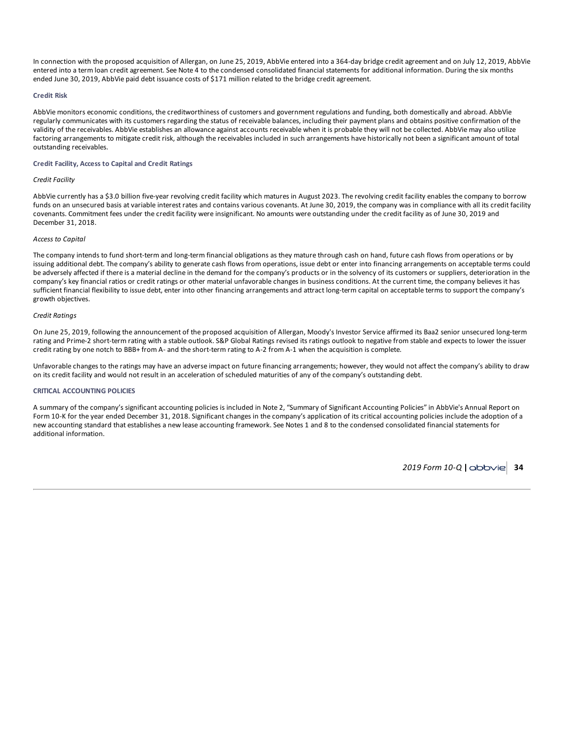In connection with the proposed acquisition of Allergan, on June 25, 2019, AbbVie entered into a 364-day bridge credit agreement and on July 12, 2019, AbbVie entered into a term loan credit agreement. See Note 4 to the condensed consolidated financial statements for additional information. During the six months ended June 30, 2019, AbbVie paid debt issuance costs of $171 million related to the bridge credit agreement.

### Credit Risk

AbbVie monitors economic conditions, the creditworthiness of customers and government regulations and funding, both domestically and abroad. AbbVie regularly communicates with its customers regarding the status of receivable balances, including their payment plans and obtains positive confirmation of the validity of the receivables. AbbVie establishes an allowance against accounts receivable when it is probable they will not be collected. AbbVie may also utilize factoring arrangements to mitigate credit risk, although the receivables included in such arrangements have historically not been a significant amount of total outstanding receivables.

### Credit Facility, Access to Capital and Credit Ratings

*Credit Facility*

AbbVie currently has a $3.0 billion five-year revolving credit facility which matures in August 2023. The revolving credit facility enables the company to borrow funds on an unsecured basis at variable interest rates and contains various covenants. At June 30, 2019, the company was in compliance with all its credit facility covenants. Commitment fees under the credit facility were insignificant. No amounts were outstanding under the credit facility as of June 30, 2019 and December 31, 2018.

*Access to Capital*

The company intends to fund short-term and long-term financial obligations as they mature through cash on hand, future cash flows from operations or by issuing additional debt. The company's ability to generate cash flows from operations, issue debt or enter into financing arrangements on acceptable terms could be adversely affected if there is a material decline in the demand for the company's products or in the solvency of its customers or suppliers, deterioration in the company's key financial ratios or credit ratings or other material unfavorable changes in business conditions. At the current time, the company believes it has sufficient financial flexibility to issue debt, enter into other financing arrangements and attract long-term capital on acceptable terms to support the company's growth objectives.

*Credit Ratings*

On June 25, 2019, following the announcement of the proposed acquisition of Allergan, Moody's Investor Service affirmed its Baa2 senior unsecured long-term rating and Prime-2 short-term rating with a stable outlook. S&P Global Ratings revised its ratings outlook to negative from stable and expects to lower the issuer credit rating by one notch to BBB+ from A- and the short-term rating to A-2 from A-1 when the acquisition is complete.

Unfavorable changes to the ratings may have an adverse impact on future financing arrangements; however, they would not affect the company's ability to draw on its credit facility and would not result in an acceleration of scheduled maturities of any of the company's outstanding debt.

## CRITICAL ACCOUNTING POLICIES

A summary of the company's significant accounting policies is included in Note 2, "Summary of Significant Accounting Policies" in AbbVie's Annual Report on Form 10-K for the year ended December 31, 2018. Significant changes in the company's application of its critical accounting policies include the adoption of a new accounting standard that establishes a new lease accounting framework. See Notes 1 and 8 to the condensed consolidated financial statements for additional information.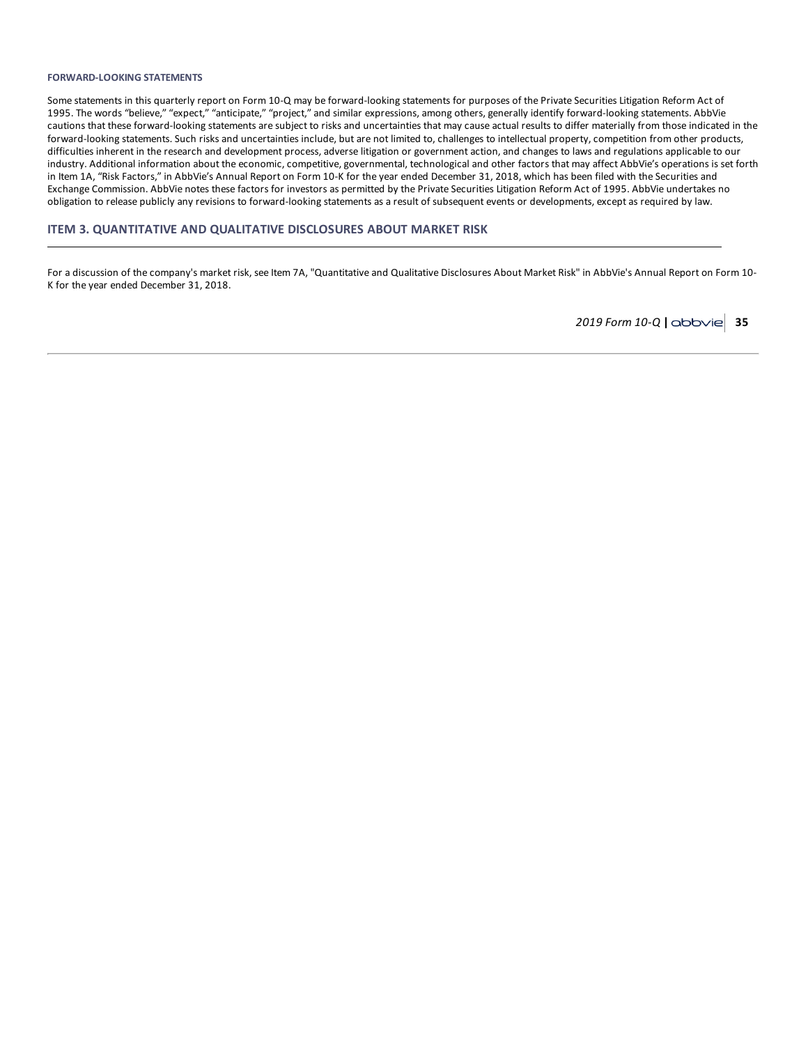#### FORWARD-LOOKING STATEMENTS

Some statements in this quarterly report on Form 10-Q may be forward-looking statements for purposes of the Private Securities Litigation Reform Act of 1995. The words "believe," "expect," "anticipate," "project," and similar expressions, among others, generally identify forward-looking statements. AbbVie cautions that these forward-looking statements are subject to risks and uncertainties that may cause actual results to differ materially from those indicated in the forward-looking statements. Such risks and uncertainties include, but are not limited to, challenges to intellectual property, competition from other products, difficulties inherent in the research and development process, adverse litigation or government action, and changes to laws and regulations applicable to our industry. Additional information about the economic, competitive, governmental, technological and other factors that may affect AbbVie's operations is set forth in Item 1A, "Risk Factors," in AbbVie's Annual Report on Form 10-K for the year ended December 31, 2018, which has been filed with the Securities and Exchange Commission. AbbVie notes these factors for investors as permitted by the Private Securities Litigation Reform Act of 1995. AbbVie undertakes no obligation to release publicly any revisions to forward-looking statements as a result of subsequent events or developments, except as required by law.

## ITEM 3. QUANTITATIVE AND QUALITATIVE DISCLOSURES ABOUT MARKET RISK

For a discussion of the company's market risk, see Item 7A, "Quantitative and Qualitative Disclosures About Market Risk" in AbbVie's Annual Report on Form 10-K for the year ended December 31, 2018.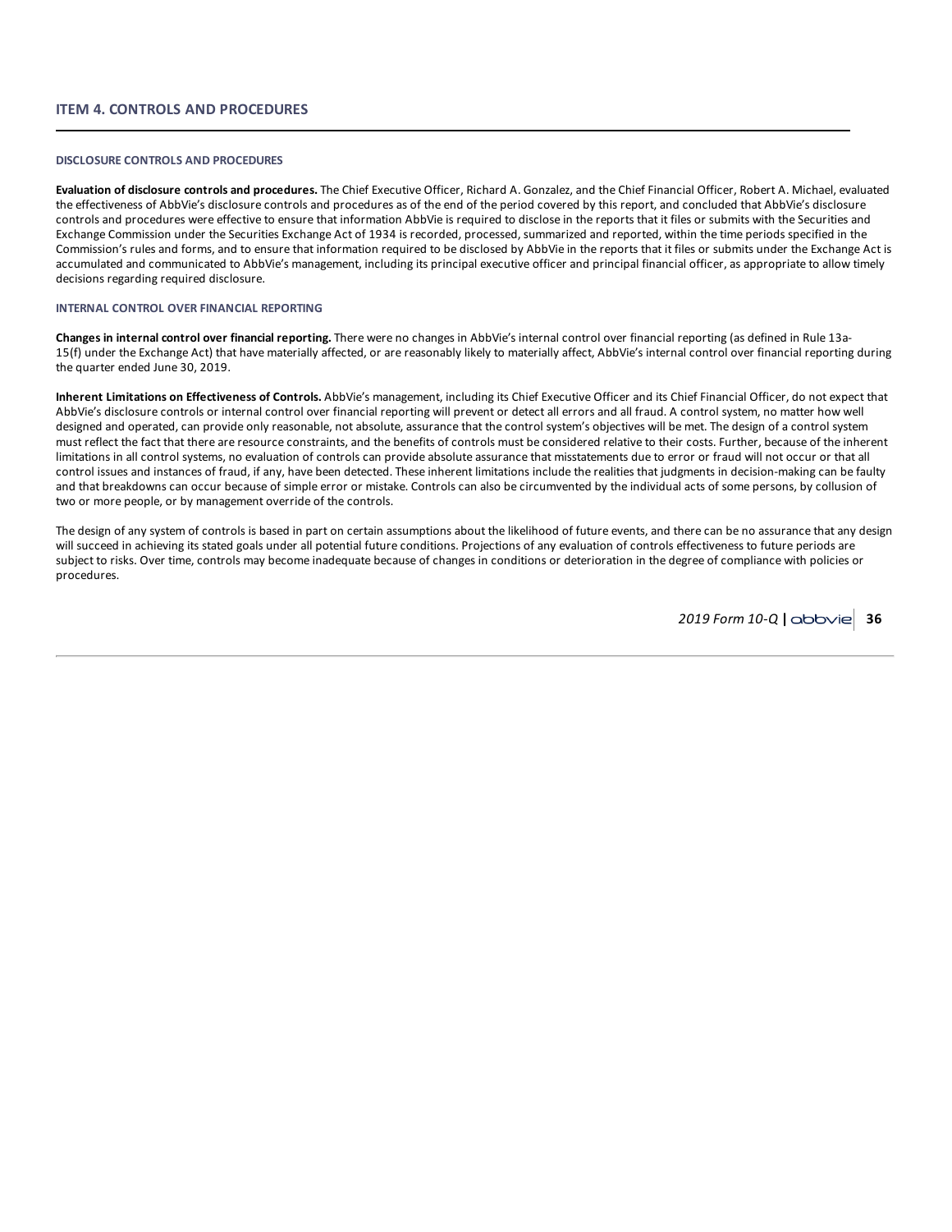## ITEM 4. CONTROLS AND PROCEDURES

### DISCLOSURE CONTROLS AND PROCEDURES

**Evaluation of disclosure controls and procedures.** The Chief Executive Officer, Richard A. Gonzalez, and the Chief Financial Officer, Robert A. Michael, evaluated the effectiveness of AbbVie's disclosure controls and procedures as of the end of the period covered by this report, and concluded that AbbVie's disclosure controls and procedures were effective to ensure that information AbbVie is required to disclose in the reports that it files or submits with the Securities and Exchange Commission under the Securities Exchange Act of 1934 is recorded, processed, summarized and reported, within the time periods specified in the Commission's rules and forms, and to ensure that information required to be disclosed by AbbVie in the reports that it files or submits under the Exchange Act is accumulated and communicated to AbbVie's management, including its principal executive officer and principal financial officer, as appropriate to allow timely decisions regarding required disclosure.

### INTERNAL CONTROL OVER FINANCIAL REPORTING

**Changes in internal control over financial reporting.** There were no changes in AbbVie's internal control over financial reporting (as defined in Rule 13a-15(f) under the Exchange Act) that have materially affected, or are reasonably likely to materially affect, AbbVie's internal control over financial reporting during the quarter ended June 30, 2019.

**Inherent Limitations on Effectiveness of Controls.** AbbVie's management, including its Chief Executive Officer and its Chief Financial Officer, do not expect that AbbVie's disclosure controls or internal control over financial reporting will prevent or detect all errors and all fraud. A control system, no matter how well designed and operated, can provide only reasonable, not absolute, assurance that the control system's objectives will be met. The design of a control system must reflect the fact that there are resource constraints, and the benefits of controls must be considered relative to their costs. Further, because of the inherent limitations in all control systems, no evaluation of controls can provide absolute assurance that misstatements due to error or fraud will not occur or that all control issues and instances of fraud, if any, have been detected. These inherent limitations include the realities that judgments in decision-making can be faulty and that breakdowns can occur because of simple error or mistake. Controls can also be circumvented by the individual acts of some persons, by collusion of two or more people, or by management override of the controls.

The design of any system of controls is based in part on certain assumptions about the likelihood of future events, and there can be no assurance that any design will succeed in achieving its stated goals under all potential future conditions. Projections of any evaluation of controls effectiveness to future periods are subject to risks. Over time, controls may become inadequate because of changes in conditions or deterioration in the degree of compliance with policies or procedures.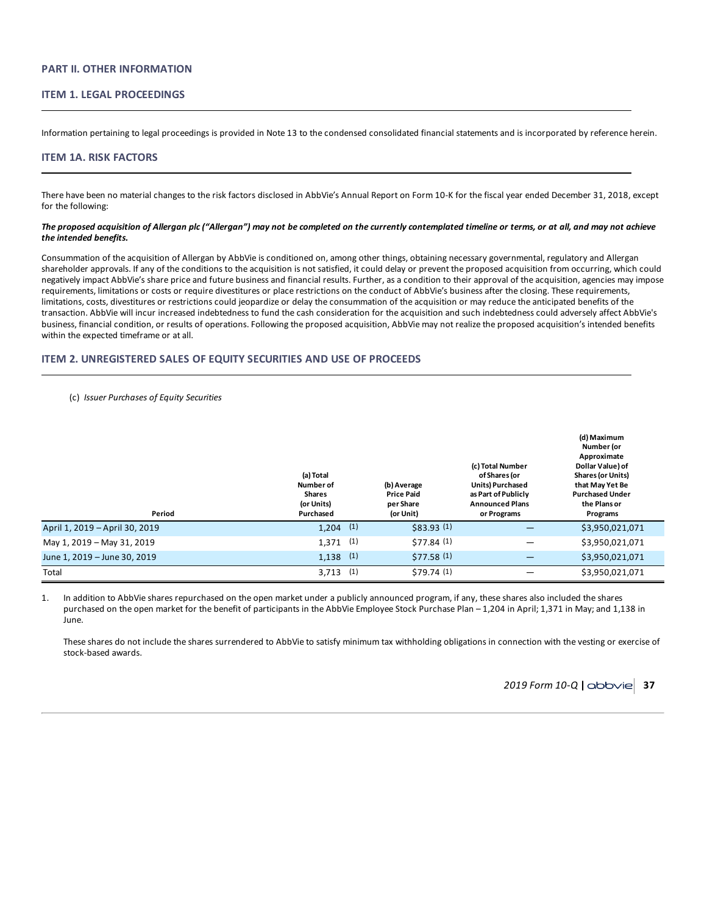## PART II. OTHER INFORMATION

### ITEM 1. LEGAL PROCEEDINGS

Information pertaining to legal proceedings is provided in Note 13 to the condensed consolidated financial statements and is incorporated by reference herein.

### ITEM 1A. RISK FACTORS

There have been no material changes to the risk factors disclosed in AbbVie's Annual Report on Form 10-K for the fiscal year ended December 31, 2018, except for the following:

***The proposed acquisition of Allergan plc ("Allergan") may not be completed on the currently contemplated timeline or terms, or at all, and may not achieve the intended benefits.***

Consummation of the acquisition of Allergan by AbbVie is conditioned on, among other things, obtaining necessary governmental, regulatory and Allergan shareholder approvals. If any of the conditions to the acquisition is not satisfied, it could delay or prevent the proposed acquisition from occurring, which could negatively impact AbbVie's share price and future business and financial results. Further, as a condition to their approval of the acquisition, agencies may impose requirements, limitations or costs or require divestitures or place restrictions on the conduct of AbbVie's business after the closing. These requirements, limitations, costs, divestitures or restrictions could jeopardize or delay the consummation of the acquisition or may reduce the anticipated benefits of the transaction. AbbVie will incur increased indebtedness to fund the cash consideration for the acquisition and such indebtedness could adversely affect AbbVie's business, financial condition, or results of operations. Following the proposed acquisition, AbbVie may not realize the proposed acquisition's intended benefits within the expected timeframe or at all.

### ITEM 2. UNREGISTERED SALES OF EQUITY SECURITIES AND USE OF PROCEEDS

(c) *Issuer Purchases of Equity Securities*

| Period | (a) Total Number of Shares (or Units) Purchased | (b) Average Price Paid per Share (or Unit) | (c) Total Number of Shares (or Units) Purchased as Part of Publicly Announced Plans or Programs | (d) Maximum Number (or Approximate Dollar Value) of Shares (or Units) that May Yet Be Purchased Under the Plans or Programs |
|---|---|---|---|---|
| April 1, 2019 – April 30, 2019 | 1,204 (1) | $83.93 (1) | — | $3,950,021,071 |
| May 1, 2019 – May 31, 2019 | 1,371 (1) | $77.84 (1) | — | $3,950,021,071 |
| June 1, 2019 – June 30, 2019 | 1,138 (1) | $77.58 (1) | — | $3,950,021,071 |
| Total | 3,713 (1) | $79.74 (1) | — | $3,950,021,071 |

1. In addition to AbbVie shares repurchased on the open market under a publicly announced program, if any, these shares also included the shares purchased on the open market for the benefit of participants in the AbbVie Employee Stock Purchase Plan – 1,204 in April; 1,371 in May; and 1,138 in June.

   These shares do not include the shares surrendered to AbbVie to satisfy minimum tax withholding obligations in connection with the vesting or exercise of stock-based awards.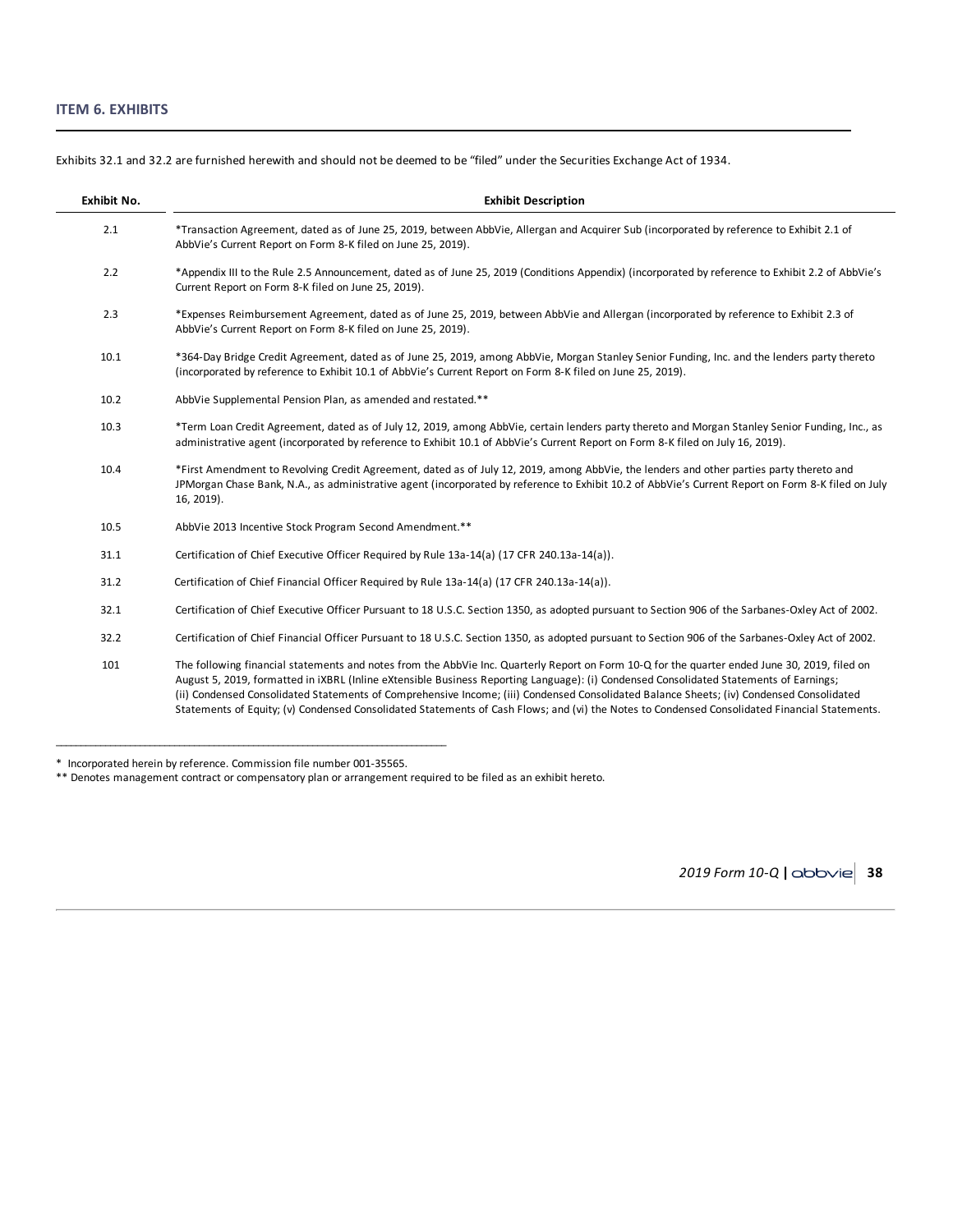## ITEM 6. EXHIBITS

Exhibits 32.1 and 32.2 are furnished herewith and should not be deemed to be "filed" under the Securities Exchange Act of 1934.

| Exhibit No. | Exhibit Description |
|---|---|
| 2.1 | *Transaction Agreement, dated as of June 25, 2019, between AbbVie, Allergan and Acquirer Sub (incorporated by reference to Exhibit 2.1 of AbbVie's Current Report on Form 8-K filed on June 25, 2019). |
| 2.2 | *Appendix III to the Rule 2.5 Announcement, dated as of June 25, 2019 (Conditions Appendix) (incorporated by reference to Exhibit 2.2 of AbbVie's Current Report on Form 8-K filed on June 25, 2019). |
| 2.3 | *Expenses Reimbursement Agreement, dated as of June 25, 2019, between AbbVie and Allergan (incorporated by reference to Exhibit 2.3 of AbbVie's Current Report on Form 8-K filed on June 25, 2019). |
| 10.1 | *364-Day Bridge Credit Agreement, dated as of June 25, 2019, among AbbVie, Morgan Stanley Senior Funding, Inc. and the lenders party thereto (incorporated by reference to Exhibit 10.1 of AbbVie's Current Report on Form 8-K filed on June 25, 2019). |
| 10.2 | AbbVie Supplemental Pension Plan, as amended and restated.** |
| 10.3 | *Term Loan Credit Agreement, dated as of July 12, 2019, among AbbVie, certain lenders party thereto and Morgan Stanley Senior Funding, Inc., as administrative agent (incorporated by reference to Exhibit 10.1 of AbbVie's Current Report on Form 8-K filed on July 16, 2019). |
| 10.4 | *First Amendment to Revolving Credit Agreement, dated as of July 12, 2019, among AbbVie, the lenders and other parties party thereto and JPMorgan Chase Bank, N.A., as administrative agent (incorporated by reference to Exhibit 10.2 of AbbVie's Current Report on Form 8-K filed on July 16, 2019). |
| 10.5 | AbbVie 2013 Incentive Stock Program Second Amendment.** |
| 31.1 | Certification of Chief Executive Officer Required by Rule 13a-14(a) (17 CFR 240.13a-14(a)). |
| 31.2 | Certification of Chief Financial Officer Required by Rule 13a-14(a) (17 CFR 240.13a-14(a)). |
| 32.1 | Certification of Chief Executive Officer Pursuant to 18 U.S.C. Section 1350, as adopted pursuant to Section 906 of the Sarbanes-Oxley Act of 2002. |
| 32.2 | Certification of Chief Financial Officer Pursuant to 18 U.S.C. Section 1350, as adopted pursuant to Section 906 of the Sarbanes-Oxley Act of 2002. |
| 101 | The following financial statements and notes from the AbbVie Inc. Quarterly Report on Form 10-Q for the quarter ended June 30, 2019, filed on August 5, 2019, formatted in iXBRL (Inline eXtensible Business Reporting Language): (i) Condensed Consolidated Statements of Earnings; (ii) Condensed Consolidated Statements of Comprehensive Income; (iii) Condensed Consolidated Balance Sheets; (iv) Condensed Consolidated Statements of Equity; (v) Condensed Consolidated Statements of Cash Flows; and (vi) the Notes to Condensed Consolidated Financial Statements. |

---

* Incorporated herein by reference. Commission file number 001-35565.

** Denotes management contract or compensatory plan or arrangement required to be filed as an exhibit hereto.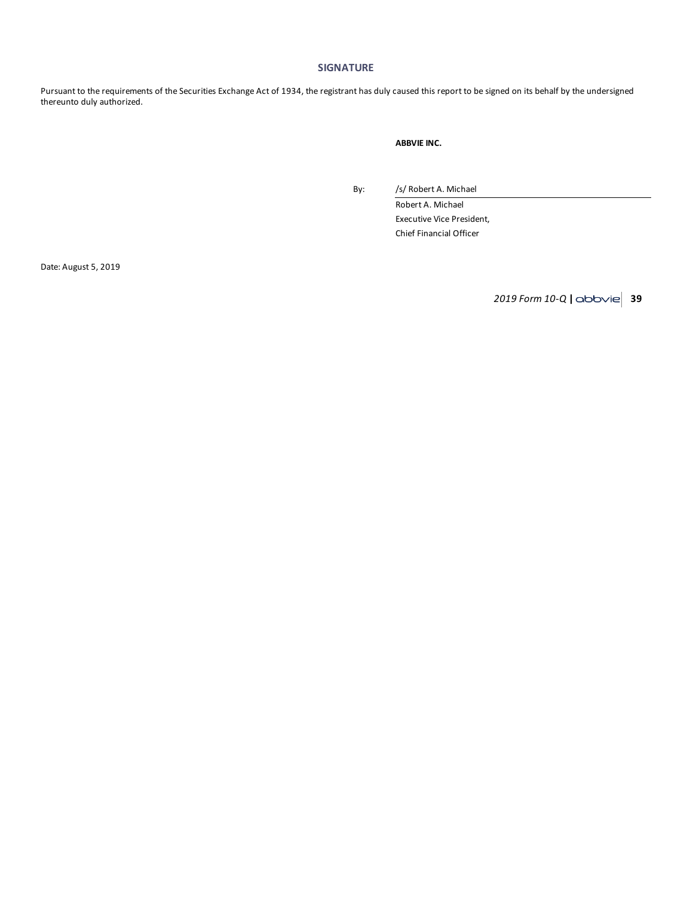## SIGNATURE

Pursuant to the requirements of the Securities Exchange Act of 1934, the registrant has duly caused this report to be signed on its behalf by the undersigned thereunto duly authorized.

**ABBVIE INC.**

By: /s/ Robert A. Michael

Robert A. Michael
Executive Vice President,
Chief Financial Officer

Date: August 5, 2019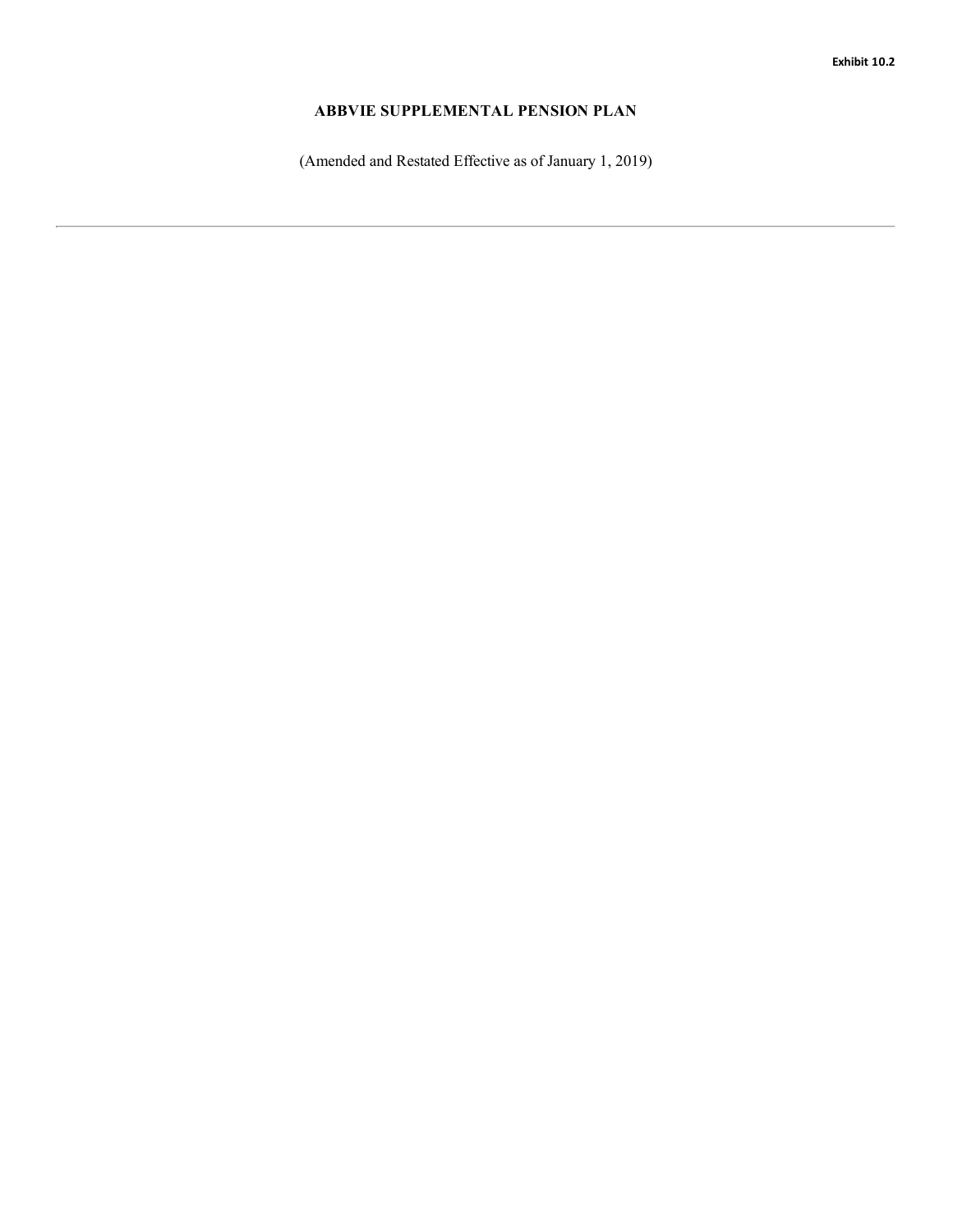Exhibit 10.2

# ABBVIE SUPPLEMENTAL PENSION PLAN

(Amended and Restated Effective as of January 1, 2019)

---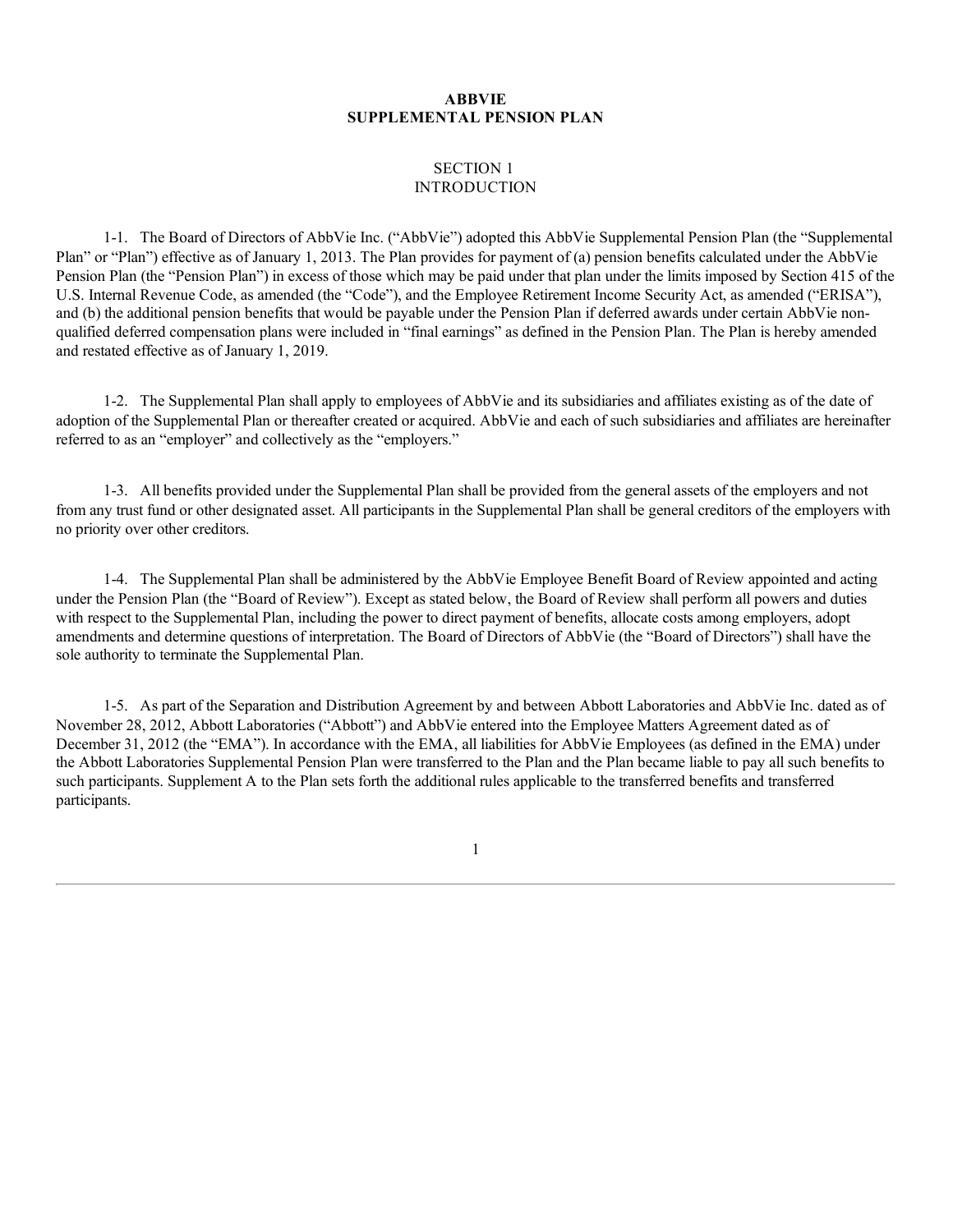# ABBVIE SUPPLEMENTAL PENSION PLAN

## SECTION 1 INTRODUCTION

1-1. The Board of Directors of AbbVie Inc. ("AbbVie") adopted this AbbVie Supplemental Pension Plan (the "Supplemental Plan" or "Plan") effective as of January 1, 2013. The Plan provides for payment of (a) pension benefits calculated under the AbbVie Pension Plan (the "Pension Plan") in excess of those which may be paid under that plan under the limits imposed by Section 415 of the U.S. Internal Revenue Code, as amended (the "Code"), and the Employee Retirement Income Security Act, as amended ("ERISA"), and (b) the additional pension benefits that would be payable under the Pension Plan if deferred awards under certain AbbVie non-qualified deferred compensation plans were included in "final earnings" as defined in the Pension Plan. The Plan is hereby amended and restated effective as of January 1, 2019.

1-2. The Supplemental Plan shall apply to employees of AbbVie and its subsidiaries and affiliates existing as of the date of adoption of the Supplemental Plan or thereafter created or acquired. AbbVie and each of such subsidiaries and affiliates are hereinafter referred to as an "employer" and collectively as the "employers."

1-3. All benefits provided under the Supplemental Plan shall be provided from the general assets of the employers and not from any trust fund or other designated asset. All participants in the Supplemental Plan shall be general creditors of the employers with no priority over other creditors.

1-4. The Supplemental Plan shall be administered by the AbbVie Employee Benefit Board of Review appointed and acting under the Pension Plan (the "Board of Review"). Except as stated below, the Board of Review shall perform all powers and duties with respect to the Supplemental Plan, including the power to direct payment of benefits, allocate costs among employers, adopt amendments and determine questions of interpretation. The Board of Directors of AbbVie (the "Board of Directors") shall have the sole authority to terminate the Supplemental Plan.

1-5. As part of the Separation and Distribution Agreement by and between Abbott Laboratories and AbbVie Inc. dated as of November 28, 2012, Abbott Laboratories ("Abbott") and AbbVie entered into the Employee Matters Agreement dated as of December 31, 2012 (the "EMA"). In accordance with the EMA, all liabilities for AbbVie Employees (as defined in the EMA) under the Abbott Laboratories Supplemental Pension Plan were transferred to the Plan and the Plan became liable to pay all such benefits to such participants. Supplement A to the Plan sets forth the additional rules applicable to the transferred benefits and transferred participants.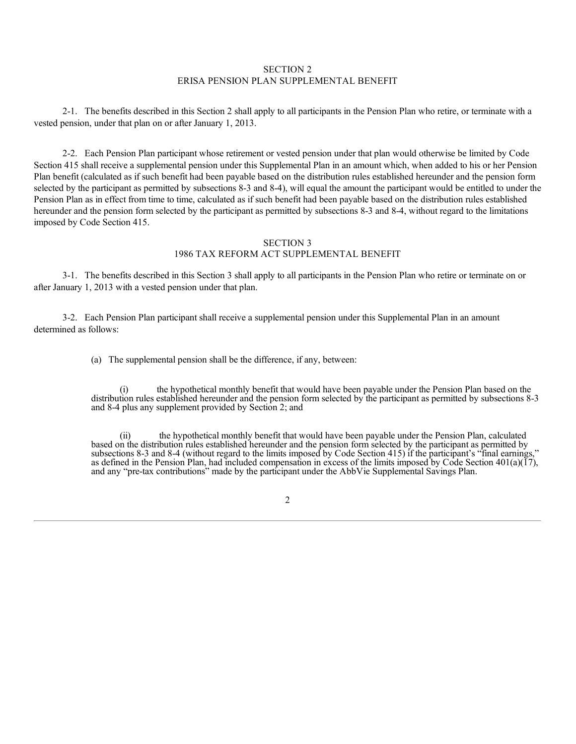## SECTION 2
## ERISA PENSION PLAN SUPPLEMENTAL BENEFIT

2-1. The benefits described in this Section 2 shall apply to all participants in the Pension Plan who retire, or terminate with a vested pension, under that plan on or after January 1, 2013.

2-2. Each Pension Plan participant whose retirement or vested pension under that plan would otherwise be limited by Code Section 415 shall receive a supplemental pension under this Supplemental Plan in an amount which, when added to his or her Pension Plan benefit (calculated as if such benefit had been payable based on the distribution rules established hereunder and the pension form selected by the participant as permitted by subsections 8-3 and 8-4), will equal the amount the participant would be entitled to under the Pension Plan as in effect from time to time, calculated as if such benefit had been payable based on the distribution rules established hereunder and the pension form selected by the participant as permitted by subsections 8-3 and 8-4, without regard to the limitations imposed by Code Section 415.

## SECTION 3
## 1986 TAX REFORM ACT SUPPLEMENTAL BENEFIT

3-1. The benefits described in this Section 3 shall apply to all participants in the Pension Plan who retire or terminate on or after January 1, 2013 with a vested pension under that plan.

3-2. Each Pension Plan participant shall receive a supplemental pension under this Supplemental Plan in an amount determined as follows:

(a) The supplemental pension shall be the difference, if any, between:

(i) the hypothetical monthly benefit that would have been payable under the Pension Plan based on the distribution rules established hereunder and the pension form selected by the participant as permitted by subsections 8-3 and 8-4 plus any supplement provided by Section 2; and

(ii) the hypothetical monthly benefit that would have been payable under the Pension Plan, calculated based on the distribution rules established hereunder and the pension form selected by the participant as permitted by subsections 8-3 and 8-4 (without regard to the limits imposed by Code Section 415) if the participant's "final earnings," as defined in the Pension Plan, had included compensation in excess of the limits imposed by Code Section 401(a)(17), and any "pre-tax contributions" made by the participant under the AbbVie Supplemental Savings Plan.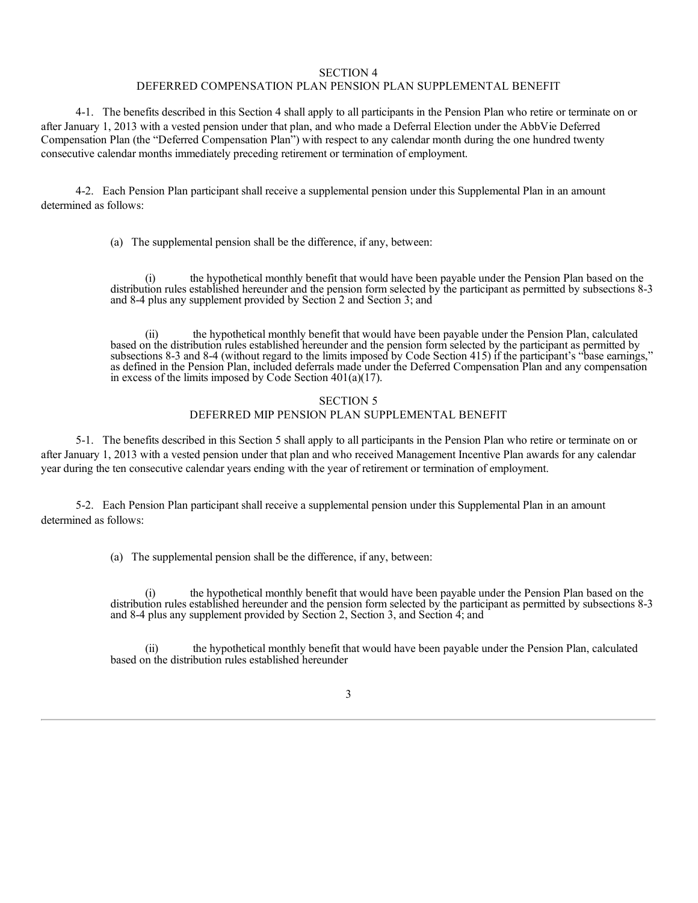## SECTION 4
## DEFERRED COMPENSATION PLAN PENSION PLAN SUPPLEMENTAL BENEFIT

4-1. The benefits described in this Section 4 shall apply to all participants in the Pension Plan who retire or terminate on or after January 1, 2013 with a vested pension under that plan, and who made a Deferral Election under the AbbVie Deferred Compensation Plan (the "Deferred Compensation Plan") with respect to any calendar month during the one hundred twenty consecutive calendar months immediately preceding retirement or termination of employment.

4-2. Each Pension Plan participant shall receive a supplemental pension under this Supplemental Plan in an amount determined as follows:

(a) The supplemental pension shall be the difference, if any, between:

(i) the hypothetical monthly benefit that would have been payable under the Pension Plan based on the distribution rules established hereunder and the pension form selected by the participant as permitted by subsections 8-3 and 8-4 plus any supplement provided by Section 2 and Section 3; and

(ii) the hypothetical monthly benefit that would have been payable under the Pension Plan, calculated based on the distribution rules established hereunder and the pension form selected by the participant as permitted by subsections 8-3 and 8-4 (without regard to the limits imposed by Code Section 415) if the participant's "base earnings," as defined in the Pension Plan, included deferrals made under the Deferred Compensation Plan and any compensation in excess of the limits imposed by Code Section 401(a)(17).

## SECTION 5
## DEFERRED MIP PENSION PLAN SUPPLEMENTAL BENEFIT

5-1. The benefits described in this Section 5 shall apply to all participants in the Pension Plan who retire or terminate on or after January 1, 2013 with a vested pension under that plan and who received Management Incentive Plan awards for any calendar year during the ten consecutive calendar years ending with the year of retirement or termination of employment.

5-2. Each Pension Plan participant shall receive a supplemental pension under this Supplemental Plan in an amount determined as follows:

(a) The supplemental pension shall be the difference, if any, between:

(i) the hypothetical monthly benefit that would have been payable under the Pension Plan based on the distribution rules established hereunder and the pension form selected by the participant as permitted by subsections 8-3 and 8-4 plus any supplement provided by Section 2, Section 3, and Section 4; and

(ii) the hypothetical monthly benefit that would have been payable under the Pension Plan, calculated based on the distribution rules established hereunder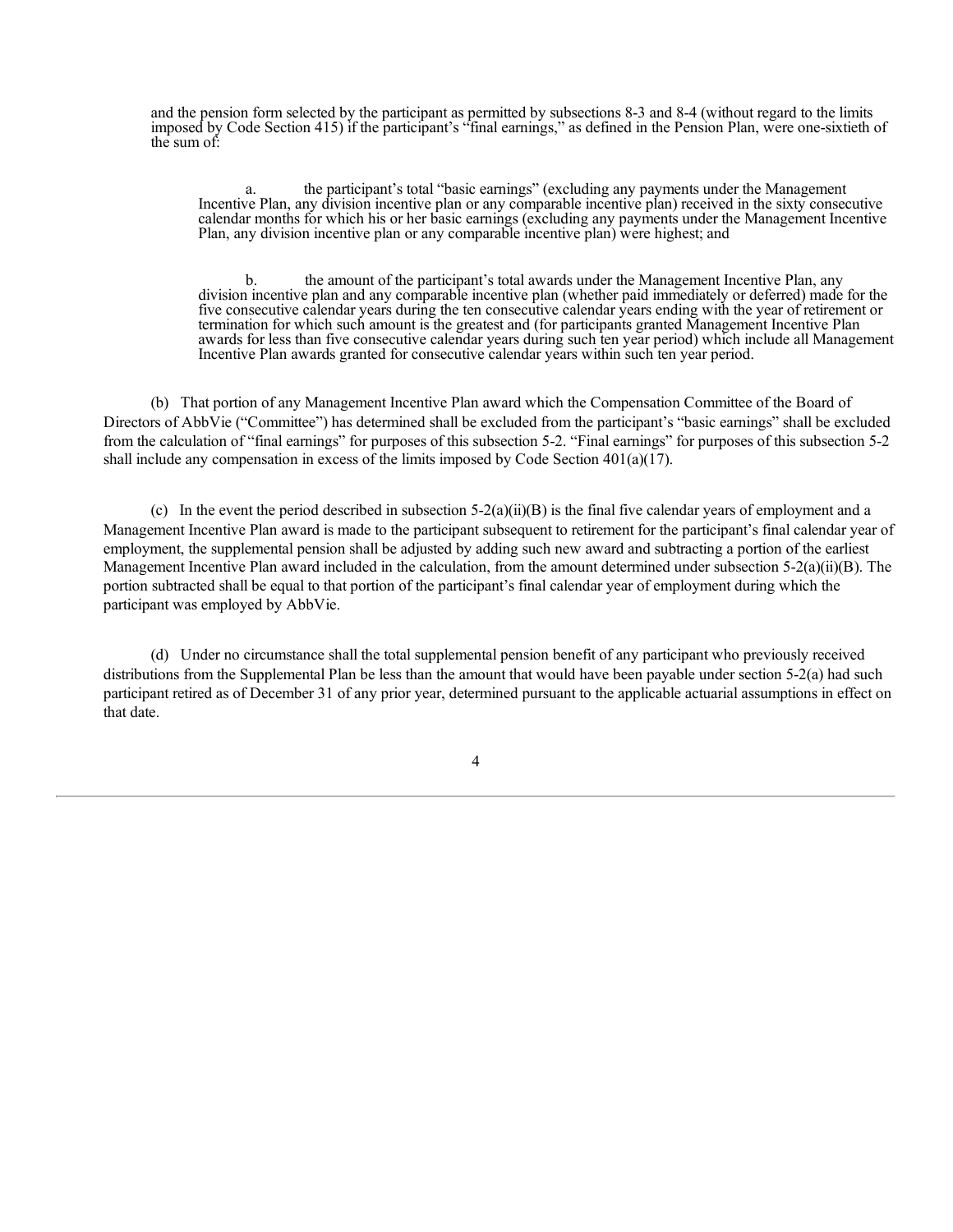and the pension form selected by the participant as permitted by subsections 8-3 and 8-4 (without regard to the limits imposed by Code Section 415) if the participant's "final earnings," as defined in the Pension Plan, were one-sixtieth of the sum of:

a. the participant's total "basic earnings" (excluding any payments under the Management Incentive Plan, any division incentive plan or any comparable incentive plan) received in the sixty consecutive calendar months for which his or her basic earnings (excluding any payments under the Management Incentive Plan, any division incentive plan or any comparable incentive plan) were highest; and

b. the amount of the participant's total awards under the Management Incentive Plan, any division incentive plan and any comparable incentive plan (whether paid immediately or deferred) made for the five consecutive calendar years during the ten consecutive calendar years ending with the year of retirement or termination for which such amount is the greatest and (for participants granted Management Incentive Plan awards for less than five consecutive calendar years during such ten year period) which include all Management Incentive Plan awards granted for consecutive calendar years within such ten year period.

(b) That portion of any Management Incentive Plan award which the Compensation Committee of the Board of Directors of AbbVie ("Committee") has determined shall be excluded from the participant's "basic earnings" shall be excluded from the calculation of "final earnings" for purposes of this subsection 5-2. "Final earnings" for purposes of this subsection 5-2 shall include any compensation in excess of the limits imposed by Code Section 401(a)(17).

(c) In the event the period described in subsection 5-2(a)(ii)(B) is the final five calendar years of employment and a Management Incentive Plan award is made to the participant subsequent to retirement for the participant's final calendar year of employment, the supplemental pension shall be adjusted by adding such new award and subtracting a portion of the earliest Management Incentive Plan award included in the calculation, from the amount determined under subsection 5-2(a)(ii)(B). The portion subtracted shall be equal to that portion of the participant's final calendar year of employment during which the participant was employed by AbbVie.

(d) Under no circumstance shall the total supplemental pension benefit of any participant who previously received distributions from the Supplemental Plan be less than the amount that would have been payable under section 5-2(a) had such participant retired as of December 31 of any prior year, determined pursuant to the applicable actuarial assumptions in effect on that date.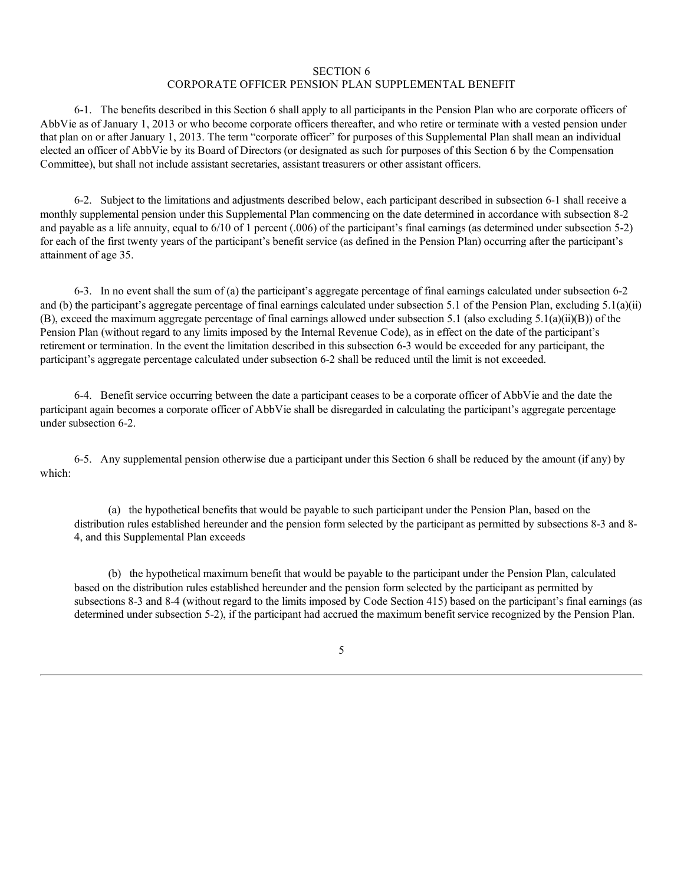## SECTION 6
## CORPORATE OFFICER PENSION PLAN SUPPLEMENTAL BENEFIT

6-1. The benefits described in this Section 6 shall apply to all participants in the Pension Plan who are corporate officers of AbbVie as of January 1, 2013 or who become corporate officers thereafter, and who retire or terminate with a vested pension under that plan on or after January 1, 2013. The term "corporate officer" for purposes of this Supplemental Plan shall mean an individual elected an officer of AbbVie by its Board of Directors (or designated as such for purposes of this Section 6 by the Compensation Committee), but shall not include assistant secretaries, assistant treasurers or other assistant officers.

6-2. Subject to the limitations and adjustments described below, each participant described in subsection 6-1 shall receive a monthly supplemental pension under this Supplemental Plan commencing on the date determined in accordance with subsection 8-2 and payable as a life annuity, equal to 6/10 of 1 percent (.006) of the participant's final earnings (as determined under subsection 5-2) for each of the first twenty years of the participant's benefit service (as defined in the Pension Plan) occurring after the participant's attainment of age 35.

6-3. In no event shall the sum of (a) the participant's aggregate percentage of final earnings calculated under subsection 6-2 and (b) the participant's aggregate percentage of final earnings calculated under subsection 5.1 of the Pension Plan, excluding 5.1(a)(ii)(B), exceed the maximum aggregate percentage of final earnings allowed under subsection 5.1 (also excluding 5.1(a)(ii)(B)) of the Pension Plan (without regard to any limits imposed by the Internal Revenue Code), as in effect on the date of the participant's retirement or termination. In the event the limitation described in this subsection 6-3 would be exceeded for any participant, the participant's aggregate percentage calculated under subsection 6-2 shall be reduced until the limit is not exceeded.

6-4. Benefit service occurring between the date a participant ceases to be a corporate officer of AbbVie and the date the participant again becomes a corporate officer of AbbVie shall be disregarded in calculating the participant's aggregate percentage under subsection 6-2.

6-5. Any supplemental pension otherwise due a participant under this Section 6 shall be reduced by the amount (if any) by which:

(a) the hypothetical benefits that would be payable to such participant under the Pension Plan, based on the distribution rules established hereunder and the pension form selected by the participant as permitted by subsections 8-3 and 8-4, and this Supplemental Plan exceeds

(b) the hypothetical maximum benefit that would be payable to the participant under the Pension Plan, calculated based on the distribution rules established hereunder and the pension form selected by the participant as permitted by subsections 8-3 and 8-4 (without regard to the limits imposed by Code Section 415) based on the participant's final earnings (as determined under subsection 5-2), if the participant had accrued the maximum benefit service recognized by the Pension Plan.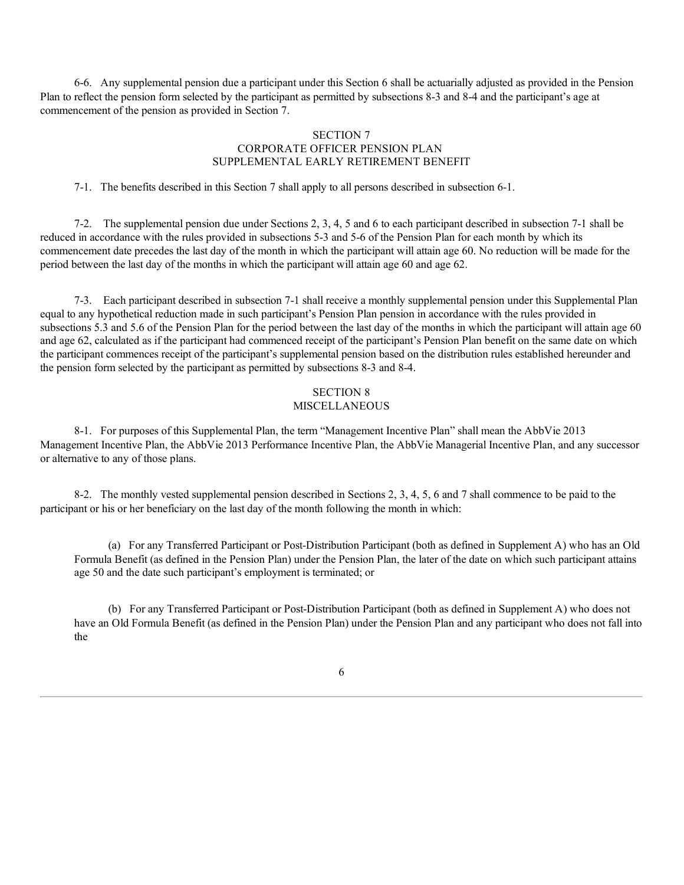6-6. Any supplemental pension due a participant under this Section 6 shall be actuarially adjusted as provided in the Pension Plan to reflect the pension form selected by the participant as permitted by subsections 8-3 and 8-4 and the participant's age at commencement of the pension as provided in Section 7.

## SECTION 7
## CORPORATE OFFICER PENSION PLAN
## SUPPLEMENTAL EARLY RETIREMENT BENEFIT

7-1. The benefits described in this Section 7 shall apply to all persons described in subsection 6-1.

7-2. The supplemental pension due under Sections 2, 3, 4, 5 and 6 to each participant described in subsection 7-1 shall be reduced in accordance with the rules provided in subsections 5-3 and 5-6 of the Pension Plan for each month by which its commencement date precedes the last day of the month in which the participant will attain age 60. No reduction will be made for the period between the last day of the months in which the participant will attain age 60 and age 62.

7-3. Each participant described in subsection 7-1 shall receive a monthly supplemental pension under this Supplemental Plan equal to any hypothetical reduction made in such participant's Pension Plan pension in accordance with the rules provided in subsections 5.3 and 5.6 of the Pension Plan for the period between the last day of the months in which the participant will attain age 60 and age 62, calculated as if the participant had commenced receipt of the participant's Pension Plan benefit on the same date on which the participant commences receipt of the participant's supplemental pension based on the distribution rules established hereunder and the pension form selected by the participant as permitted by subsections 8-3 and 8-4.

## SECTION 8
## MISCELLANEOUS

8-1. For purposes of this Supplemental Plan, the term "Management Incentive Plan" shall mean the AbbVie 2013 Management Incentive Plan, the AbbVie 2013 Performance Incentive Plan, the AbbVie Managerial Incentive Plan, and any successor or alternative to any of those plans.

8-2. The monthly vested supplemental pension described in Sections 2, 3, 4, 5, 6 and 7 shall commence to be paid to the participant or his or her beneficiary on the last day of the month following the month in which:

(a) For any Transferred Participant or Post-Distribution Participant (both as defined in Supplement A) who has an Old Formula Benefit (as defined in the Pension Plan) under the Pension Plan, the later of the date on which such participant attains age 50 and the date such participant's employment is terminated; or

(b) For any Transferred Participant or Post-Distribution Participant (both as defined in Supplement A) who does not have an Old Formula Benefit (as defined in the Pension Plan) under the Pension Plan and any participant who does not fall into the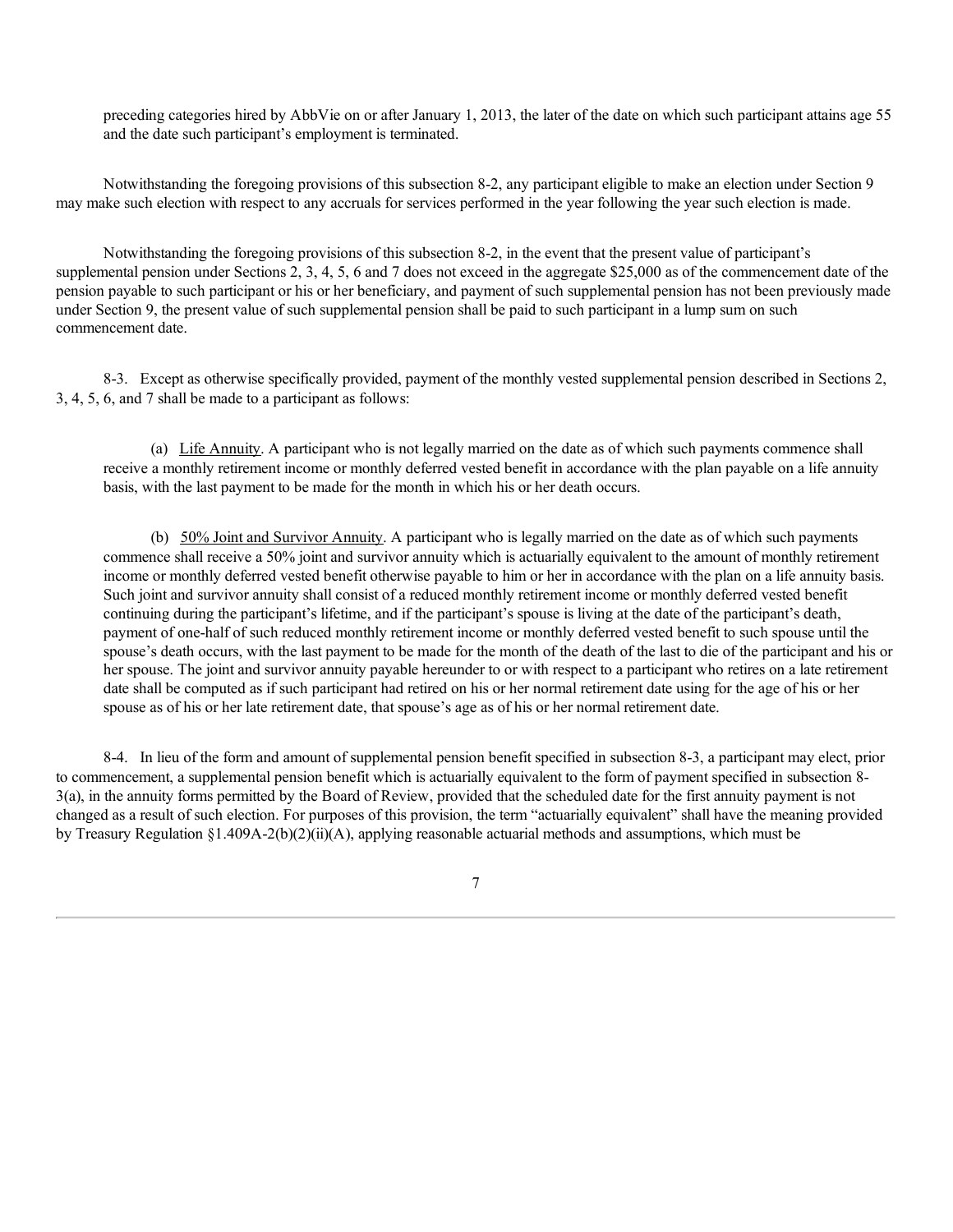preceding categories hired by AbbVie on or after January 1, 2013, the later of the date on which such participant attains age 55 and the date such participant's employment is terminated.

Notwithstanding the foregoing provisions of this subsection 8-2, any participant eligible to make an election under Section 9 may make such election with respect to any accruals for services performed in the year following the year such election is made.

Notwithstanding the foregoing provisions of this subsection 8-2, in the event that the present value of participant's supplemental pension under Sections 2, 3, 4, 5, 6 and 7 does not exceed in the aggregate $25,000 as of the commencement date of the pension payable to such participant or his or her beneficiary, and payment of such supplemental pension has not been previously made under Section 9, the present value of such supplemental pension shall be paid to such participant in a lump sum on such commencement date.

8-3. Except as otherwise specifically provided, payment of the monthly vested supplemental pension described in Sections 2, 3, 4, 5, 6, and 7 shall be made to a participant as follows:

(a) Life Annuity. A participant who is not legally married on the date as of which such payments commence shall receive a monthly retirement income or monthly deferred vested benefit in accordance with the plan payable on a life annuity basis, with the last payment to be made for the month in which his or her death occurs.

(b) 50% Joint and Survivor Annuity. A participant who is legally married on the date as of which such payments commence shall receive a 50% joint and survivor annuity which is actuarially equivalent to the amount of monthly retirement income or monthly deferred vested benefit otherwise payable to him or her in accordance with the plan on a life annuity basis. Such joint and survivor annuity shall consist of a reduced monthly retirement income or monthly deferred vested benefit continuing during the participant's lifetime, and if the participant's spouse is living at the date of the participant's death, payment of one-half of such reduced monthly retirement income or monthly deferred vested benefit to such spouse until the spouse's death occurs, with the last payment to be made for the month of the death of the last to die of the participant and his or her spouse. The joint and survivor annuity payable hereunder to or with respect to a participant who retires on a late retirement date shall be computed as if such participant had retired on his or her normal retirement date using for the age of his or her spouse as of his or her late retirement date, that spouse's age as of his or her normal retirement date.

8-4. In lieu of the form and amount of supplemental pension benefit specified in subsection 8-3, a participant may elect, prior to commencement, a supplemental pension benefit which is actuarially equivalent to the form of payment specified in subsection 8-3(a), in the annuity forms permitted by the Board of Review, provided that the scheduled date for the first annuity payment is not changed as a result of such election. For purposes of this provision, the term "actuarially equivalent" shall have the meaning provided by Treasury Regulation §1.409A-2(b)(2)(ii)(A), applying reasonable actuarial methods and assumptions, which must be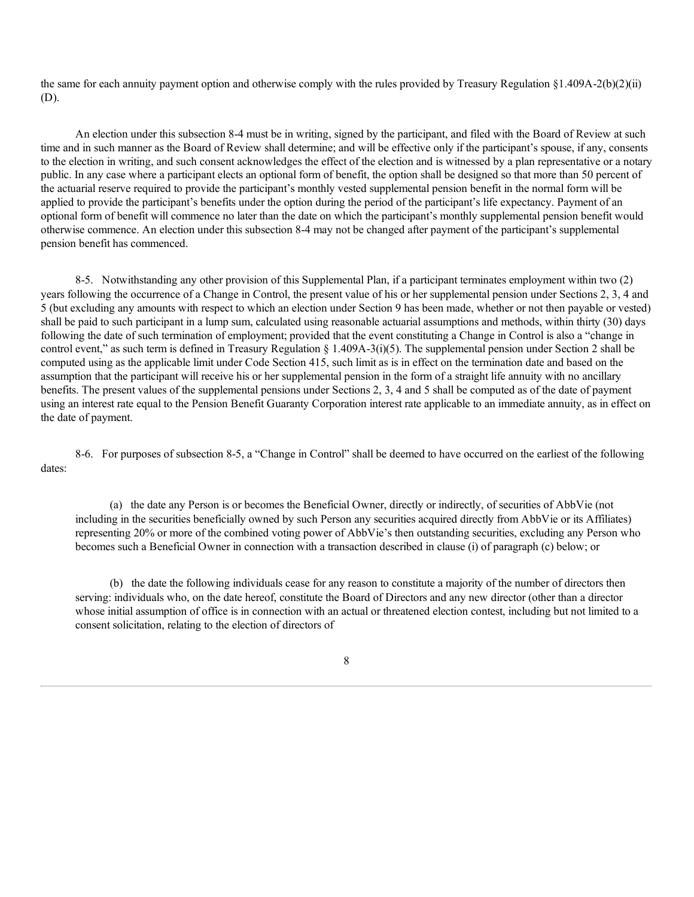the same for each annuity payment option and otherwise comply with the rules provided by Treasury Regulation §1.409A-2(b)(2)(ii)(D).

An election under this subsection 8-4 must be in writing, signed by the participant, and filed with the Board of Review at such time and in such manner as the Board of Review shall determine; and will be effective only if the participant's spouse, if any, consents to the election in writing, and such consent acknowledges the effect of the election and is witnessed by a plan representative or a notary public. In any case where a participant elects an optional form of benefit, the option shall be designed so that more than 50 percent of the actuarial reserve required to provide the participant's monthly vested supplemental pension benefit in the normal form will be applied to provide the participant's benefits under the option during the period of the participant's life expectancy. Payment of an optional form of benefit will commence no later than the date on which the participant's monthly supplemental pension benefit would otherwise commence. An election under this subsection 8-4 may not be changed after payment of the participant's supplemental pension benefit has commenced.

8-5. Notwithstanding any other provision of this Supplemental Plan, if a participant terminates employment within two (2) years following the occurrence of a Change in Control, the present value of his or her supplemental pension under Sections 2, 3, 4 and 5 (but excluding any amounts with respect to which an election under Section 9 has been made, whether or not then payable or vested) shall be paid to such participant in a lump sum, calculated using reasonable actuarial assumptions and methods, within thirty (30) days following the date of such termination of employment; provided that the event constituting a Change in Control is also a "change in control event," as such term is defined in Treasury Regulation § 1.409A-3(i)(5). The supplemental pension under Section 2 shall be computed using as the applicable limit under Code Section 415, such limit as is in effect on the termination date and based on the assumption that the participant will receive his or her supplemental pension in the form of a straight life annuity with no ancillary benefits. The present values of the supplemental pensions under Sections 2, 3, 4 and 5 shall be computed as of the date of payment using an interest rate equal to the Pension Benefit Guaranty Corporation interest rate applicable to an immediate annuity, as in effect on the date of payment.

8-6. For purposes of subsection 8-5, a "Change in Control" shall be deemed to have occurred on the earliest of the following dates:

(a) the date any Person is or becomes the Beneficial Owner, directly or indirectly, of securities of AbbVie (not including in the securities beneficially owned by such Person any securities acquired directly from AbbVie or its Affiliates) representing 20% or more of the combined voting power of AbbVie's then outstanding securities, excluding any Person who becomes such a Beneficial Owner in connection with a transaction described in clause (i) of paragraph (c) below; or

(b) the date the following individuals cease for any reason to constitute a majority of the number of directors then serving: individuals who, on the date hereof, constitute the Board of Directors and any new director (other than a director whose initial assumption of office is in connection with an actual or threatened election contest, including but not limited to a consent solicitation, relating to the election of directors of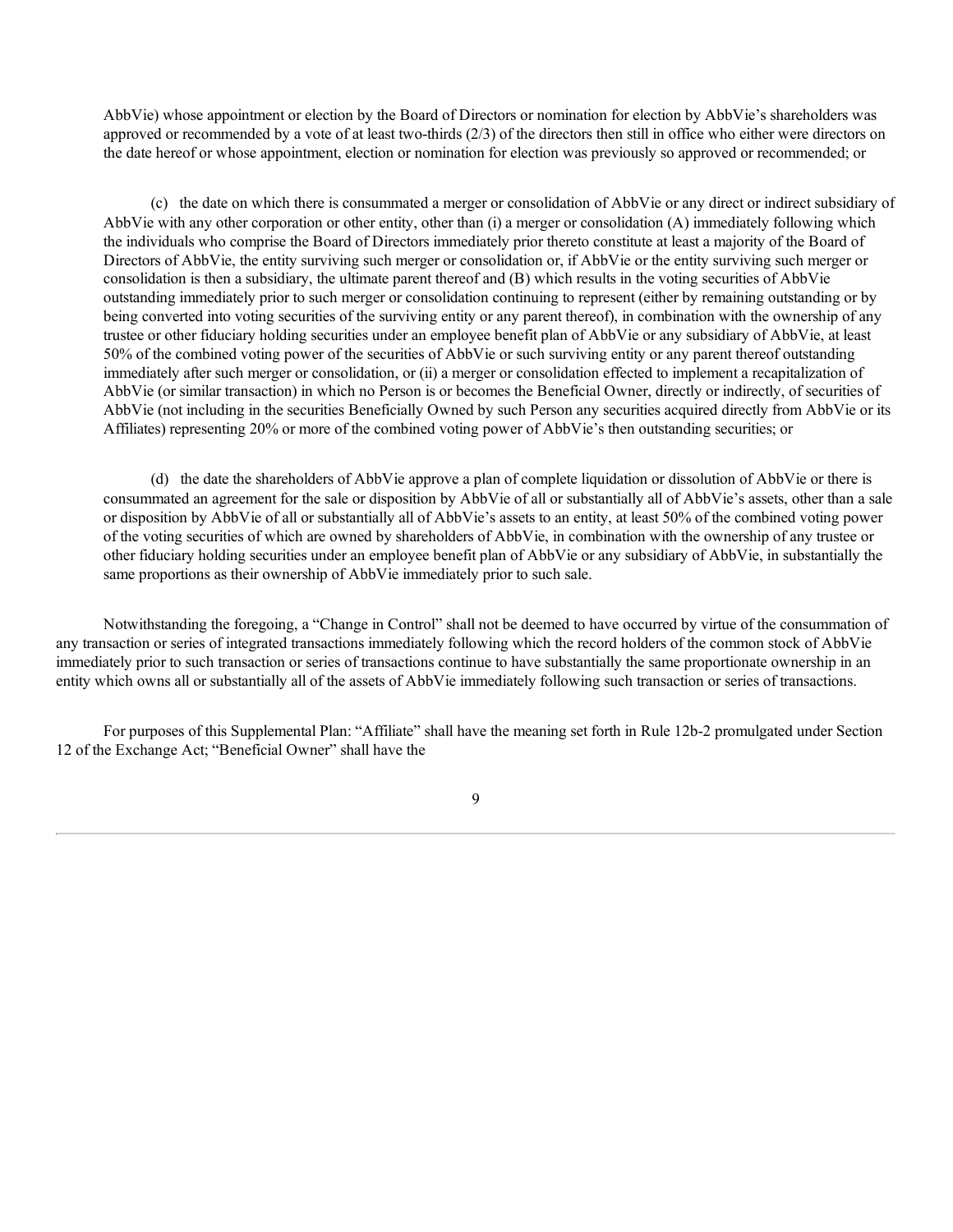AbbVie) whose appointment or election by the Board of Directors or nomination for election by AbbVie's shareholders was approved or recommended by a vote of at least two-thirds (2/3) of the directors then still in office who either were directors on the date hereof or whose appointment, election or nomination for election was previously so approved or recommended; or

(c) the date on which there is consummated a merger or consolidation of AbbVie or any direct or indirect subsidiary of AbbVie with any other corporation or other entity, other than (i) a merger or consolidation (A) immediately following which the individuals who comprise the Board of Directors immediately prior thereto constitute at least a majority of the Board of Directors of AbbVie, the entity surviving such merger or consolidation or, if AbbVie or the entity surviving such merger or consolidation is then a subsidiary, the ultimate parent thereof and (B) which results in the voting securities of AbbVie outstanding immediately prior to such merger or consolidation continuing to represent (either by remaining outstanding or by being converted into voting securities of the surviving entity or any parent thereof), in combination with the ownership of any trustee or other fiduciary holding securities under an employee benefit plan of AbbVie or any subsidiary of AbbVie, at least 50% of the combined voting power of the securities of AbbVie or such surviving entity or any parent thereof outstanding immediately after such merger or consolidation, or (ii) a merger or consolidation effected to implement a recapitalization of AbbVie (or similar transaction) in which no Person is or becomes the Beneficial Owner, directly or indirectly, of securities of AbbVie (not including in the securities Beneficially Owned by such Person any securities acquired directly from AbbVie or its Affiliates) representing 20% or more of the combined voting power of AbbVie's then outstanding securities; or

(d) the date the shareholders of AbbVie approve a plan of complete liquidation or dissolution of AbbVie or there is consummated an agreement for the sale or disposition by AbbVie of all or substantially all of AbbVie's assets, other than a sale or disposition by AbbVie of all or substantially all of AbbVie's assets to an entity, at least 50% of the combined voting power of the voting securities of which are owned by shareholders of AbbVie, in combination with the ownership of any trustee or other fiduciary holding securities under an employee benefit plan of AbbVie or any subsidiary of AbbVie, in substantially the same proportions as their ownership of AbbVie immediately prior to such sale.

Notwithstanding the foregoing, a "Change in Control" shall not be deemed to have occurred by virtue of the consummation of any transaction or series of integrated transactions immediately following which the record holders of the common stock of AbbVie immediately prior to such transaction or series of transactions continue to have substantially the same proportionate ownership in an entity which owns all or substantially all of the assets of AbbVie immediately following such transaction or series of transactions.

For purposes of this Supplemental Plan: "Affiliate" shall have the meaning set forth in Rule 12b-2 promulgated under Section 12 of the Exchange Act; "Beneficial Owner" shall have the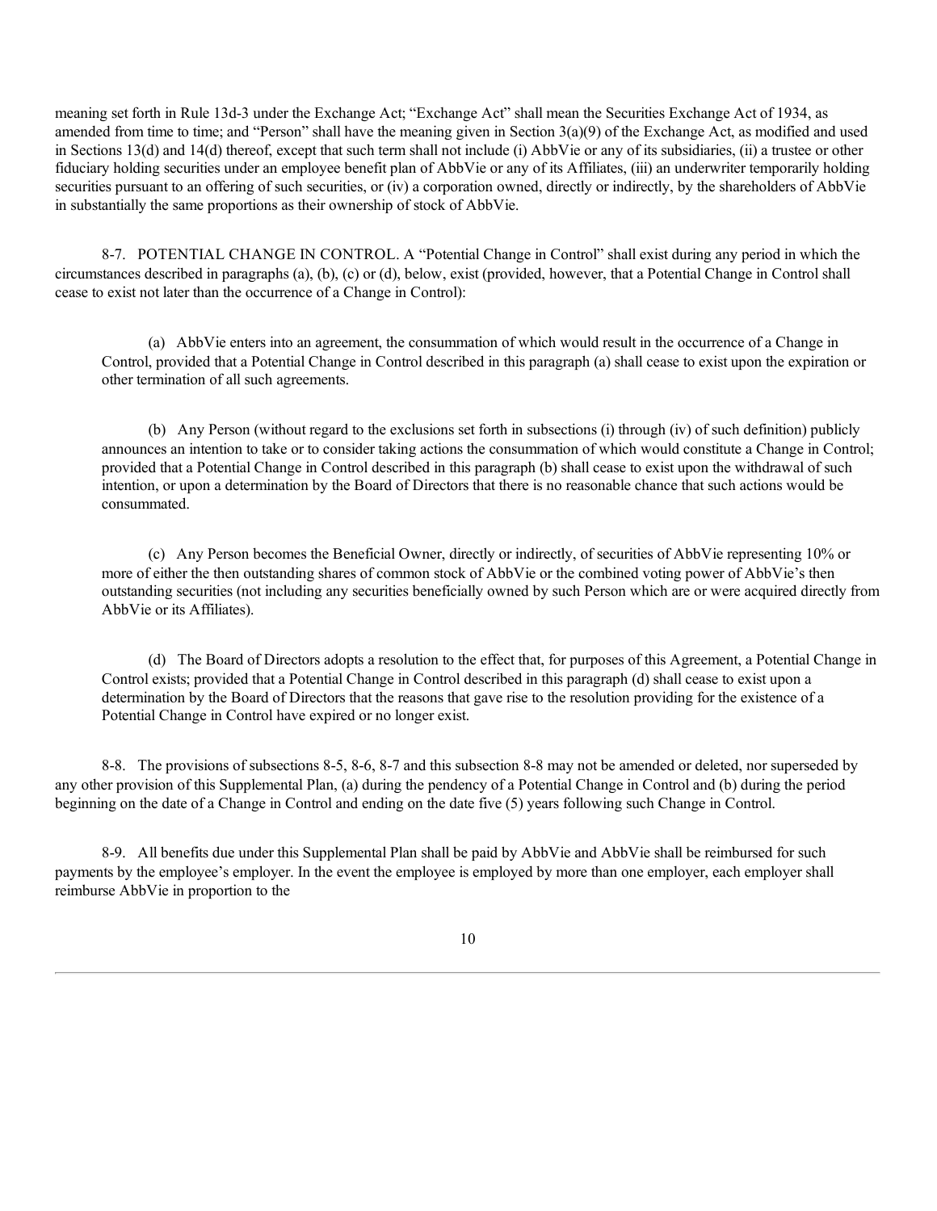meaning set forth in Rule 13d-3 under the Exchange Act; "Exchange Act" shall mean the Securities Exchange Act of 1934, as amended from time to time; and "Person" shall have the meaning given in Section 3(a)(9) of the Exchange Act, as modified and used in Sections 13(d) and 14(d) thereof, except that such term shall not include (i) AbbVie or any of its subsidiaries, (ii) a trustee or other fiduciary holding securities under an employee benefit plan of AbbVie or any of its Affiliates, (iii) an underwriter temporarily holding securities pursuant to an offering of such securities, or (iv) a corporation owned, directly or indirectly, by the shareholders of AbbVie in substantially the same proportions as their ownership of stock of AbbVie.

8-7. POTENTIAL CHANGE IN CONTROL. A "Potential Change in Control" shall exist during any period in which the circumstances described in paragraphs (a), (b), (c) or (d), below, exist (provided, however, that a Potential Change in Control shall cease to exist not later than the occurrence of a Change in Control):

(a) AbbVie enters into an agreement, the consummation of which would result in the occurrence of a Change in Control, provided that a Potential Change in Control described in this paragraph (a) shall cease to exist upon the expiration or other termination of all such agreements.

(b) Any Person (without regard to the exclusions set forth in subsections (i) through (iv) of such definition) publicly announces an intention to take or to consider taking actions the consummation of which would constitute a Change in Control; provided that a Potential Change in Control described in this paragraph (b) shall cease to exist upon the withdrawal of such intention, or upon a determination by the Board of Directors that there is no reasonable chance that such actions would be consummated.

(c) Any Person becomes the Beneficial Owner, directly or indirectly, of securities of AbbVie representing 10% or more of either the then outstanding shares of common stock of AbbVie or the combined voting power of AbbVie's then outstanding securities (not including any securities beneficially owned by such Person which are or were acquired directly from AbbVie or its Affiliates).

(d) The Board of Directors adopts a resolution to the effect that, for purposes of this Agreement, a Potential Change in Control exists; provided that a Potential Change in Control described in this paragraph (d) shall cease to exist upon a determination by the Board of Directors that the reasons that gave rise to the resolution providing for the existence of a Potential Change in Control have expired or no longer exist.

8-8. The provisions of subsections 8-5, 8-6, 8-7 and this subsection 8-8 may not be amended or deleted, nor superseded by any other provision of this Supplemental Plan, (a) during the pendency of a Potential Change in Control and (b) during the period beginning on the date of a Change in Control and ending on the date five (5) years following such Change in Control.

8-9. All benefits due under this Supplemental Plan shall be paid by AbbVie and AbbVie shall be reimbursed for such payments by the employee's employer. In the event the employee is employed by more than one employer, each employer shall reimburse AbbVie in proportion to the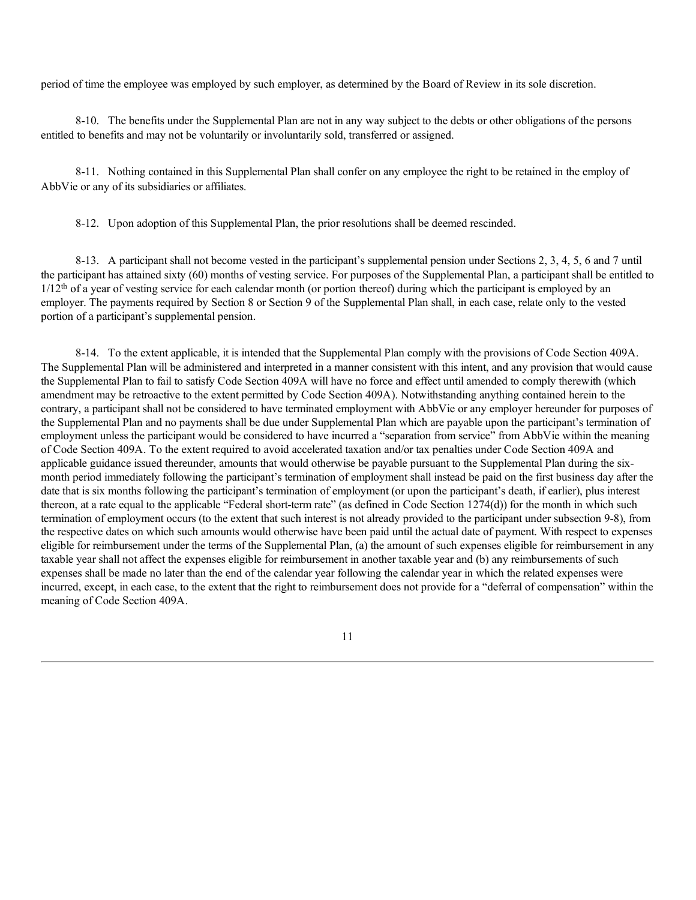period of time the employee was employed by such employer, as determined by the Board of Review in its sole discretion.

8-10. The benefits under the Supplemental Plan are not in any way subject to the debts or other obligations of the persons entitled to benefits and may not be voluntarily or involuntarily sold, transferred or assigned.

8-11. Nothing contained in this Supplemental Plan shall confer on any employee the right to be retained in the employ of AbbVie or any of its subsidiaries or affiliates.

8-12. Upon adoption of this Supplemental Plan, the prior resolutions shall be deemed rescinded.

8-13. A participant shall not become vested in the participant's supplemental pension under Sections 2, 3, 4, 5, 6 and 7 until the participant has attained sixty (60) months of vesting service. For purposes of the Supplemental Plan, a participant shall be entitled to $1/12^{th}$ of a year of vesting service for each calendar month (or portion thereof) during which the participant is employed by an employer. The payments required by Section 8 or Section 9 of the Supplemental Plan shall, in each case, relate only to the vested portion of a participant's supplemental pension.

8-14. To the extent applicable, it is intended that the Supplemental Plan comply with the provisions of Code Section 409A. The Supplemental Plan will be administered and interpreted in a manner consistent with this intent, and any provision that would cause the Supplemental Plan to fail to satisfy Code Section 409A will have no force and effect until amended to comply therewith (which amendment may be retroactive to the extent permitted by Code Section 409A). Notwithstanding anything contained herein to the contrary, a participant shall not be considered to have terminated employment with AbbVie or any employer hereunder for purposes of the Supplemental Plan and no payments shall be due under Supplemental Plan which are payable upon the participant's termination of employment unless the participant would be considered to have incurred a "separation from service" from AbbVie within the meaning of Code Section 409A. To the extent required to avoid accelerated taxation and/or tax penalties under Code Section 409A and applicable guidance issued thereunder, amounts that would otherwise be payable pursuant to the Supplemental Plan during the six-month period immediately following the participant's termination of employment shall instead be paid on the first business day after the date that is six months following the participant's termination of employment (or upon the participant's death, if earlier), plus interest thereon, at a rate equal to the applicable "Federal short-term rate" (as defined in Code Section 1274(d)) for the month in which such termination of employment occurs (to the extent that such interest is not already provided to the participant under subsection 9-8), from the respective dates on which such amounts would otherwise have been paid until the actual date of payment. With respect to expenses eligible for reimbursement under the terms of the Supplemental Plan, (a) the amount of such expenses eligible for reimbursement in any taxable year shall not affect the expenses eligible for reimbursement in another taxable year and (b) any reimbursements of such expenses shall be made no later than the end of the calendar year following the calendar year in which the related expenses were incurred, except, in each case, to the extent that the right to reimbursement does not provide for a "deferral of compensation" within the meaning of Code Section 409A.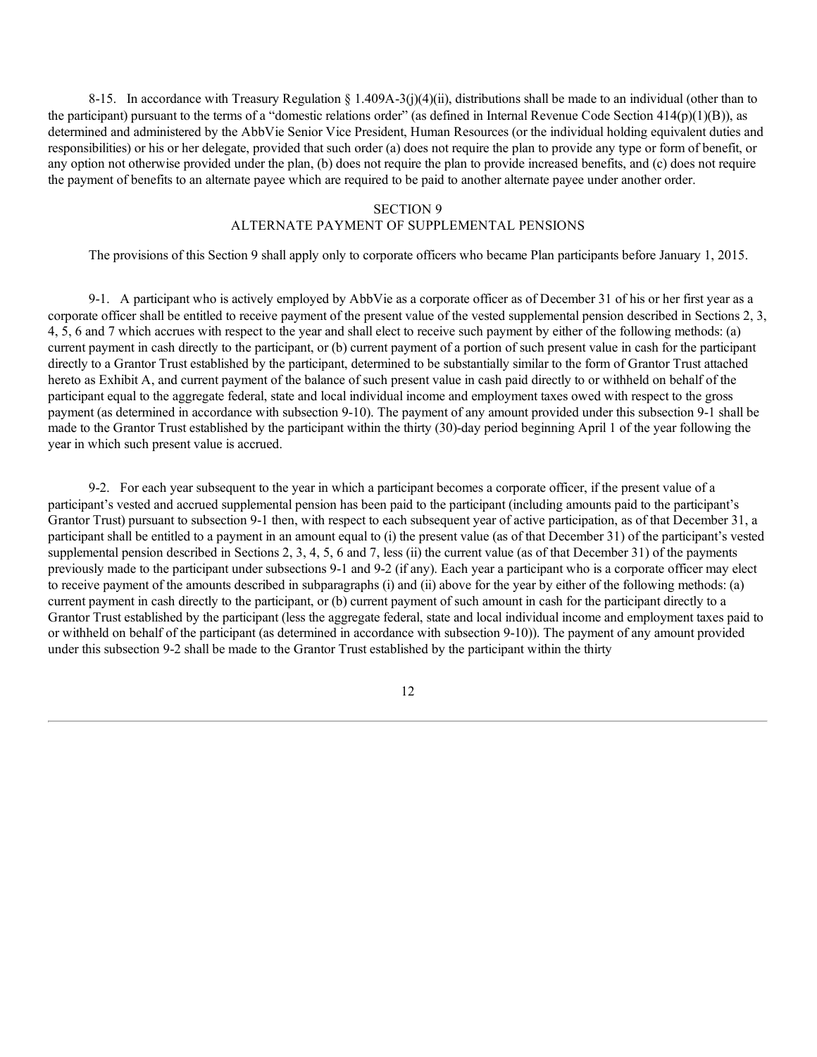8-15. In accordance with Treasury Regulation § 1.409A-3(j)(4)(ii), distributions shall be made to an individual (other than to the participant) pursuant to the terms of a "domestic relations order" (as defined in Internal Revenue Code Section 414(p)(1)(B)), as determined and administered by the AbbVie Senior Vice President, Human Resources (or the individual holding equivalent duties and responsibilities) or his or her delegate, provided that such order (a) does not require the plan to provide any type or form of benefit, or any option not otherwise provided under the plan, (b) does not require the plan to provide increased benefits, and (c) does not require the payment of benefits to an alternate payee which are required to be paid to another alternate payee under another order.

## SECTION 9
## ALTERNATE PAYMENT OF SUPPLEMENTAL PENSIONS

The provisions of this Section 9 shall apply only to corporate officers who became Plan participants before January 1, 2015.

9-1. A participant who is actively employed by AbbVie as a corporate officer as of December 31 of his or her first year as a corporate officer shall be entitled to receive payment of the present value of the vested supplemental pension described in Sections 2, 3, 4, 5, 6 and 7 which accrues with respect to the year and shall elect to receive such payment by either of the following methods: (a) current payment in cash directly to the participant, or (b) current payment of a portion of such present value in cash for the participant directly to a Grantor Trust established by the participant, determined to be substantially similar to the form of Grantor Trust attached hereto as Exhibit A, and current payment of the balance of such present value in cash paid directly to or withheld on behalf of the participant equal to the aggregate federal, state and local individual income and employment taxes owed with respect to the gross payment (as determined in accordance with subsection 9-10). The payment of any amount provided under this subsection 9-1 shall be made to the Grantor Trust established by the participant within the thirty (30)-day period beginning April 1 of the year following the year in which such present value is accrued.

9-2. For each year subsequent to the year in which a participant becomes a corporate officer, if the present value of a participant's vested and accrued supplemental pension has been paid to the participant (including amounts paid to the participant's Grantor Trust) pursuant to subsection 9-1 then, with respect to each subsequent year of active participation, as of that December 31, a participant shall be entitled to a payment in an amount equal to (i) the present value (as of that December 31) of the participant's vested supplemental pension described in Sections 2, 3, 4, 5, 6 and 7, less (ii) the current value (as of that December 31) of the payments previously made to the participant under subsections 9-1 and 9-2 (if any). Each year a participant who is a corporate officer may elect to receive payment of the amounts described in subparagraphs (i) and (ii) above for the year by either of the following methods: (a) current payment in cash directly to the participant, or (b) current payment of such amount in cash for the participant directly to a Grantor Trust established by the participant (less the aggregate federal, state and local individual income and employment taxes paid to or withheld on behalf of the participant (as determined in accordance with subsection 9-10)). The payment of any amount provided under this subsection 9-2 shall be made to the Grantor Trust established by the participant within the thirty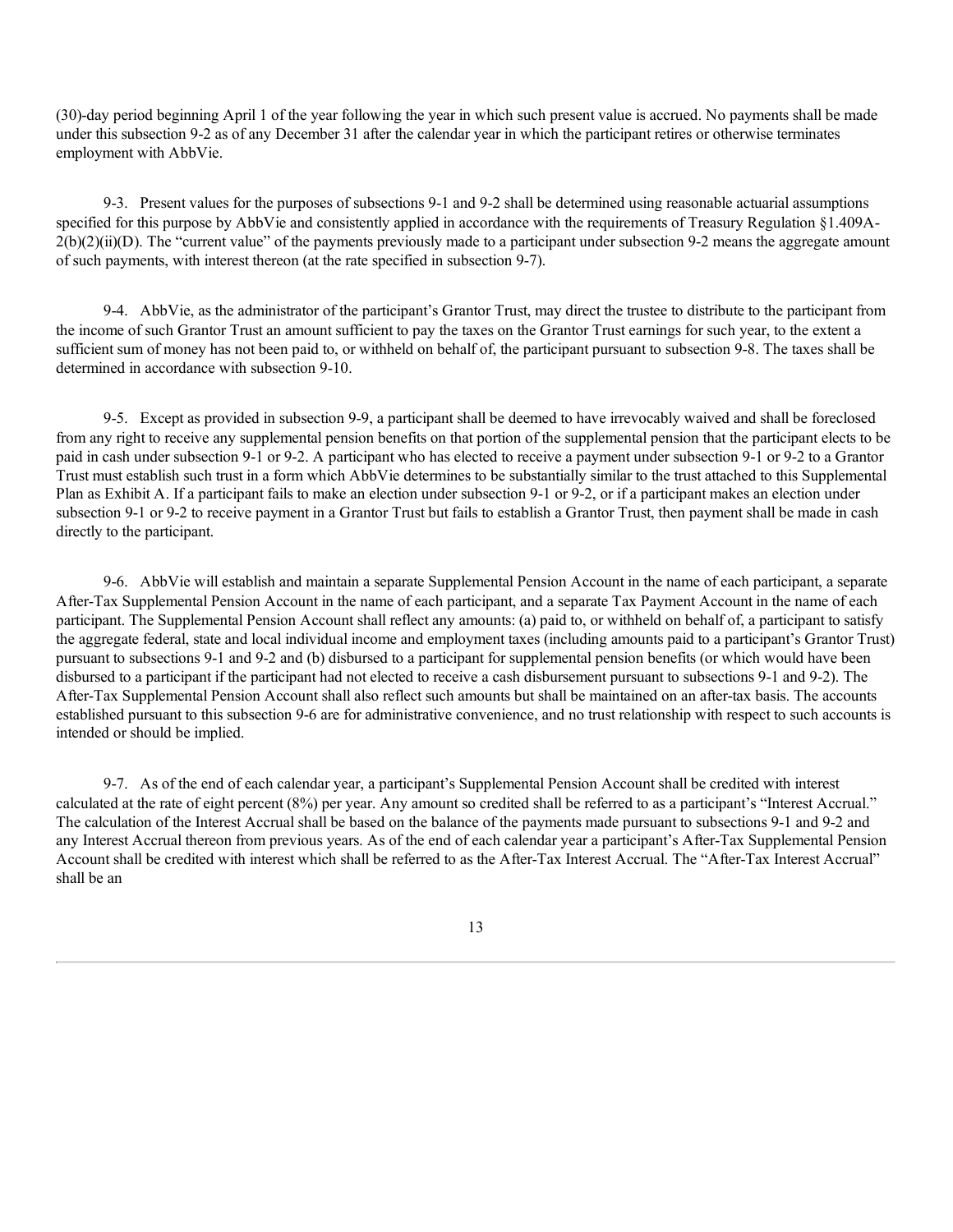(30)-day period beginning April 1 of the year following the year in which such present value is accrued. No payments shall be made under this subsection 9-2 as of any December 31 after the calendar year in which the participant retires or otherwise terminates employment with AbbVie.

9-3. Present values for the purposes of subsections 9-1 and 9-2 shall be determined using reasonable actuarial assumptions specified for this purpose by AbbVie and consistently applied in accordance with the requirements of Treasury Regulation §1.409A-2(b)(2)(ii)(D). The "current value" of the payments previously made to a participant under subsection 9-2 means the aggregate amount of such payments, with interest thereon (at the rate specified in subsection 9-7).

9-4. AbbVie, as the administrator of the participant's Grantor Trust, may direct the trustee to distribute to the participant from the income of such Grantor Trust an amount sufficient to pay the taxes on the Grantor Trust earnings for such year, to the extent a sufficient sum of money has not been paid to, or withheld on behalf of, the participant pursuant to subsection 9-8. The taxes shall be determined in accordance with subsection 9-10.

9-5. Except as provided in subsection 9-9, a participant shall be deemed to have irrevocably waived and shall be foreclosed from any right to receive any supplemental pension benefits on that portion of the supplemental pension that the participant elects to be paid in cash under subsection 9-1 or 9-2. A participant who has elected to receive a payment under subsection 9-1 or 9-2 to a Grantor Trust must establish such trust in a form which AbbVie determines to be substantially similar to the trust attached to this Supplemental Plan as Exhibit A. If a participant fails to make an election under subsection 9-1 or 9-2, or if a participant makes an election under subsection 9-1 or 9-2 to receive payment in a Grantor Trust but fails to establish a Grantor Trust, then payment shall be made in cash directly to the participant.

9-6. AbbVie will establish and maintain a separate Supplemental Pension Account in the name of each participant, a separate After-Tax Supplemental Pension Account in the name of each participant, and a separate Tax Payment Account in the name of each participant. The Supplemental Pension Account shall reflect any amounts: (a) paid to, or withheld on behalf of, a participant to satisfy the aggregate federal, state and local individual income and employment taxes (including amounts paid to a participant's Grantor Trust) pursuant to subsections 9-1 and 9-2 and (b) disbursed to a participant for supplemental pension benefits (or which would have been disbursed to a participant if the participant had not elected to receive a cash disbursement pursuant to subsections 9-1 and 9-2). The After-Tax Supplemental Pension Account shall also reflect such amounts but shall be maintained on an after-tax basis. The accounts established pursuant to this subsection 9-6 are for administrative convenience, and no trust relationship with respect to such accounts is intended or should be implied.

9-7. As of the end of each calendar year, a participant's Supplemental Pension Account shall be credited with interest calculated at the rate of eight percent (8%) per year. Any amount so credited shall be referred to as a participant's "Interest Accrual." The calculation of the Interest Accrual shall be based on the balance of the payments made pursuant to subsections 9-1 and 9-2 and any Interest Accrual thereon from previous years. As of the end of each calendar year a participant's After-Tax Supplemental Pension Account shall be credited with interest which shall be referred to as the After-Tax Interest Accrual. The "After-Tax Interest Accrual" shall be an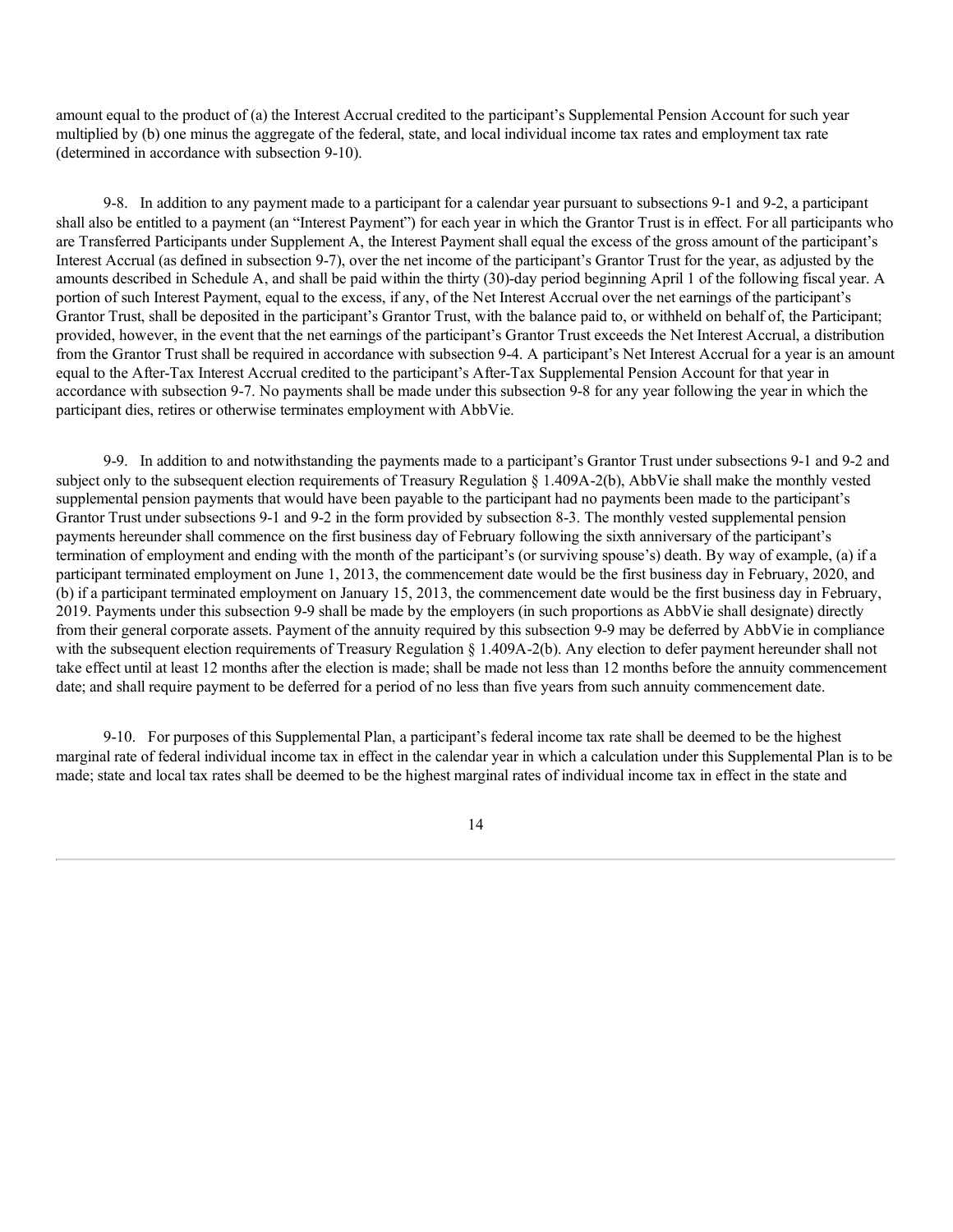amount equal to the product of (a) the Interest Accrual credited to the participant's Supplemental Pension Account for such year multiplied by (b) one minus the aggregate of the federal, state, and local individual income tax rates and employment tax rate (determined in accordance with subsection 9-10).

9-8. In addition to any payment made to a participant for a calendar year pursuant to subsections 9-1 and 9-2, a participant shall also be entitled to a payment (an "Interest Payment") for each year in which the Grantor Trust is in effect. For all participants who are Transferred Participants under Supplement A, the Interest Payment shall equal the excess of the gross amount of the participant's Interest Accrual (as defined in subsection 9-7), over the net income of the participant's Grantor Trust for the year, as adjusted by the amounts described in Schedule A, and shall be paid within the thirty (30)-day period beginning April 1 of the following fiscal year. A portion of such Interest Payment, equal to the excess, if any, of the Net Interest Accrual over the net earnings of the participant's Grantor Trust, shall be deposited in the participant's Grantor Trust, with the balance paid to, or withheld on behalf of, the Participant; provided, however, in the event that the net earnings of the participant's Grantor Trust exceeds the Net Interest Accrual, a distribution from the Grantor Trust shall be required in accordance with subsection 9-4. A participant's Net Interest Accrual for a year is an amount equal to the After-Tax Interest Accrual credited to the participant's After-Tax Supplemental Pension Account for that year in accordance with subsection 9-7. No payments shall be made under this subsection 9-8 for any year following the year in which the participant dies, retires or otherwise terminates employment with AbbVie.

9-9. In addition to and notwithstanding the payments made to a participant's Grantor Trust under subsections 9-1 and 9-2 and subject only to the subsequent election requirements of Treasury Regulation § 1.409A-2(b), AbbVie shall make the monthly vested supplemental pension payments that would have been payable to the participant had no payments been made to the participant's Grantor Trust under subsections 9-1 and 9-2 in the form provided by subsection 8-3. The monthly vested supplemental pension payments hereunder shall commence on the first business day of February following the sixth anniversary of the participant's termination of employment and ending with the month of the participant's (or surviving spouse's) death. By way of example, (a) if a participant terminated employment on June 1, 2013, the commencement date would be the first business day in February, 2020, and (b) if a participant terminated employment on January 15, 2013, the commencement date would be the first business day in February, 2019. Payments under this subsection 9-9 shall be made by the employers (in such proportions as AbbVie shall designate) directly from their general corporate assets. Payment of the annuity required by this subsection 9-9 may be deferred by AbbVie in compliance with the subsequent election requirements of Treasury Regulation § 1.409A-2(b). Any election to defer payment hereunder shall not take effect until at least 12 months after the election is made; shall be made not less than 12 months before the annuity commencement date; and shall require payment to be deferred for a period of no less than five years from such annuity commencement date.

9-10. For purposes of this Supplemental Plan, a participant's federal income tax rate shall be deemed to be the highest marginal rate of federal individual income tax in effect in the calendar year in which a calculation under this Supplemental Plan is to be made; state and local tax rates shall be deemed to be the highest marginal rates of individual income tax in effect in the state and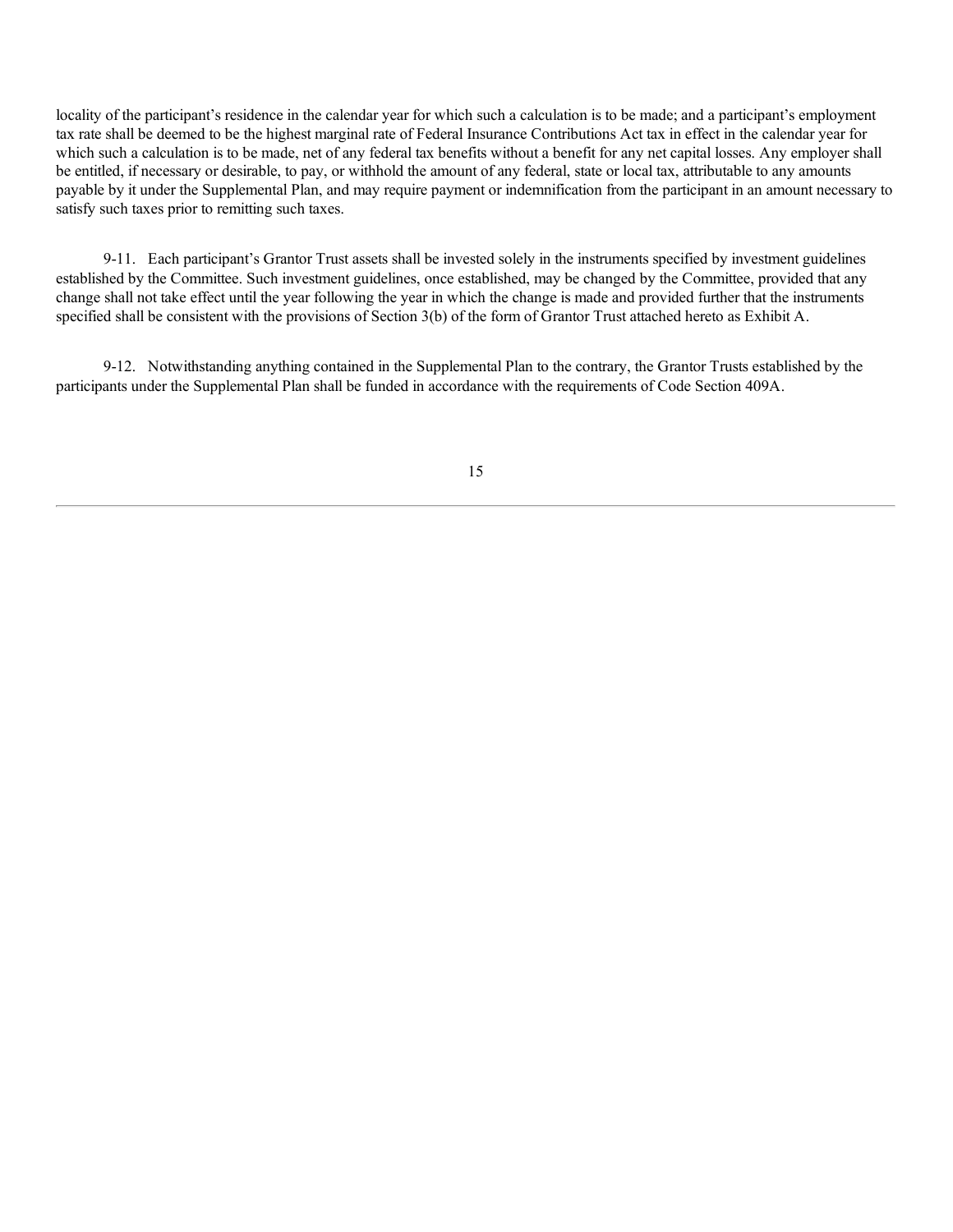locality of the participant's residence in the calendar year for which such a calculation is to be made; and a participant's employment tax rate shall be deemed to be the highest marginal rate of Federal Insurance Contributions Act tax in effect in the calendar year for which such a calculation is to be made, net of any federal tax benefits without a benefit for any net capital losses. Any employer shall be entitled, if necessary or desirable, to pay, or withhold the amount of any federal, state or local tax, attributable to any amounts payable by it under the Supplemental Plan, and may require payment or indemnification from the participant in an amount necessary to satisfy such taxes prior to remitting such taxes.

9-11. Each participant's Grantor Trust assets shall be invested solely in the instruments specified by investment guidelines established by the Committee. Such investment guidelines, once established, may be changed by the Committee, provided that any change shall not take effect until the year following the year in which the change is made and provided further that the instruments specified shall be consistent with the provisions of Section 3(b) of the form of Grantor Trust attached hereto as Exhibit A.

9-12. Notwithstanding anything contained in the Supplemental Plan to the contrary, the Grantor Trusts established by the participants under the Supplemental Plan shall be funded in accordance with the requirements of Code Section 409A.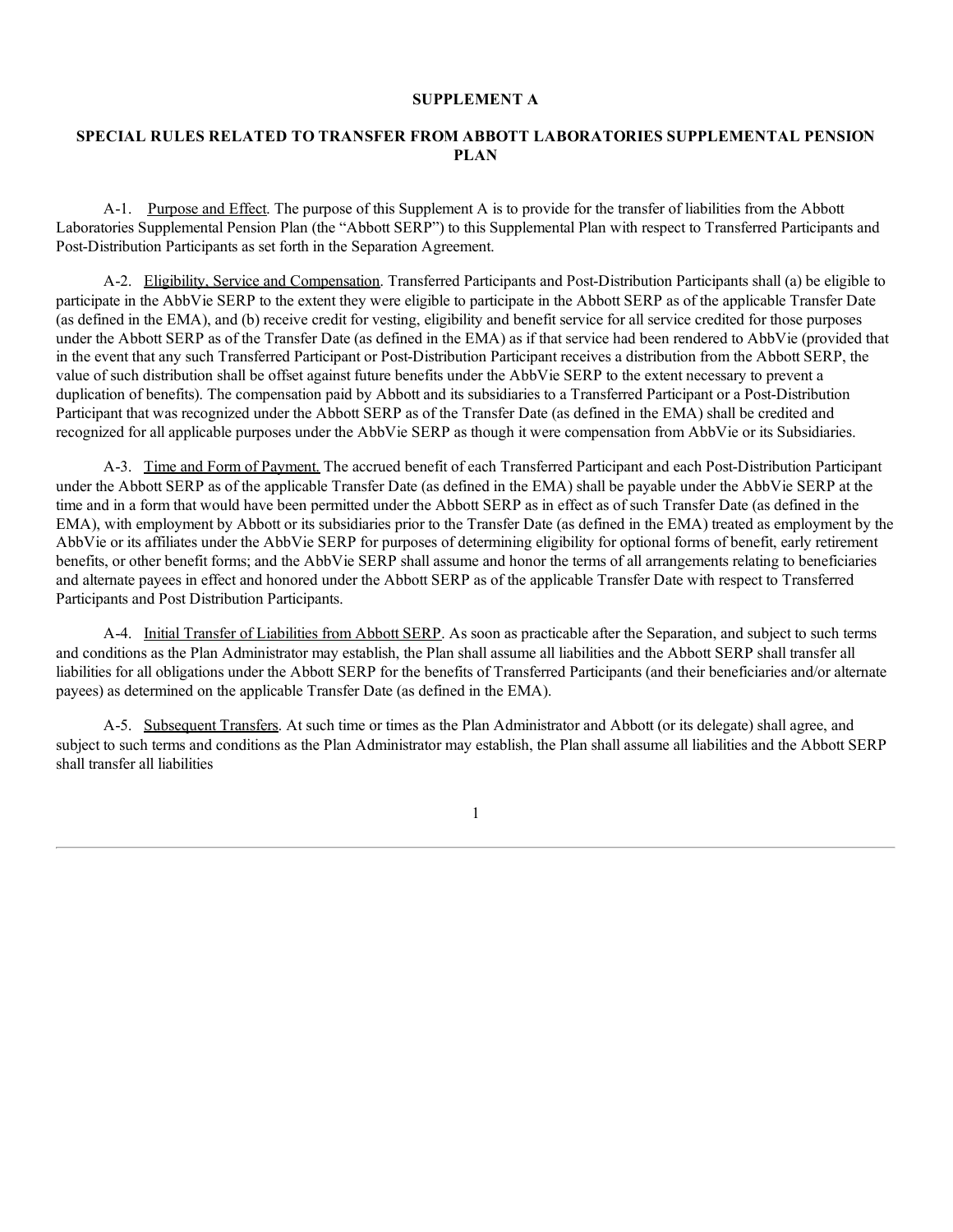## SUPPLEMENT A

## SPECIAL RULES RELATED TO TRANSFER FROM ABBOTT LABORATORIES SUPPLEMENTAL PENSION PLAN

A-1. Purpose and Effect. The purpose of this Supplement A is to provide for the transfer of liabilities from the Abbott Laboratories Supplemental Pension Plan (the "Abbott SERP") to this Supplemental Plan with respect to Transferred Participants and Post-Distribution Participants as set forth in the Separation Agreement.

A-2. Eligibility, Service and Compensation. Transferred Participants and Post-Distribution Participants shall (a) be eligible to participate in the AbbVie SERP to the extent they were eligible to participate in the Abbott SERP as of the applicable Transfer Date (as defined in the EMA), and (b) receive credit for vesting, eligibility and benefit service for all service credited for those purposes under the Abbott SERP as of the Transfer Date (as defined in the EMA) as if that service had been rendered to AbbVie (provided that in the event that any such Transferred Participant or Post-Distribution Participant receives a distribution from the Abbott SERP, the value of such distribution shall be offset against future benefits under the AbbVie SERP to the extent necessary to prevent a duplication of benefits). The compensation paid by Abbott and its subsidiaries to a Transferred Participant or a Post-Distribution Participant that was recognized under the Abbott SERP as of the Transfer Date (as defined in the EMA) shall be credited and recognized for all applicable purposes under the AbbVie SERP as though it were compensation from AbbVie or its Subsidiaries.

A-3. Time and Form of Payment. The accrued benefit of each Transferred Participant and each Post-Distribution Participant under the Abbott SERP as of the applicable Transfer Date (as defined in the EMA) shall be payable under the AbbVie SERP at the time and in a form that would have been permitted under the Abbott SERP as in effect as of such Transfer Date (as defined in the EMA), with employment by Abbott or its subsidiaries prior to the Transfer Date (as defined in the EMA) treated as employment by the AbbVie or its affiliates under the AbbVie SERP for purposes of determining eligibility for optional forms of benefit, early retirement benefits, or other benefit forms; and the AbbVie SERP shall assume and honor the terms of all arrangements relating to beneficiaries and alternate payees in effect and honored under the Abbott SERP as of the applicable Transfer Date with respect to Transferred Participants and Post Distribution Participants.

A-4. Initial Transfer of Liabilities from Abbott SERP. As soon as practicable after the Separation, and subject to such terms and conditions as the Plan Administrator may establish, the Plan shall assume all liabilities and the Abbott SERP shall transfer all liabilities for all obligations under the Abbott SERP for the benefits of Transferred Participants (and their beneficiaries and/or alternate payees) as determined on the applicable Transfer Date (as defined in the EMA).

A-5. Subsequent Transfers. At such time or times as the Plan Administrator and Abbott (or its delegate) shall agree, and subject to such terms and conditions as the Plan Administrator may establish, the Plan shall assume all liabilities and the Abbott SERP shall transfer all liabilities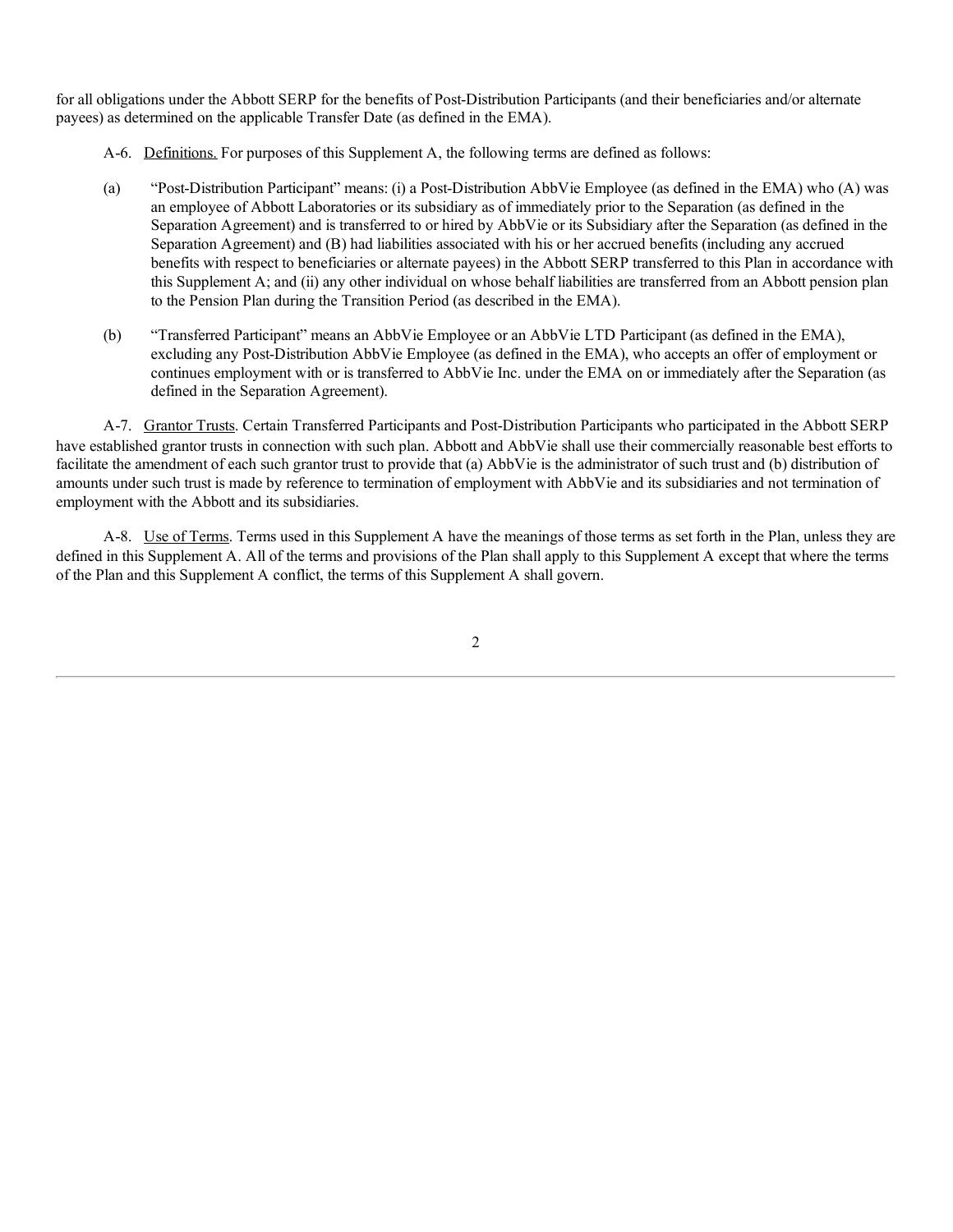for all obligations under the Abbott SERP for the benefits of Post-Distribution Participants (and their beneficiaries and/or alternate payees) as determined on the applicable Transfer Date (as defined in the EMA).

A-6. Definitions. For purposes of this Supplement A, the following terms are defined as follows:

(a) "Post-Distribution Participant" means: (i) a Post-Distribution AbbVie Employee (as defined in the EMA) who (A) was an employee of Abbott Laboratories or its subsidiary as of immediately prior to the Separation (as defined in the Separation Agreement) and is transferred to or hired by AbbVie or its Subsidiary after the Separation (as defined in the Separation Agreement) and (B) had liabilities associated with his or her accrued benefits (including any accrued benefits with respect to beneficiaries or alternate payees) in the Abbott SERP transferred to this Plan in accordance with this Supplement A; and (ii) any other individual on whose behalf liabilities are transferred from an Abbott pension plan to the Pension Plan during the Transition Period (as described in the EMA).

(b) "Transferred Participant" means an AbbVie Employee or an AbbVie LTD Participant (as defined in the EMA), excluding any Post-Distribution AbbVie Employee (as defined in the EMA), who accepts an offer of employment or continues employment with or is transferred to AbbVie Inc. under the EMA on or immediately after the Separation (as defined in the Separation Agreement).

A-7. Grantor Trusts. Certain Transferred Participants and Post-Distribution Participants who participated in the Abbott SERP have established grantor trusts in connection with such plan. Abbott and AbbVie shall use their commercially reasonable best efforts to facilitate the amendment of each such grantor trust to provide that (a) AbbVie is the administrator of such trust and (b) distribution of amounts under such trust is made by reference to termination of employment with AbbVie and its subsidiaries and not termination of employment with the Abbott and its subsidiaries.

A-8. Use of Terms. Terms used in this Supplement A have the meanings of those terms as set forth in the Plan, unless they are defined in this Supplement A. All of the terms and provisions of the Plan shall apply to this Supplement A except that where the terms of the Plan and this Supplement A conflict, the terms of this Supplement A shall govern.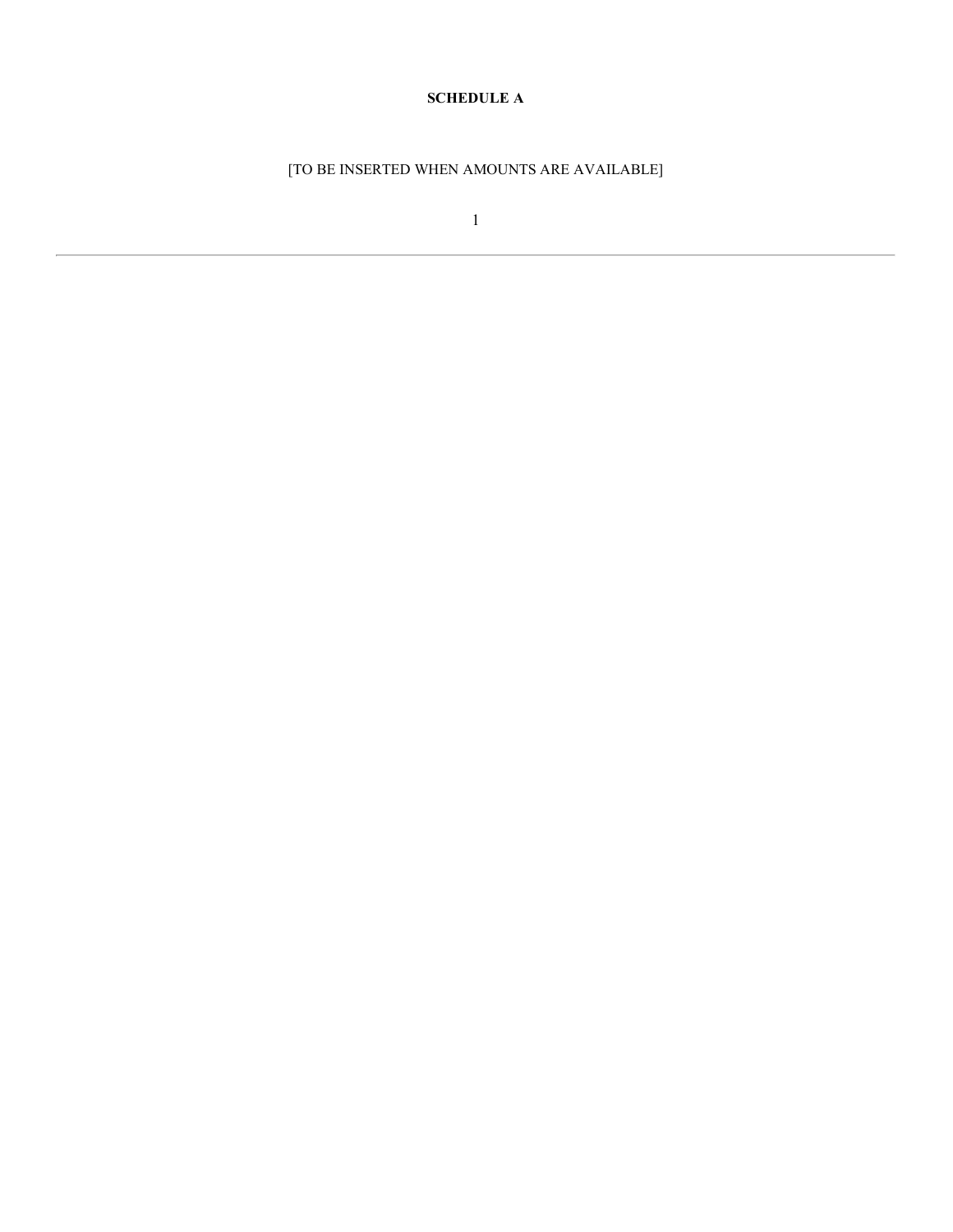**SCHEDULE A**

[TO BE INSERTED WHEN AMOUNTS ARE AVAILABLE]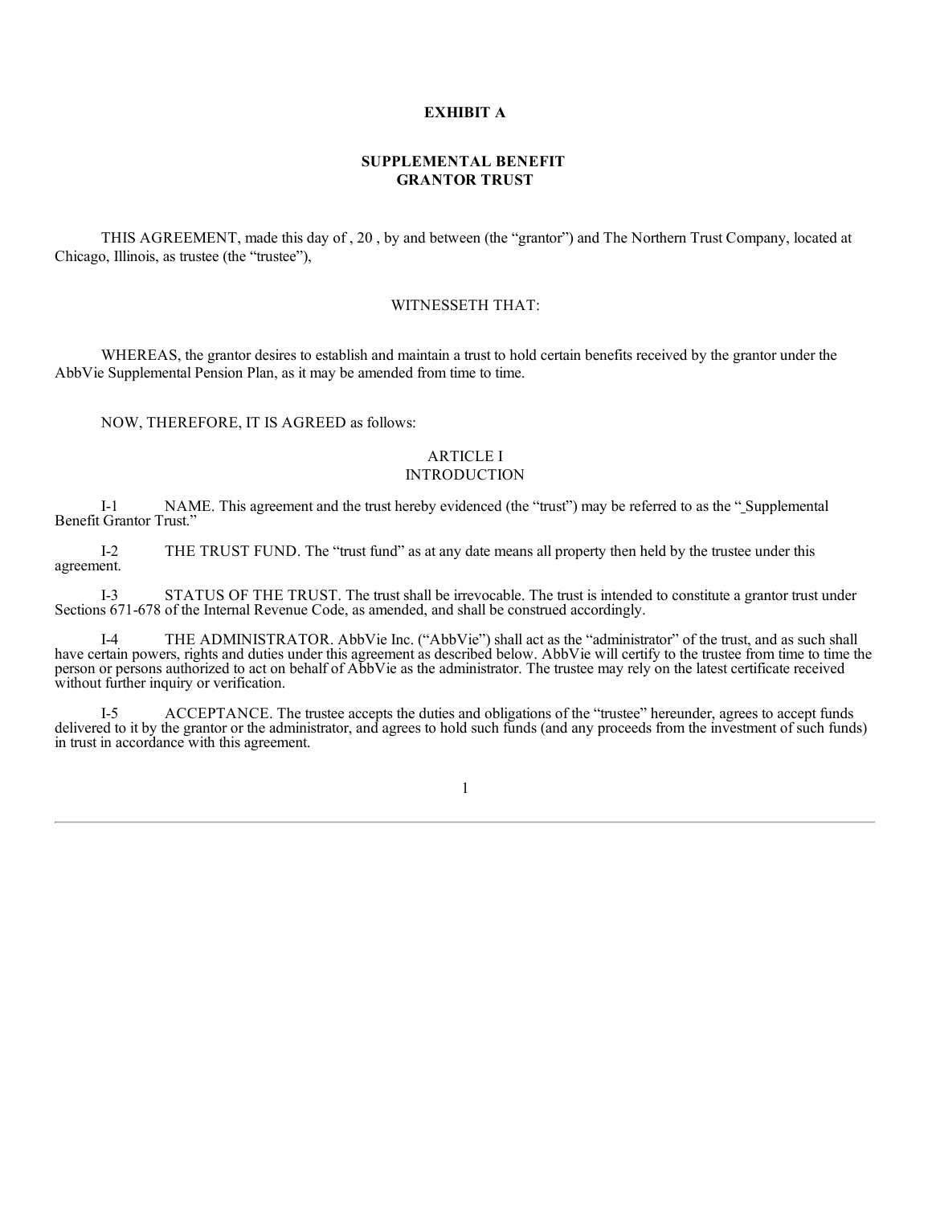**EXHIBIT A**

**SUPPLEMENTAL BENEFIT**
**GRANTOR TRUST**

THIS AGREEMENT, made this day of , 20 , by and between (the "grantor") and The Northern Trust Company, located at Chicago, Illinois, as trustee (the "trustee"),

WITNESSETH THAT:

WHEREAS, the grantor desires to establish and maintain a trust to hold certain benefits received by the grantor under the AbbVie Supplemental Pension Plan, as it may be amended from time to time.

NOW, THEREFORE, IT IS AGREED as follows:

ARTICLE I
INTRODUCTION

I-1 NAME. This agreement and the trust hereby evidenced (the "trust") may be referred to as the "_Supplemental Benefit Grantor Trust."

I-2 THE TRUST FUND. The "trust fund" as at any date means all property then held by the trustee under this agreement.

I-3 STATUS OF THE TRUST. The trust shall be irrevocable. The trust is intended to constitute a grantor trust under Sections 671-678 of the Internal Revenue Code, as amended, and shall be construed accordingly.

I-4 THE ADMINISTRATOR. AbbVie Inc. ("AbbVie") shall act as the "administrator" of the trust, and as such shall have certain powers, rights and duties under this agreement as described below. AbbVie will certify to the trustee from time to time the person or persons authorized to act on behalf of AbbVie as the administrator. The trustee may rely on the latest certificate received without further inquiry or verification.

I-5 ACCEPTANCE. The trustee accepts the duties and obligations of the "trustee" hereunder, agrees to accept funds delivered to it by the grantor or the administrator, and agrees to hold such funds (and any proceeds from the investment of such funds) in trust in accordance with this agreement.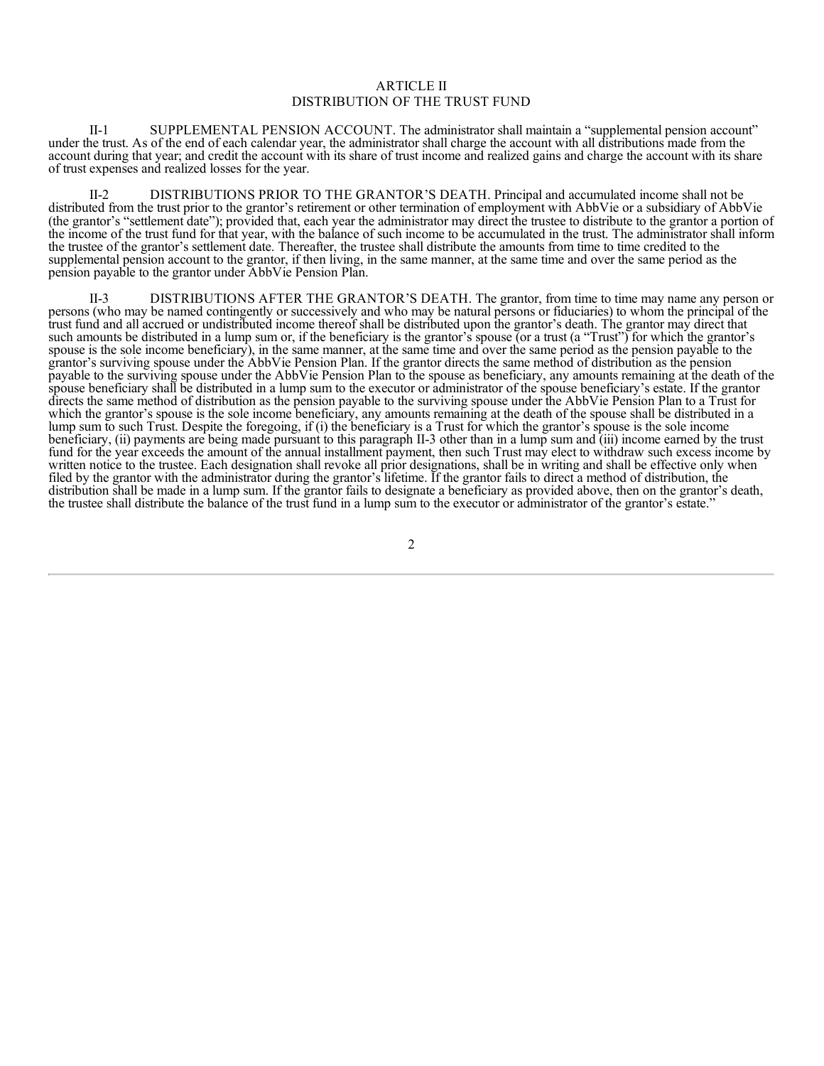## ARTICLE II
## DISTRIBUTION OF THE TRUST FUND

II-1 SUPPLEMENTAL PENSION ACCOUNT. The administrator shall maintain a "supplemental pension account" under the trust. As of the end of each calendar year, the administrator shall charge the account with all distributions made from the account during that year; and credit the account with its share of trust income and realized gains and charge the account with its share of trust expenses and realized losses for the year.

II-2 DISTRIBUTIONS PRIOR TO THE GRANTOR'S DEATH. Principal and accumulated income shall not be distributed from the trust prior to the grantor's retirement or other termination of employment with AbbVie or a subsidiary of AbbVie (the grantor's "settlement date"); provided that, each year the administrator may direct the trustee to distribute to the grantor a portion of the income of the trust fund for that year, with the balance of such income to be accumulated in the trust. The administrator shall inform the trustee of the grantor's settlement date. Thereafter, the trustee shall distribute the amounts from time to time credited to the supplemental pension account to the grantor, if then living, in the same manner, at the same time and over the same period as the pension payable to the grantor under AbbVie Pension Plan.

II-3 DISTRIBUTIONS AFTER THE GRANTOR'S DEATH. The grantor, from time to time may name any person or persons (who may be named contingently or successively and who may be natural persons or fiduciaries) to whom the principal of the trust fund and all accrued or undistributed income thereof shall be distributed upon the grantor's death. The grantor may direct that such amounts be distributed in a lump sum or, if the beneficiary is the grantor's spouse (or a trust (a "Trust") for which the grantor's spouse is the sole income beneficiary), in the same manner, at the same time and over the same period as the pension payable to the grantor's surviving spouse under the AbbVie Pension Plan. If the grantor directs the same method of distribution as the pension payable to the surviving spouse under the AbbVie Pension Plan to the spouse as beneficiary, any amounts remaining at the death of the spouse beneficiary shall be distributed in a lump sum to the executor or administrator of the spouse beneficiary's estate. If the grantor directs the same method of distribution as the pension payable to the surviving spouse under the AbbVie Pension Plan to a Trust for which the grantor's spouse is the sole income beneficiary, any amounts remaining at the death of the spouse shall be distributed in a lump sum to such Trust. Despite the foregoing, if (i) the beneficiary is a Trust for which the grantor's spouse is the sole income beneficiary, (ii) payments are being made pursuant to this paragraph II-3 other than in a lump sum and (iii) income earned by the trust fund for the year exceeds the amount of the annual installment payment, then such Trust may elect to withdraw such excess income by written notice to the trustee. Each designation shall revoke all prior designations, shall be in writing and shall be effective only when filed by the grantor with the administrator during the grantor's lifetime. If the grantor fails to direct a method of distribution, the distribution shall be made in a lump sum. If the grantor fails to designate a beneficiary as provided above, then on the grantor's death, the trustee shall distribute the balance of the trust fund in a lump sum to the executor or administrator of the grantor's estate."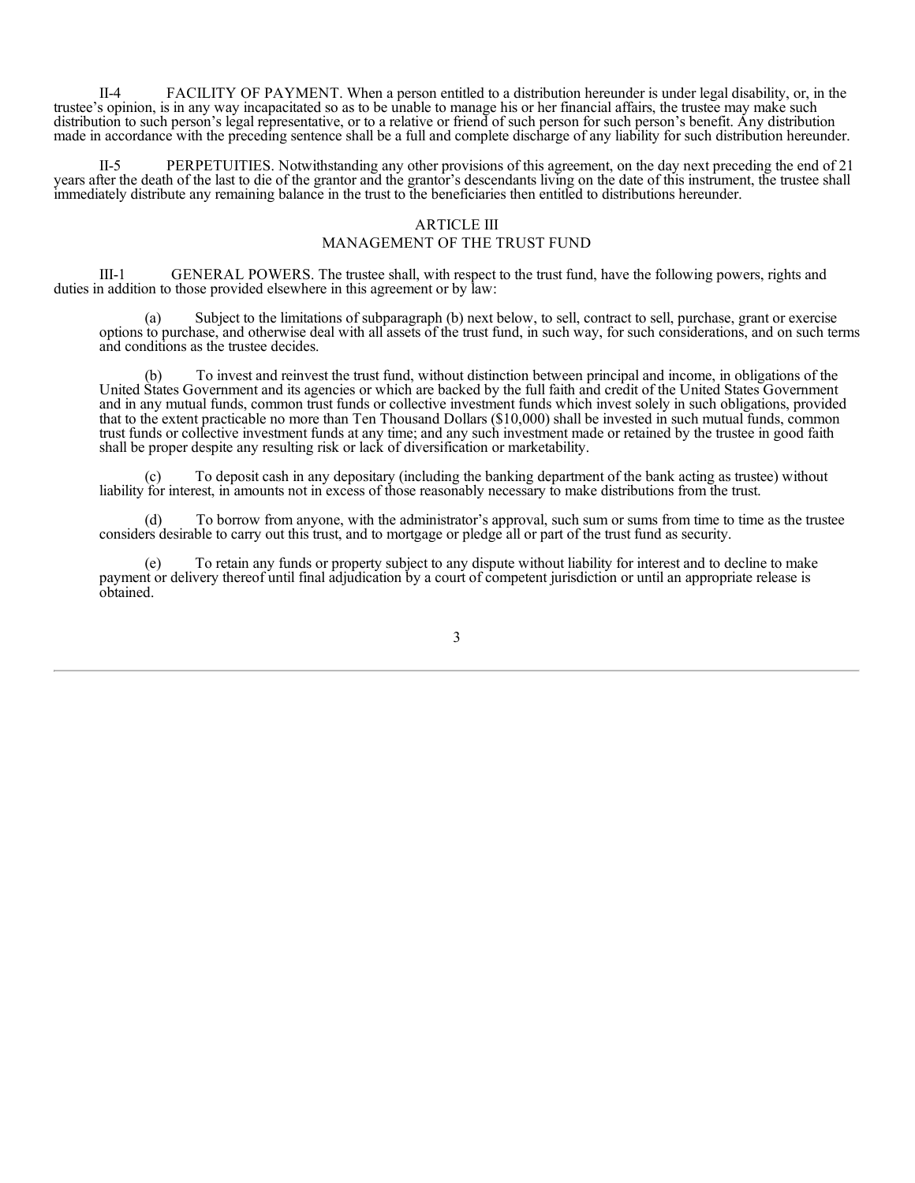II-4 FACILITY OF PAYMENT. When a person entitled to a distribution hereunder is under legal disability, or, in the trustee's opinion, is in any way incapacitated so as to be unable to manage his or her financial affairs, the trustee may make such distribution to such person's legal representative, or to a relative or friend of such person for such person's benefit. Any distribution made in accordance with the preceding sentence shall be a full and complete discharge of any liability for such distribution hereunder.

II-5 PERPETUITIES. Notwithstanding any other provisions of this agreement, on the day next preceding the end of 21 years after the death of the last to die of the grantor and the grantor's descendants living on the date of this instrument, the trustee shall immediately distribute any remaining balance in the trust to the beneficiaries then entitled to distributions hereunder.

## ARTICLE III
## MANAGEMENT OF THE TRUST FUND

III-1 GENERAL POWERS. The trustee shall, with respect to the trust fund, have the following powers, rights and duties in addition to those provided elsewhere in this agreement or by law:

(a) Subject to the limitations of subparagraph (b) next below, to sell, contract to sell, purchase, grant or exercise options to purchase, and otherwise deal with all assets of the trust fund, in such way, for such considerations, and on such terms and conditions as the trustee decides.

(b) To invest and reinvest the trust fund, without distinction between principal and income, in obligations of the United States Government and its agencies or which are backed by the full faith and credit of the United States Government and in any mutual funds, common trust funds or collective investment funds which invest solely in such obligations, provided that to the extent practicable no more than Ten Thousand Dollars ($10,000) shall be invested in such mutual funds, common trust funds or collective investment funds at any time; and any such investment made or retained by the trustee in good faith shall be proper despite any resulting risk or lack of diversification or marketability.

(c) To deposit cash in any depositary (including the banking department of the bank acting as trustee) without liability for interest, in amounts not in excess of those reasonably necessary to make distributions from the trust.

(d) To borrow from anyone, with the administrator's approval, such sum or sums from time to time as the trustee considers desirable to carry out this trust, and to mortgage or pledge all or part of the trust fund as security.

(e) To retain any funds or property subject to any dispute without liability for interest and to decline to make payment or delivery thereof until final adjudication by a court of competent jurisdiction or until an appropriate release is obtained.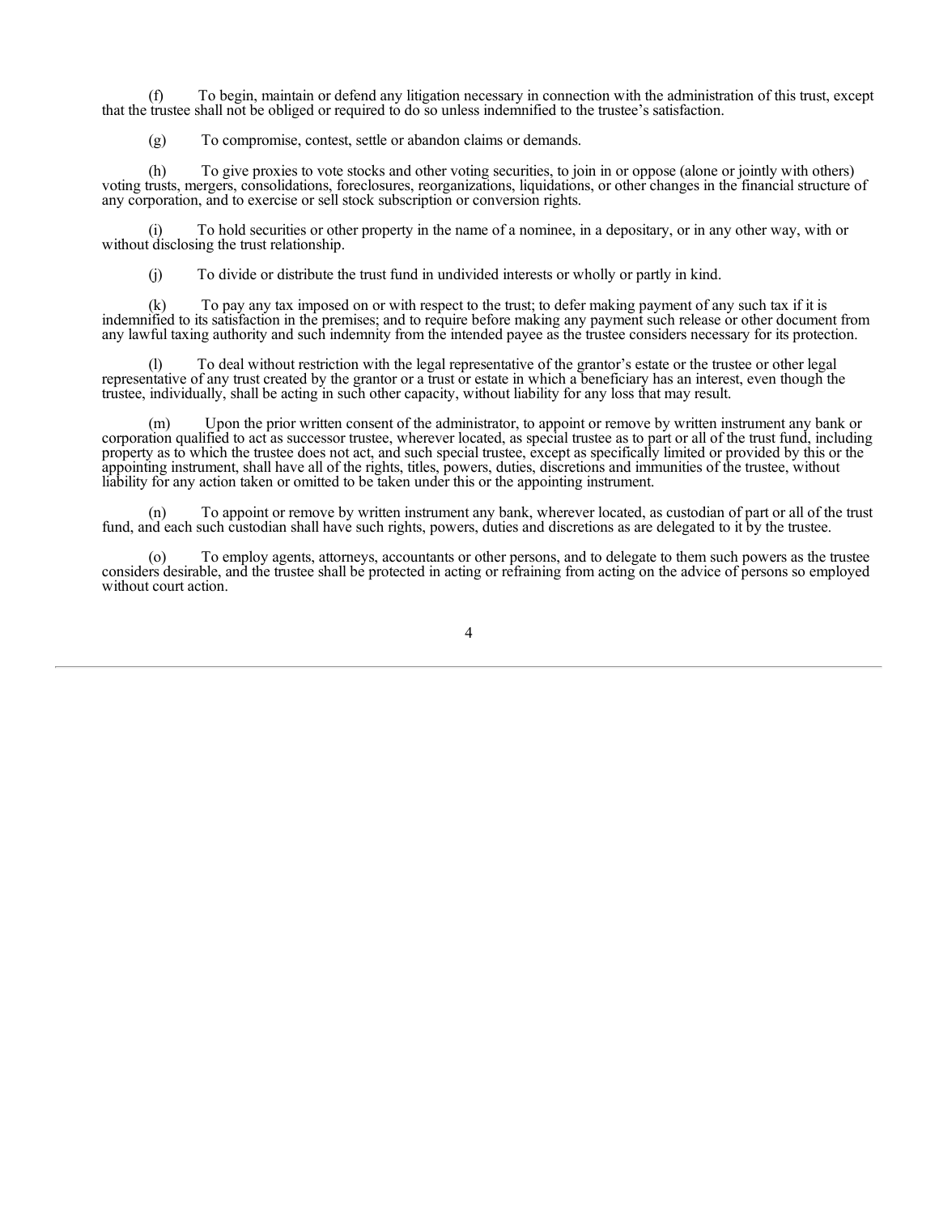(f) To begin, maintain or defend any litigation necessary in connection with the administration of this trust, except that the trustee shall not be obliged or required to do so unless indemnified to the trustee's satisfaction.

(g) To compromise, contest, settle or abandon claims or demands.

(h) To give proxies to vote stocks and other voting securities, to join in or oppose (alone or jointly with others) voting trusts, mergers, consolidations, foreclosures, reorganizations, liquidations, or other changes in the financial structure of any corporation, and to exercise or sell stock subscription or conversion rights.

(i) To hold securities or other property in the name of a nominee, in a depositary, or in any other way, with or without disclosing the trust relationship.

(j) To divide or distribute the trust fund in undivided interests or wholly or partly in kind.

(k) To pay any tax imposed on or with respect to the trust; to defer making payment of any such tax if it is indemnified to its satisfaction in the premises; and to require before making any payment such release or other document from any lawful taxing authority and such indemnity from the intended payee as the trustee considers necessary for its protection.

(l) To deal without restriction with the legal representative of the grantor's estate or the trustee or other legal representative of any trust created by the grantor or a trust or estate in which a beneficiary has an interest, even though the trustee, individually, shall be acting in such other capacity, without liability for any loss that may result.

(m) Upon the prior written consent of the administrator, to appoint or remove by written instrument any bank or corporation qualified to act as successor trustee, wherever located, as special trustee as to part or all of the trust fund, including property as to which the trustee does not act, and such special trustee, except as specifically limited or provided by this or the appointing instrument, shall have all of the rights, titles, powers, duties, discretions and immunities of the trustee, without liability for any action taken or omitted to be taken under this or the appointing instrument.

(n) To appoint or remove by written instrument any bank, wherever located, as custodian of part or all of the trust fund, and each such custodian shall have such rights, powers, duties and discretions as are delegated to it by the trustee.

(o) To employ agents, attorneys, accountants or other persons, and to delegate to them such powers as the trustee considers desirable, and the trustee shall be protected in acting or refraining from acting on the advice of persons so employed without court action.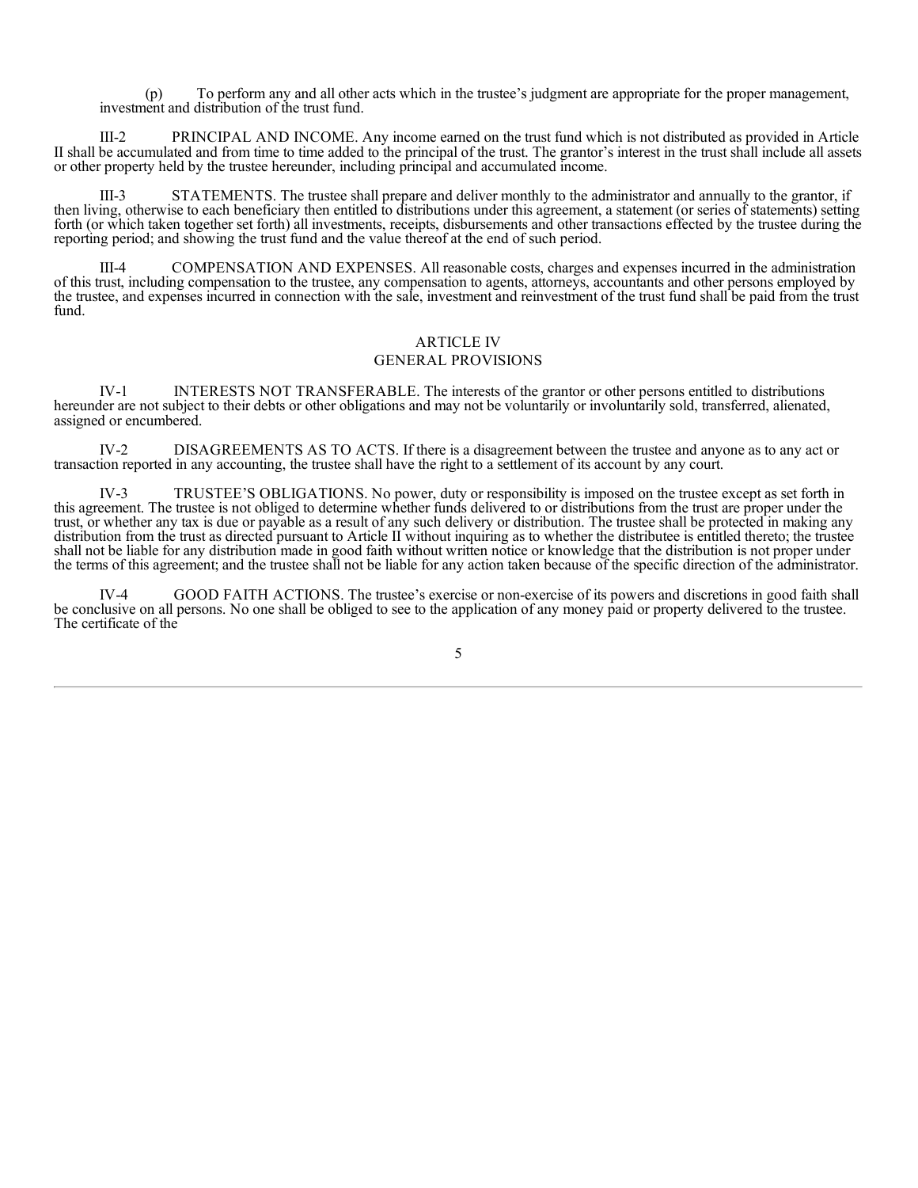(p) To perform any and all other acts which in the trustee's judgment are appropriate for the proper management, investment and distribution of the trust fund.

III-2 PRINCIPAL AND INCOME. Any income earned on the trust fund which is not distributed as provided in Article II shall be accumulated and from time to time added to the principal of the trust. The grantor's interest in the trust shall include all assets or other property held by the trustee hereunder, including principal and accumulated income.

III-3 STATEMENTS. The trustee shall prepare and deliver monthly to the administrator and annually to the grantor, if then living, otherwise to each beneficiary then entitled to distributions under this agreement, a statement (or series of statements) setting forth (or which taken together set forth) all investments, receipts, disbursements and other transactions effected by the trustee during the reporting period; and showing the trust fund and the value thereof at the end of such period.

III-4 COMPENSATION AND EXPENSES. All reasonable costs, charges and expenses incurred in the administration of this trust, including compensation to the trustee, any compensation to agents, attorneys, accountants and other persons employed by the trustee, and expenses incurred in connection with the sale, investment and reinvestment of the trust fund shall be paid from the trust fund.

## ARTICLE IV
## GENERAL PROVISIONS

IV-1 INTERESTS NOT TRANSFERABLE. The interests of the grantor or other persons entitled to distributions hereunder are not subject to their debts or other obligations and may not be voluntarily or involuntarily sold, transferred, alienated, assigned or encumbered.

IV-2 DISAGREEMENTS AS TO ACTS. If there is a disagreement between the trustee and anyone as to any act or transaction reported in any accounting, the trustee shall have the right to a settlement of its account by any court.

IV-3 TRUSTEE'S OBLIGATIONS. No power, duty or responsibility is imposed on the trustee except as set forth in this agreement. The trustee is not obliged to determine whether funds delivered to or distributions from the trust are proper under the trust, or whether any tax is due or payable as a result of any such delivery or distribution. The trustee shall be protected in making any distribution from the trust as directed pursuant to Article II without inquiring as to whether the distributee is entitled thereto; the trustee shall not be liable for any distribution made in good faith without written notice or knowledge that the distribution is not proper under the terms of this agreement; and the trustee shall not be liable for any action taken because of the specific direction of the administrator.

IV-4 GOOD FAITH ACTIONS. The trustee's exercise or non-exercise of its powers and discretions in good faith shall be conclusive on all persons. No one shall be obliged to see to the application of any money paid or property delivered to the trustee. The certificate of the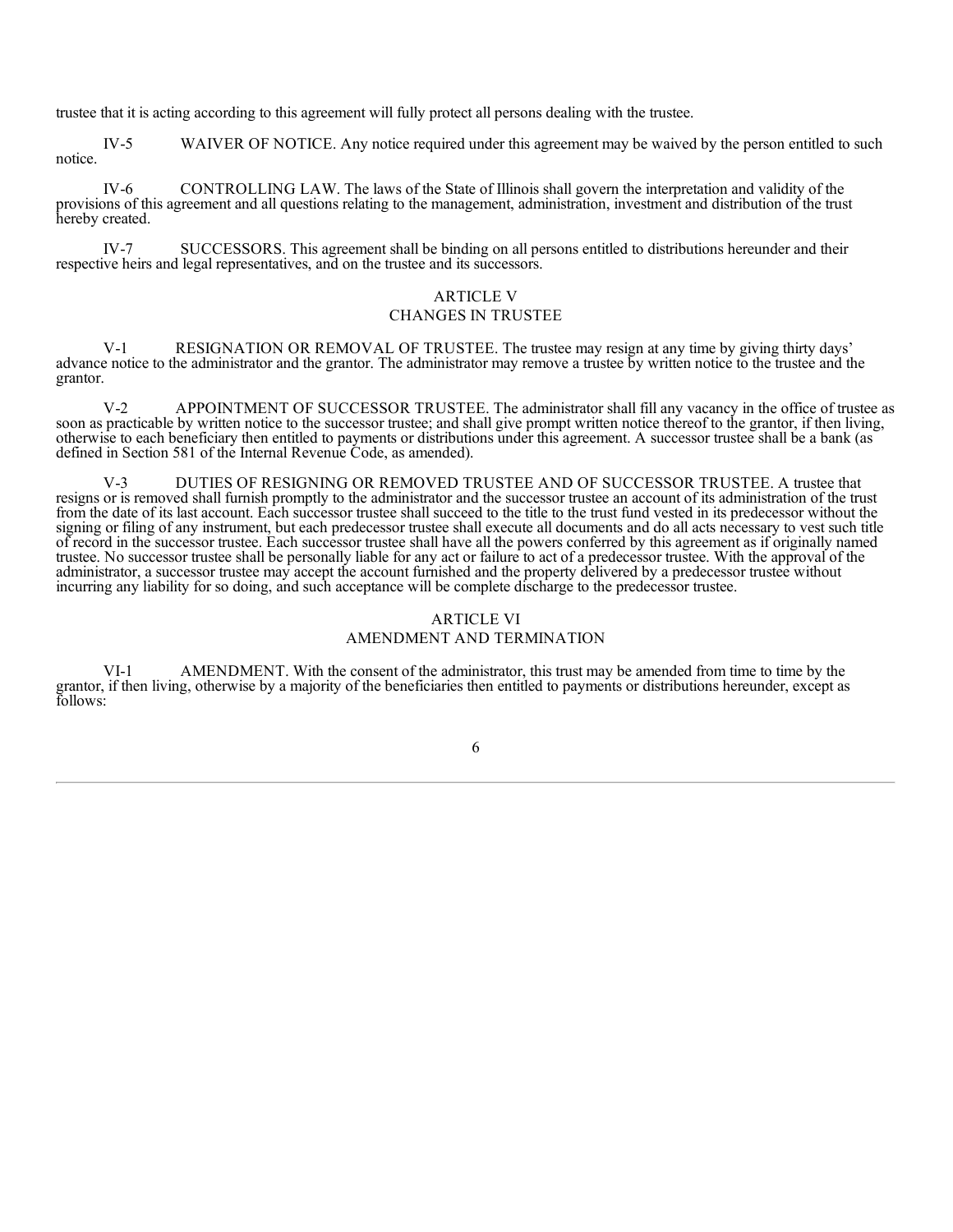trustee that it is acting according to this agreement will fully protect all persons dealing with the trustee.

IV-5 WAIVER OF NOTICE. Any notice required under this agreement may be waived by the person entitled to such notice.

IV-6 CONTROLLING LAW. The laws of the State of Illinois shall govern the interpretation and validity of the provisions of this agreement and all questions relating to the management, administration, investment and distribution of the trust hereby created.

IV-7 SUCCESSORS. This agreement shall be binding on all persons entitled to distributions hereunder and their respective heirs and legal representatives, and on the trustee and its successors.

## ARTICLE V
## CHANGES IN TRUSTEE

V-1 RESIGNATION OR REMOVAL OF TRUSTEE. The trustee may resign at any time by giving thirty days' advance notice to the administrator and the grantor. The administrator may remove a trustee by written notice to the trustee and the grantor.

V-2 APPOINTMENT OF SUCCESSOR TRUSTEE. The administrator shall fill any vacancy in the office of trustee as soon as practicable by written notice to the successor trustee; and shall give prompt written notice thereof to the grantor, if then living, otherwise to each beneficiary then entitled to payments or distributions under this agreement. A successor trustee shall be a bank (as defined in Section 581 of the Internal Revenue Code, as amended).

V-3 DUTIES OF RESIGNING OR REMOVED TRUSTEE AND OF SUCCESSOR TRUSTEE. A trustee that resigns or is removed shall furnish promptly to the administrator and the successor trustee an account of its administration of the trust from the date of its last account. Each successor trustee shall succeed to the title to the trust fund vested in its predecessor without the signing or filing of any instrument, but each predecessor trustee shall execute all documents and do all acts necessary to vest such title of record in the successor trustee. Each successor trustee shall have all the powers conferred by this agreement as if originally named trustee. No successor trustee shall be personally liable for any act or failure to act of a predecessor trustee. With the approval of the administrator, a successor trustee may accept the account furnished and the property delivered by a predecessor trustee without incurring any liability for so doing, and such acceptance will be complete discharge to the predecessor trustee.

## ARTICLE VI
## AMENDMENT AND TERMINATION

VI-1 AMENDMENT. With the consent of the administrator, this trust may be amended from time to time by the grantor, if then living, otherwise by a majority of the beneficiaries then entitled to payments or distributions hereunder, except as follows: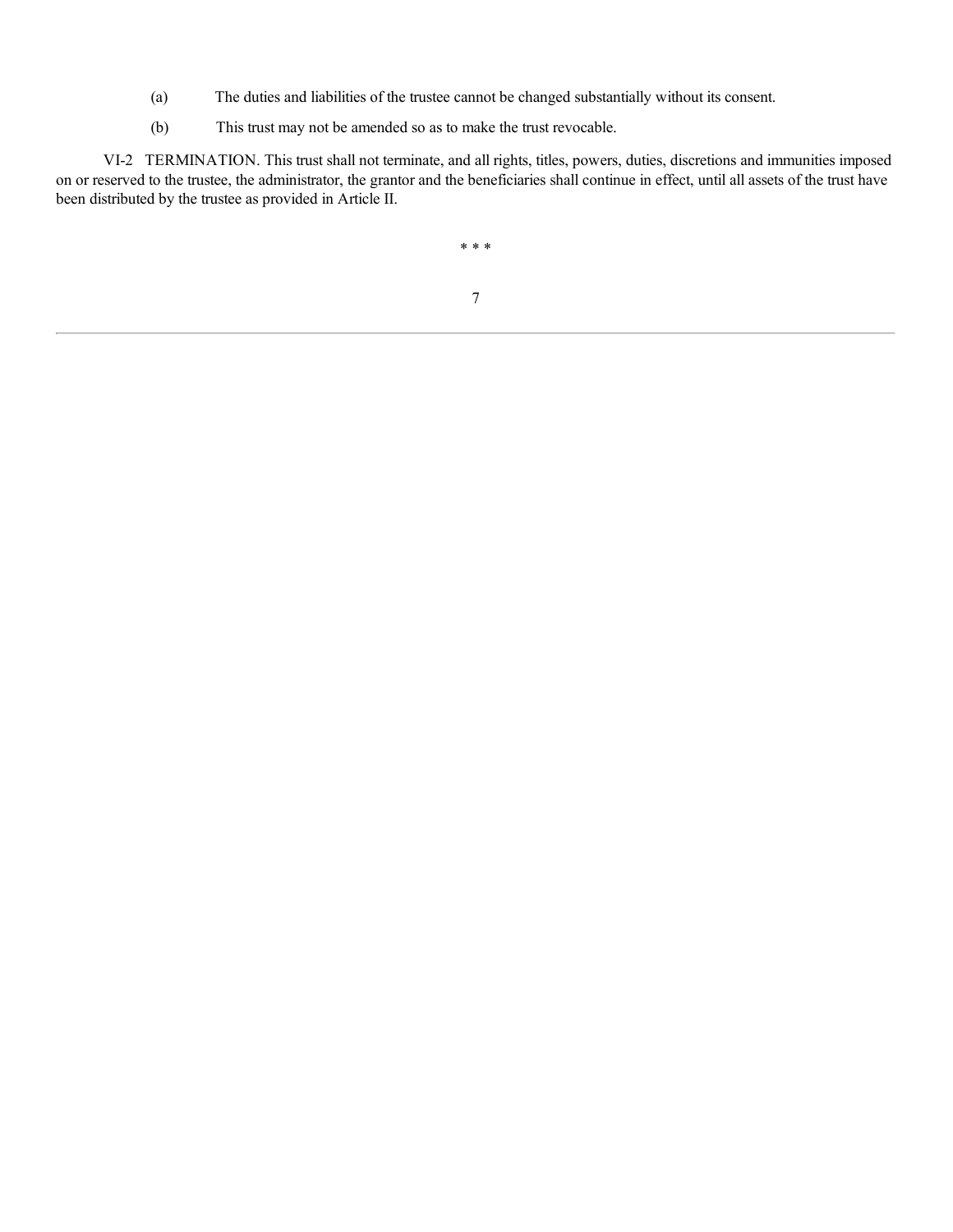(a) The duties and liabilities of the trustee cannot be changed substantially without its consent.

(b) This trust may not be amended so as to make the trust revocable.

VI-2 TERMINATION. This trust shall not terminate, and all rights, titles, powers, duties, discretions and immunities imposed on or reserved to the trustee, the administrator, the grantor and the beneficiaries shall continue in effect, until all assets of the trust have been distributed by the trustee as provided in Article II.

* * *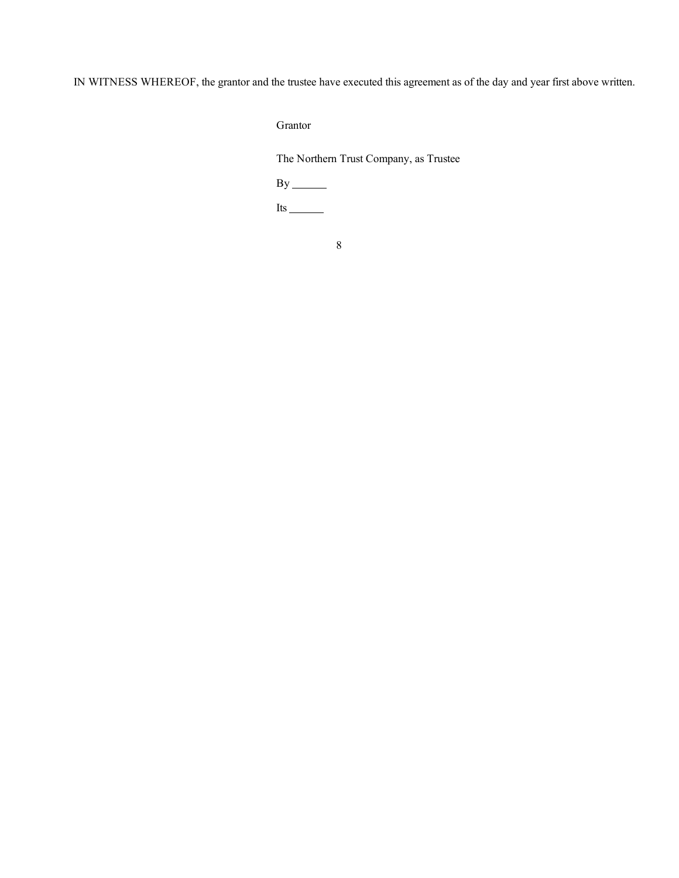IN WITNESS WHEREOF, the grantor and the trustee have executed this agreement as of the day and year first above written.

Grantor

The Northern Trust Company, as Trustee

By ______

Its ______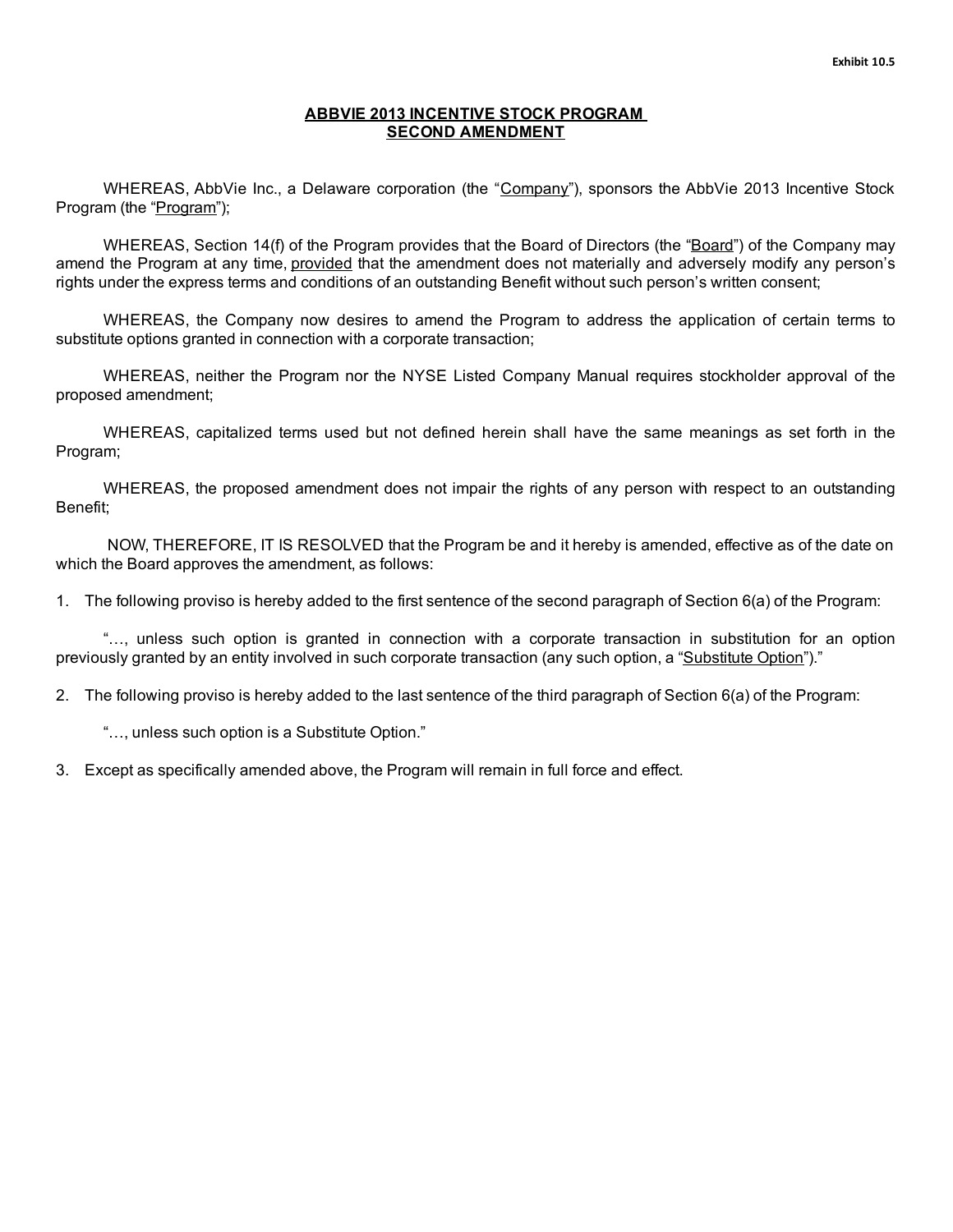Exhibit 10.5

# ABBVIE 2013 INCENTIVE STOCK PROGRAM SECOND AMENDMENT

WHEREAS, AbbVie Inc., a Delaware corporation (the "Company"), sponsors the AbbVie 2013 Incentive Stock Program (the "Program");

WHEREAS, Section 14(f) of the Program provides that the Board of Directors (the "Board") of the Company may amend the Program at any time, provided that the amendment does not materially and adversely modify any person's rights under the express terms and conditions of an outstanding Benefit without such person's written consent;

WHEREAS, the Company now desires to amend the Program to address the application of certain terms to substitute options granted in connection with a corporate transaction;

WHEREAS, neither the Program nor the NYSE Listed Company Manual requires stockholder approval of the proposed amendment;

WHEREAS, capitalized terms used but not defined herein shall have the same meanings as set forth in the Program;

WHEREAS, the proposed amendment does not impair the rights of any person with respect to an outstanding Benefit;

NOW, THEREFORE, IT IS RESOLVED that the Program be and it hereby is amended, effective as of the date on which the Board approves the amendment, as follows:

1. The following proviso is hereby added to the first sentence of the second paragraph of Section 6(a) of the Program:

   "…, unless such option is granted in connection with a corporate transaction in substitution for an option previously granted by an entity involved in such corporate transaction (any such option, a "Substitute Option")."

2. The following proviso is hereby added to the last sentence of the third paragraph of Section 6(a) of the Program:

   "…, unless such option is a Substitute Option."

3. Except as specifically amended above, the Program will remain in full force and effect.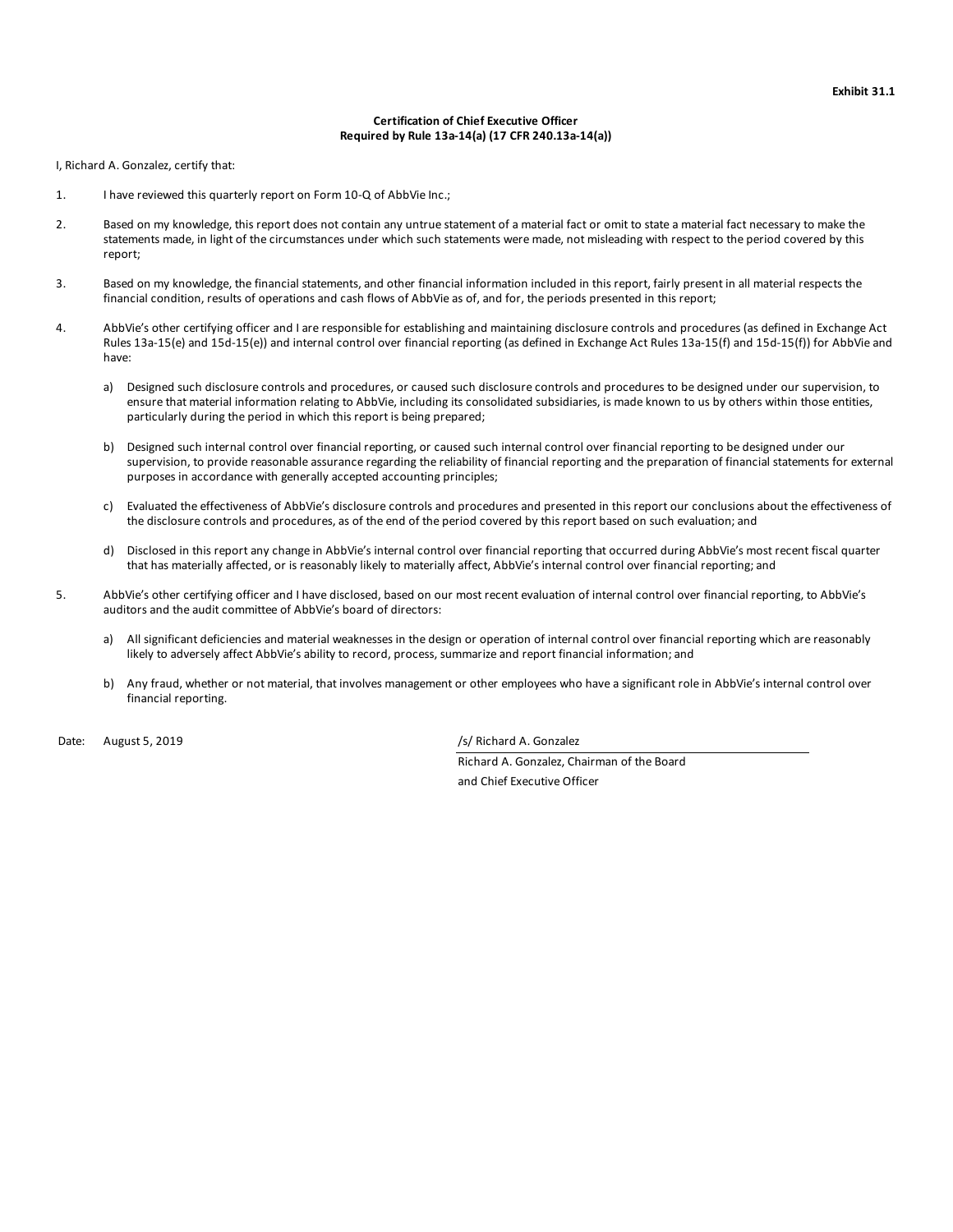**Exhibit 31.1**

**Certification of Chief Executive Officer**
**Required by Rule 13a-14(a) (17 CFR 240.13a-14(a))**

I, Richard A. Gonzalez, certify that:

1. I have reviewed this quarterly report on Form 10-Q of AbbVie Inc.;

2. Based on my knowledge, this report does not contain any untrue statement of a material fact or omit to state a material fact necessary to make the statements made, in light of the circumstances under which such statements were made, not misleading with respect to the period covered by this report;

3. Based on my knowledge, the financial statements, and other financial information included in this report, fairly present in all material respects the financial condition, results of operations and cash flows of AbbVie as of, and for, the periods presented in this report;

4. AbbVie's other certifying officer and I are responsible for establishing and maintaining disclosure controls and procedures (as defined in Exchange Act Rules 13a-15(e) and 15d-15(e)) and internal control over financial reporting (as defined in Exchange Act Rules 13a-15(f) and 15d-15(f)) for AbbVie and have:

   a) Designed such disclosure controls and procedures, or caused such disclosure controls and procedures to be designed under our supervision, to ensure that material information relating to AbbVie, including its consolidated subsidiaries, is made known to us by others within those entities, particularly during the period in which this report is being prepared;

   b) Designed such internal control over financial reporting, or caused such internal control over financial reporting to be designed under our supervision, to provide reasonable assurance regarding the reliability of financial reporting and the preparation of financial statements for external purposes in accordance with generally accepted accounting principles;

   c) Evaluated the effectiveness of AbbVie's disclosure controls and procedures and presented in this report our conclusions about the effectiveness of the disclosure controls and procedures, as of the end of the period covered by this report based on such evaluation; and

   d) Disclosed in this report any change in AbbVie's internal control over financial reporting that occurred during AbbVie's most recent fiscal quarter that has materially affected, or is reasonably likely to materially affect, AbbVie's internal control over financial reporting; and

5. AbbVie's other certifying officer and I have disclosed, based on our most recent evaluation of internal control over financial reporting, to AbbVie's auditors and the audit committee of AbbVie's board of directors:

   a) All significant deficiencies and material weaknesses in the design or operation of internal control over financial reporting which are reasonably likely to adversely affect AbbVie's ability to record, process, summarize and report financial information; and

   b) Any fraud, whether or not material, that involves management or other employees who have a significant role in AbbVie's internal control over financial reporting.

Date: August 5, 2019

/s/ Richard A. Gonzalez

Richard A. Gonzalez, Chairman of the Board
and Chief Executive Officer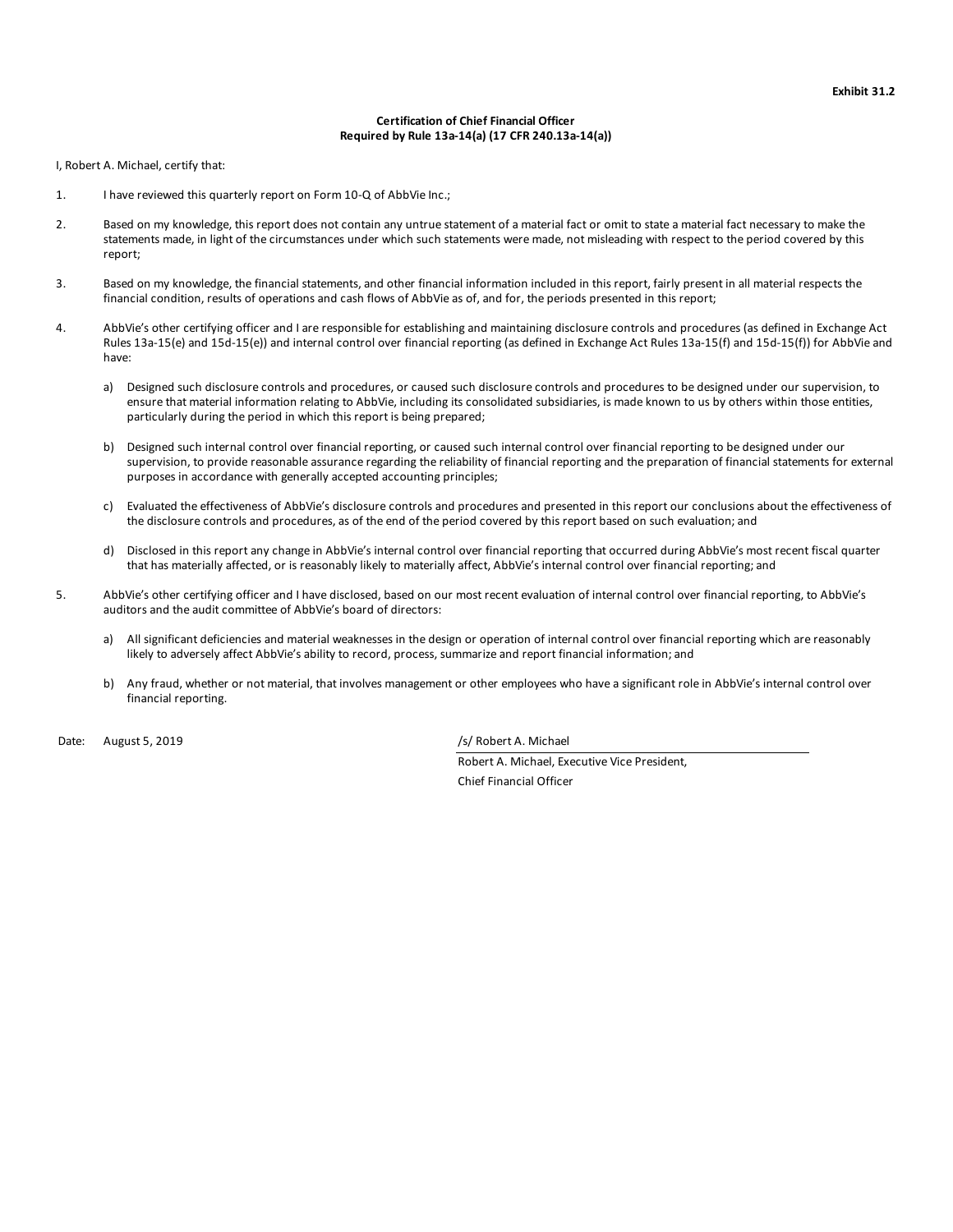**Exhibit 31.2**

**Certification of Chief Financial Officer**
**Required by Rule 13a-14(a) (17 CFR 240.13a-14(a))**

I, Robert A. Michael, certify that:

1. I have reviewed this quarterly report on Form 10-Q of AbbVie Inc.;

2. Based on my knowledge, this report does not contain any untrue statement of a material fact or omit to state a material fact necessary to make the statements made, in light of the circumstances under which such statements were made, not misleading with respect to the period covered by this report;

3. Based on my knowledge, the financial statements, and other financial information included in this report, fairly present in all material respects the financial condition, results of operations and cash flows of AbbVie as of, and for, the periods presented in this report;

4. AbbVie's other certifying officer and I are responsible for establishing and maintaining disclosure controls and procedures (as defined in Exchange Act Rules 13a-15(e) and 15d-15(e)) and internal control over financial reporting (as defined in Exchange Act Rules 13a-15(f) and 15d-15(f)) for AbbVie and have:

   a) Designed such disclosure controls and procedures, or caused such disclosure controls and procedures to be designed under our supervision, to ensure that material information relating to AbbVie, including its consolidated subsidiaries, is made known to us by others within those entities, particularly during the period in which this report is being prepared;

   b) Designed such internal control over financial reporting, or caused such internal control over financial reporting to be designed under our supervision, to provide reasonable assurance regarding the reliability of financial reporting and the preparation of financial statements for external purposes in accordance with generally accepted accounting principles;

   c) Evaluated the effectiveness of AbbVie's disclosure controls and procedures and presented in this report our conclusions about the effectiveness of the disclosure controls and procedures, as of the end of the period covered by this report based on such evaluation; and

   d) Disclosed in this report any change in AbbVie's internal control over financial reporting that occurred during AbbVie's most recent fiscal quarter that has materially affected, or is reasonably likely to materially affect, AbbVie's internal control over financial reporting; and

5. AbbVie's other certifying officer and I have disclosed, based on our most recent evaluation of internal control over financial reporting, to AbbVie's auditors and the audit committee of AbbVie's board of directors:

   a) All significant deficiencies and material weaknesses in the design or operation of internal control over financial reporting which are reasonably likely to adversely affect AbbVie's ability to record, process, summarize and report financial information; and

   b) Any fraud, whether or not material, that involves management or other employees who have a significant role in AbbVie's internal control over financial reporting.

Date: August 5, 2019

/s/ Robert A. Michael

Robert A. Michael, Executive Vice President,
Chief Financial Officer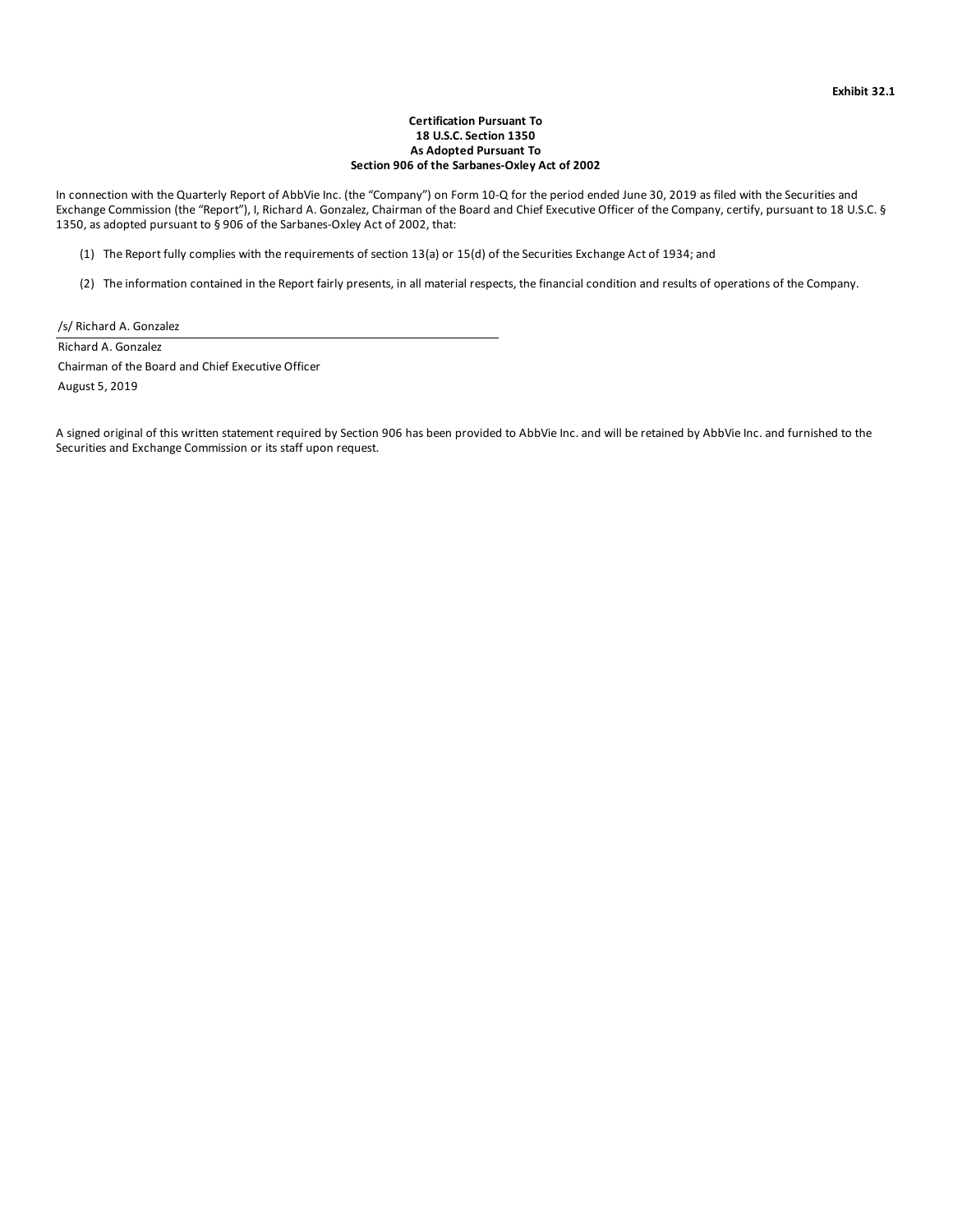**Exhibit 32.1**

**Certification Pursuant To**
**18 U.S.C. Section 1350**
**As Adopted Pursuant To**
**Section 906 of the Sarbanes-Oxley Act of 2002**

In connection with the Quarterly Report of AbbVie Inc. (the "Company") on Form 10-Q for the period ended June 30, 2019 as filed with the Securities and Exchange Commission (the "Report"), I, Richard A. Gonzalez, Chairman of the Board and Chief Executive Officer of the Company, certify, pursuant to 18 U.S.C. § 1350, as adopted pursuant to § 906 of the Sarbanes-Oxley Act of 2002, that:

(1) The Report fully complies with the requirements of section 13(a) or 15(d) of the Securities Exchange Act of 1934; and

(2) The information contained in the Report fairly presents, in all material respects, the financial condition and results of operations of the Company.

/s/ Richard A. Gonzalez

Richard A. Gonzalez
Chairman of the Board and Chief Executive Officer
August 5, 2019

A signed original of this written statement required by Section 906 has been provided to AbbVie Inc. and will be retained by AbbVie Inc. and furnished to the Securities and Exchange Commission or its staff upon request.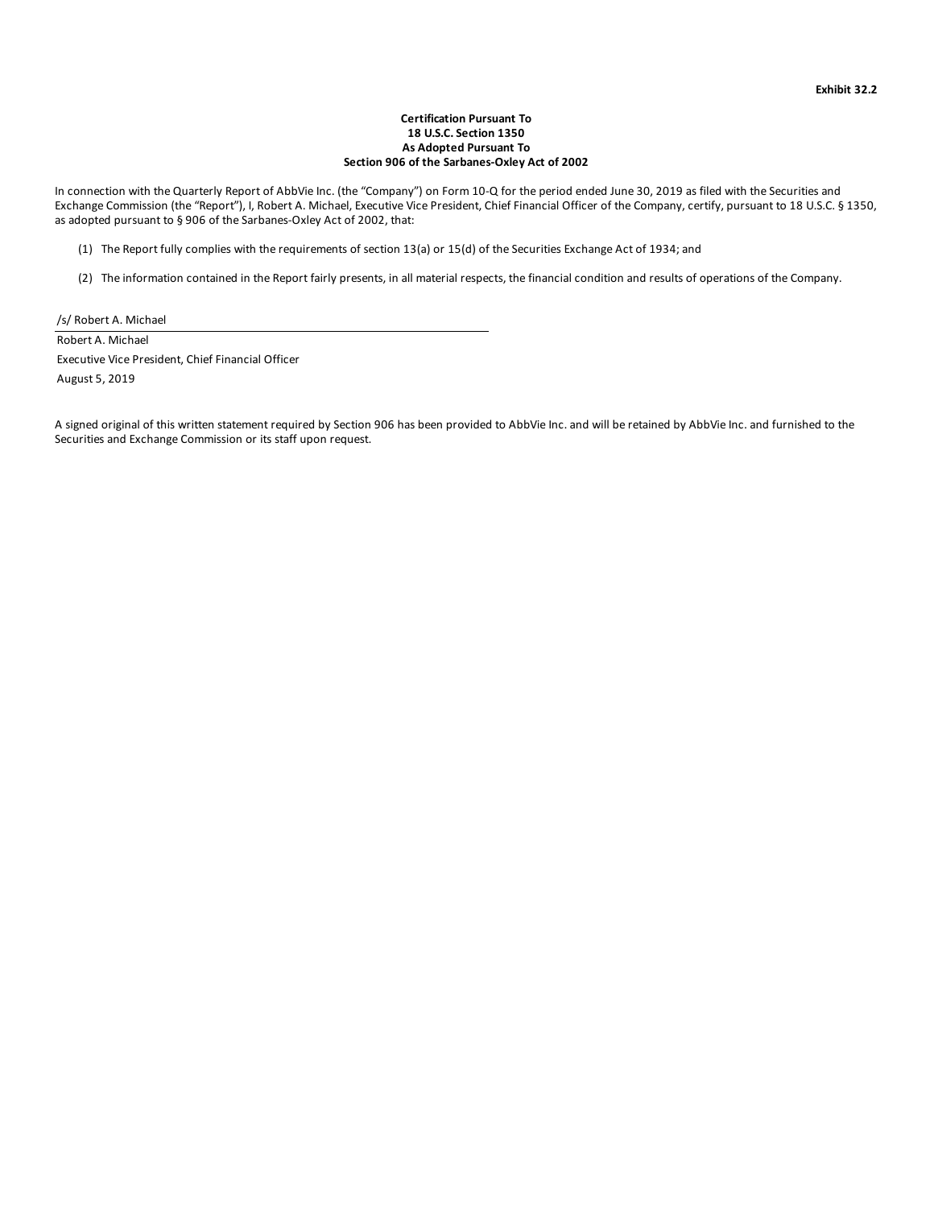**Exhibit 32.2**

**Certification Pursuant To**
**18 U.S.C. Section 1350**
**As Adopted Pursuant To**
**Section 906 of the Sarbanes-Oxley Act of 2002**

In connection with the Quarterly Report of AbbVie Inc. (the "Company") on Form 10-Q for the period ended June 30, 2019 as filed with the Securities and Exchange Commission (the "Report"), I, Robert A. Michael, Executive Vice President, Chief Financial Officer of the Company, certify, pursuant to 18 U.S.C. § 1350, as adopted pursuant to § 906 of the Sarbanes-Oxley Act of 2002, that:

(1) The Report fully complies with the requirements of section 13(a) or 15(d) of the Securities Exchange Act of 1934; and

(2) The information contained in the Report fairly presents, in all material respects, the financial condition and results of operations of the Company.

/s/ Robert A. Michael

Robert A. Michael
Executive Vice President, Chief Financial Officer
August 5, 2019

A signed original of this written statement required by Section 906 has been provided to AbbVie Inc. and will be retained by AbbVie Inc. and furnished to the Securities and Exchange Commission or its staff upon request.